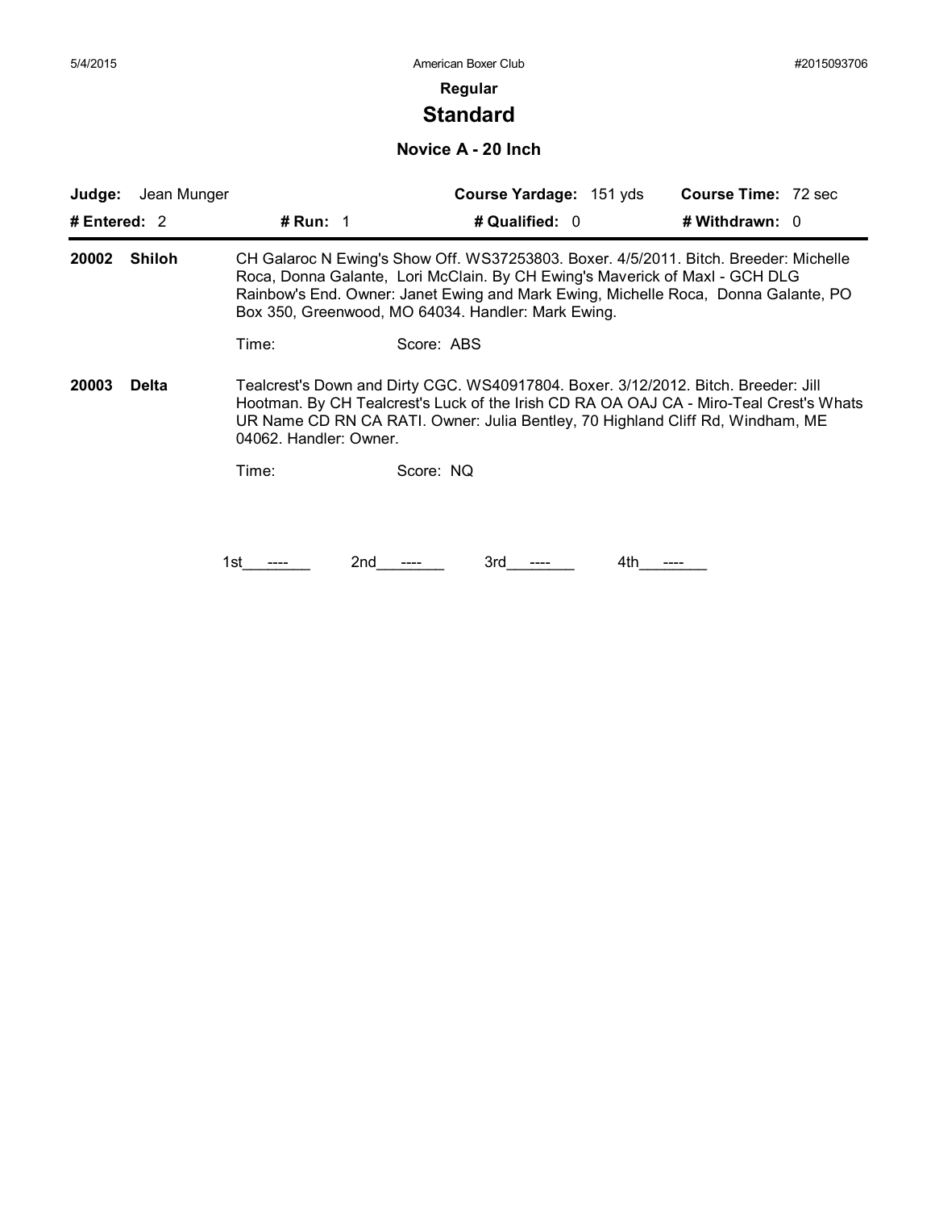**Regular**

# Standard

## Novice A - 20 Inch

**Judge:** Jean Munger | **Course Yardage:** 151 yds | **Course Time:** 72 sec

**# Entered:** 2 | **# Run:** 1 | **# Qualified:** 0 | **# Withdrawn:** 0

---

**20002 Shiloh**

CH Galaroc N Ewing's Show Off. WS37253803. Boxer. 4/5/2011. Bitch. Breeder: Michelle Roca, Donna Galante, Lori McClain. By CH Ewing's Maverick of Maxl - GCH DLG Rainbow's End. Owner: Janet Ewing and Mark Ewing, Michelle Roca, Donna Galante, PO Box 350, Greenwood, MO 64034. Handler: Mark Ewing.

Time: Score: ABS

**20003 Delta**

Tealcrest's Down and Dirty CGC. WS40917804. Boxer. 3/12/2012. Bitch. Breeder: Jill Hootman. By CH Tealcrest's Luck of the Irish CD RA OA OAJ CA - Miro-Teal Crest's Whats UR Name CD RN CA RATI. Owner: Julia Bentley, 70 Highland Cliff Rd, Windham, ME 04062. Handler: Owner.

Time: Score: NQ

1st ---- 2nd ---- 3rd ---- 4th ----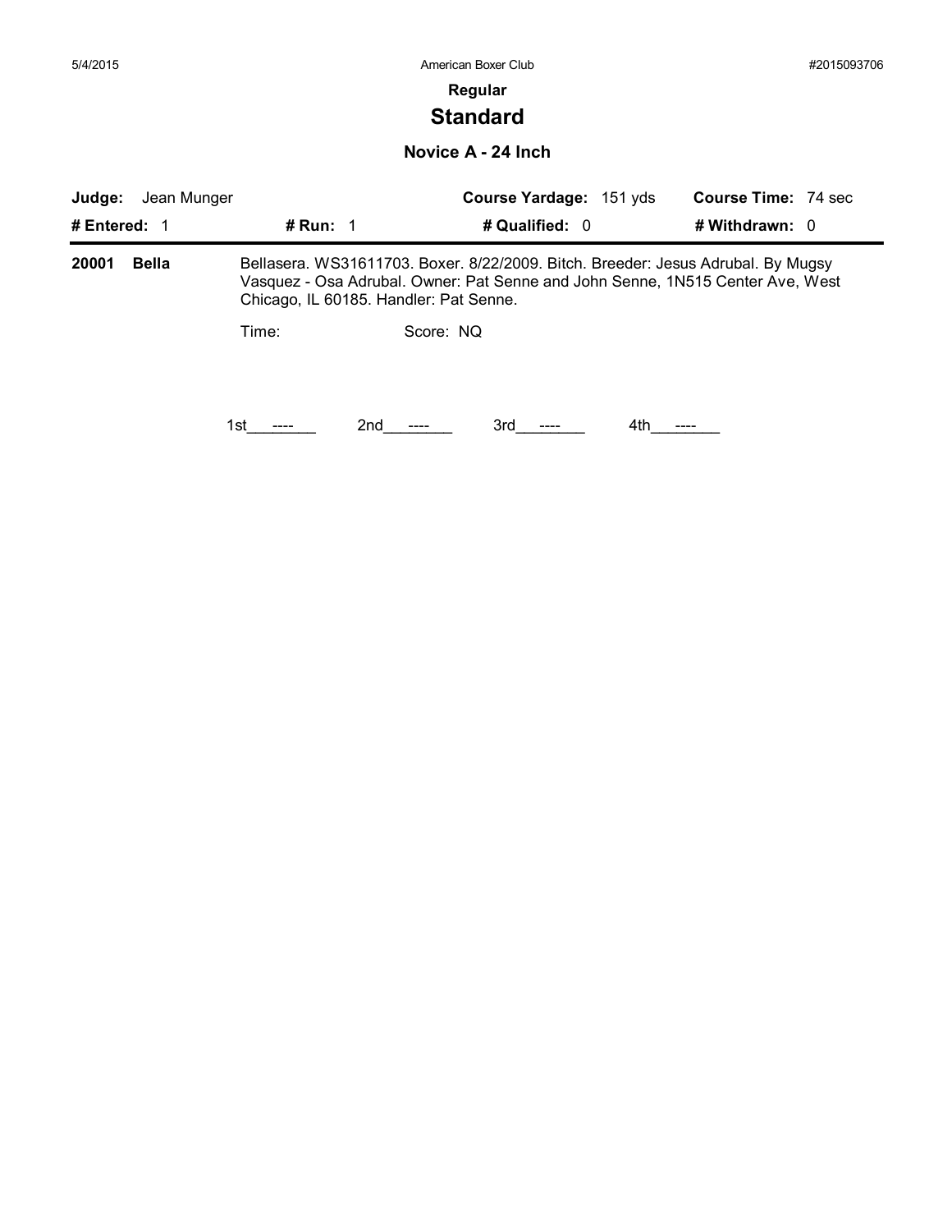**Regular**

## Standard

### Novice A - 24 Inch

**Judge:** Jean Munger **Course Yardage:** 151 yds **Course Time:** 74 sec

**# Entered:** 1 **# Run:** 1 **# Qualified:** 0 **# Withdrawn:** 0

---

**20001 Bella** Bellasera. WS31611703. Boxer. 8/22/2009. Bitch. Breeder: Jesus Adrubal. By Mugsy Vasquez - Osa Adrubal. Owner: Pat Senne and John Senne, 1N515 Center Ave, West Chicago, IL 60185. Handler: Pat Senne.

Time: Score: NQ

1st\_\_\_----\_\_\_ 2nd\_\_\_----\_\_\_ 3rd\_\_\_----\_\_\_ 4th\_\_\_----\_\_\_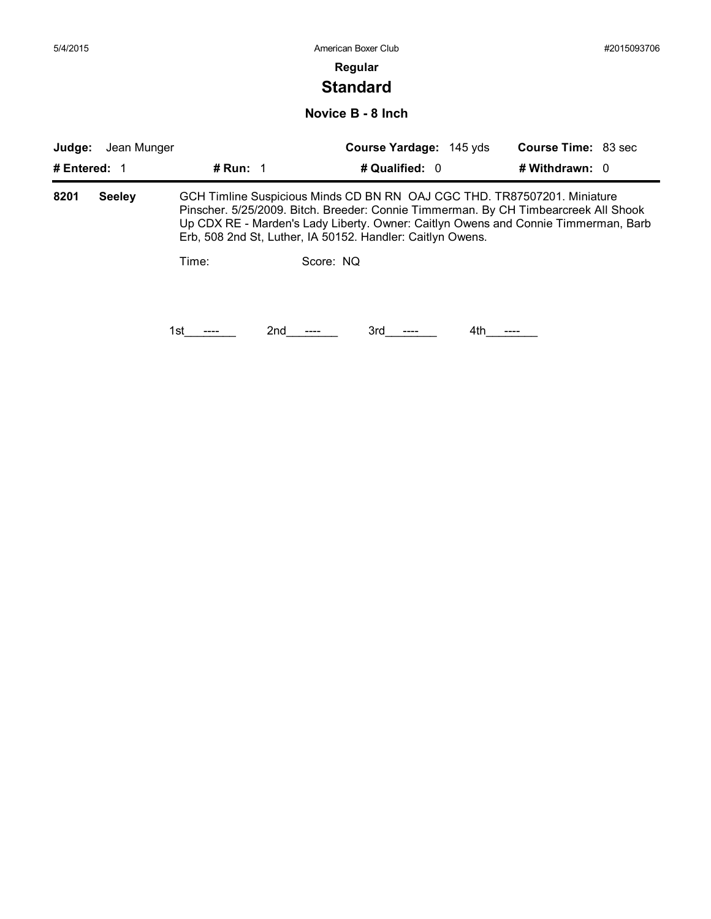5/4/2015 American Boxer Club #2015093706

**Regular**

## Standard

### Novice B - 8 Inch

| **Judge:** Jean Munger | | **Course Yardage:** 145 yds | **Course Time:** 83 sec |
|---|---|---|---|
| **# Entered:** 1 | **# Run:** 1 | **# Qualified:** 0 | **# Withdrawn:** 0 |

**8201** **Seeley** GCH Timline Suspicious Minds CD BN RN OAJ CGC THD. TR87507201. Miniature Pinscher. 5/25/2009. Bitch. Breeder: Connie Timmerman. By CH Timbearcreek All Shook Up CDX RE - Marden's Lady Liberty. Owner: Caitlyn Owens and Connie Timmerman, Barb Erb, 508 2nd St, Luther, IA 50152. Handler: Caitlyn Owens.

Time: Score: NQ

1st\_\_\_----\_\_\_ 2nd\_\_\_----\_\_\_ 3rd\_\_\_----\_\_\_ 4th\_\_\_----\_\_\_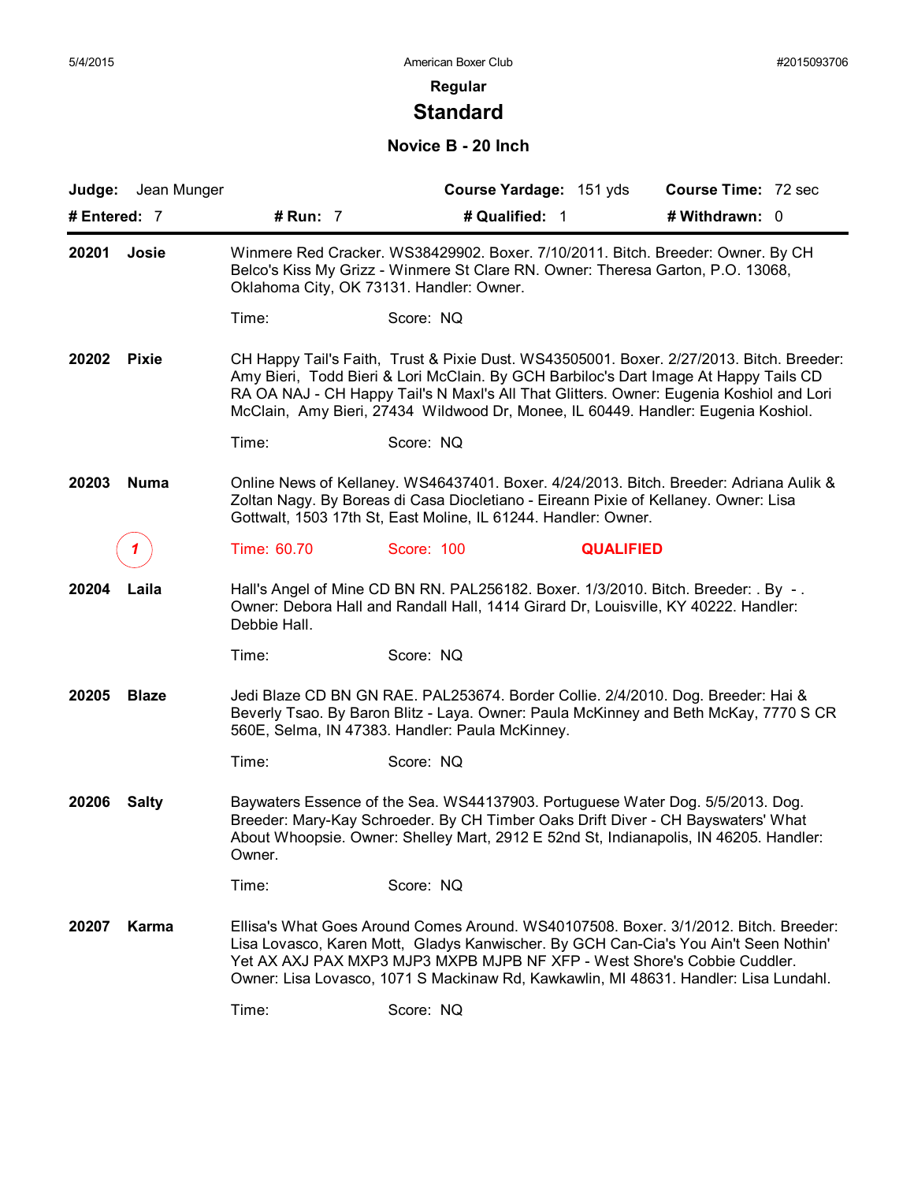American Boxer Club

**Regular**

## Standard

### Novice B - 20 Inch

**Judge:** Jean Munger | **Course Yardage:** 151 yds | **Course Time:** 72 sec

**# Entered:** 7 | **# Run:** 7 | **# Qualified:** 1 | **# Withdrawn:** 0

---

**20201 Josie**

Winmere Red Cracker. WS38429902. Boxer. 7/10/2011. Bitch. Breeder: Owner. By CH Belco's Kiss My Grizz - Winmere St Clare RN. Owner: Theresa Garton, P.O. 13068, Oklahoma City, OK 73131. Handler: Owner.

Time: Score: NQ

**20202 Pixie**

CH Happy Tail's Faith, Trust & Pixie Dust. WS43505001. Boxer. 2/27/2013. Bitch. Breeder: Amy Bieri, Todd Bieri & Lori McClain. By GCH Barbiloc's Dart Image At Happy Tails CD RA OA NAJ - CH Happy Tail's N Maxl's All That Glitters. Owner: Eugenia Koshiol and Lori McClain, Amy Bieri, 27434 Wildwood Dr, Monee, IL 60449. Handler: Eugenia Koshiol.

Time: Score: NQ

**20203 Numa**

Online News of Kellaney. WS46437401. Boxer. 4/24/2013. Bitch. Breeder: Adriana Aulik & Zoltan Nagy. By Boreas di Casa Diocletiano - Eireann Pixie of Kellaney. Owner: Lisa Gottwalt, 1503 17th St, East Moline, IL 61244. Handler: Owner.

1 Time: 60.70 Score: 100 **QUALIFIED**

**20204 Laila**

Hall's Angel of Mine CD BN RN. PAL256182. Boxer. 1/3/2010. Bitch. Breeder: . By - . Owner: Debora Hall and Randall Hall, 1414 Girard Dr, Louisville, KY 40222. Handler: Debbie Hall.

Time: Score: NQ

**20205 Blaze**

Jedi Blaze CD BN GN RAE. PAL253674. Border Collie. 2/4/2010. Dog. Breeder: Hai & Beverly Tsao. By Baron Blitz - Laya. Owner: Paula McKinney and Beth McKay, 7770 S CR 560E, Selma, IN 47383. Handler: Paula McKinney.

Time: Score: NQ

**20206 Salty**

Baywaters Essence of the Sea. WS44137903. Portuguese Water Dog. 5/5/2013. Dog. Breeder: Mary-Kay Schroeder. By CH Timber Oaks Drift Diver - CH Bayswaters' What About Whoopsie. Owner: Shelley Mart, 2912 E 52nd St, Indianapolis, IN 46205. Handler: Owner.

Time: Score: NQ

**20207 Karma**

Ellisa's What Goes Around Comes Around. WS40107508. Boxer. 3/1/2012. Bitch. Breeder: Lisa Lovasco, Karen Mott, Gladys Kanwischer. By GCH Can-Cia's You Ain't Seen Nothin' Yet AX AXJ PAX MXP3 MJP3 MXPB MJPB NF XFP - West Shore's Cobbie Cuddler. Owner: Lisa Lovasco, 1071 S Mackinaw Rd, Kawkawlin, MI 48631. Handler: Lisa Lundahl.

Time: Score: NQ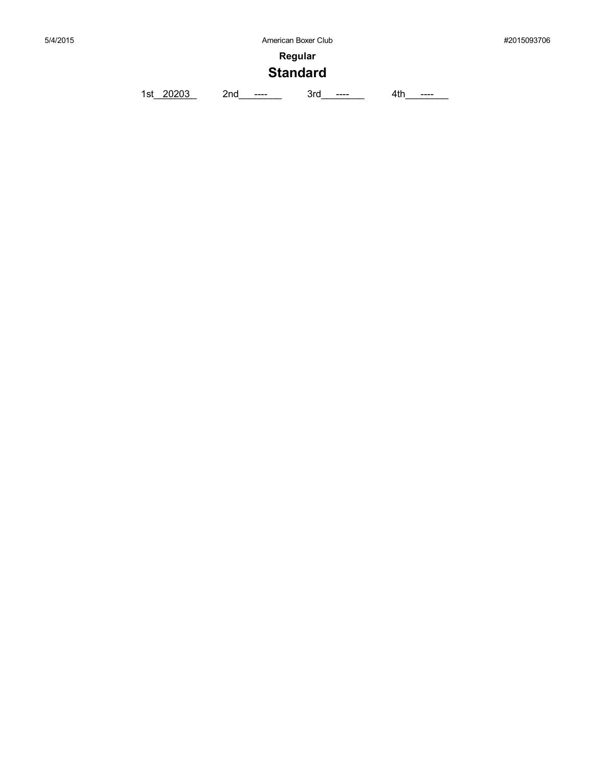## Regular

# Standard

1st 20203    2nd ----    3rd ----    4th ----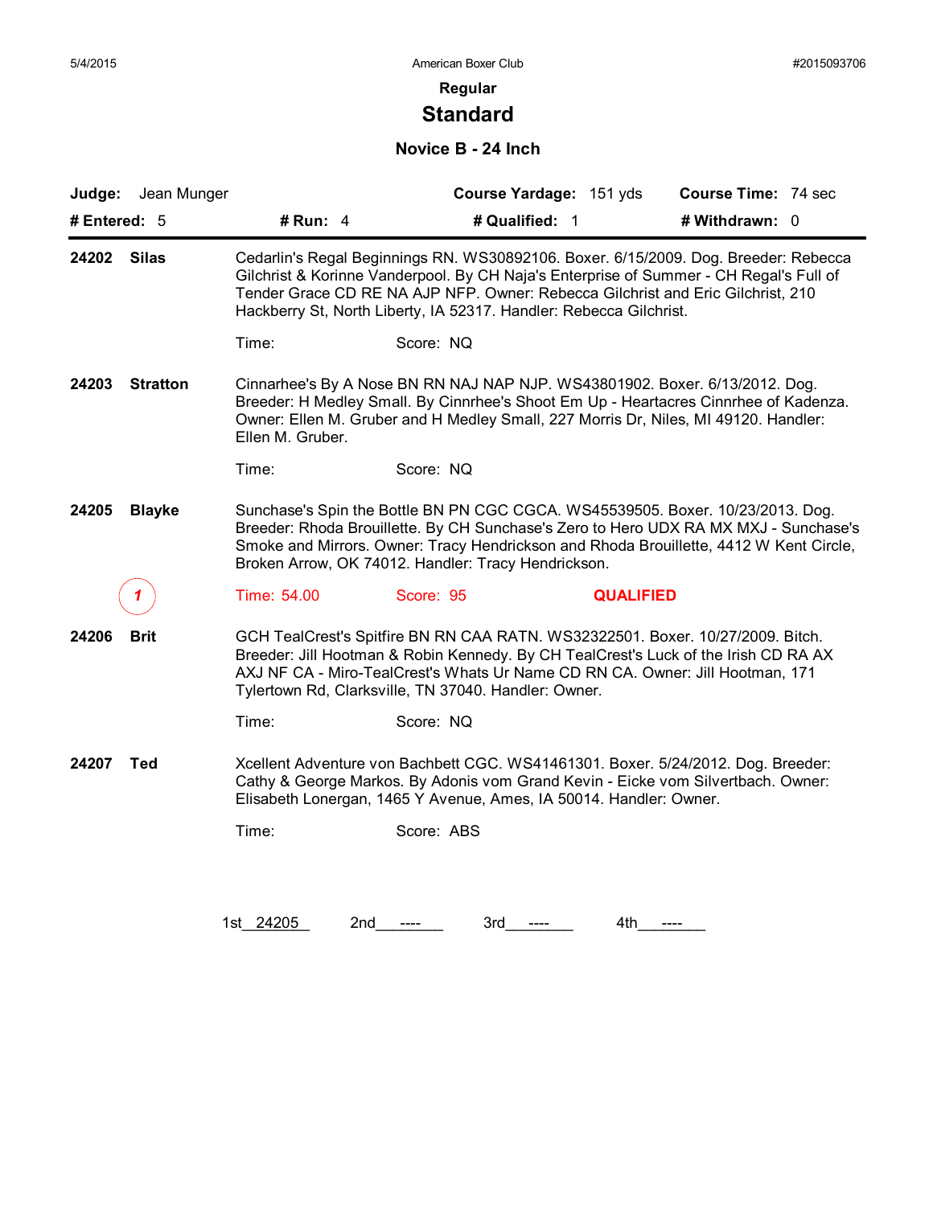5/4/2015 American Boxer Club #2015093706

## Regular

# Standard

### Novice B - 24 Inch

**Judge:** Jean Munger **Course Yardage:** 151 yds **Course Time:** 74 sec

**# Entered:** 5 **# Run:** 4 **# Qualified:** 1 **# Withdrawn:** 0

---

**24202 Silas** Cedarlin's Regal Beginnings RN. WS30892106. Boxer. 6/15/2009. Dog. Breeder: Rebecca Gilchrist & Korinne Vanderpool. By CH Naja's Enterprise of Summer - CH Regal's Full of Tender Grace CD RE NA AJP NFP. Owner: Rebecca Gilchrist and Eric Gilchrist, 210 Hackberry St, North Liberty, IA 52317. Handler: Rebecca Gilchrist.

Time: Score: NQ

**24203 Stratton** Cinnarhee's By A Nose BN RN NAJ NAP NJP. WS43801902. Boxer. 6/13/2012. Dog. Breeder: H Medley Small. By Cinnrhee's Shoot Em Up - Heartacres Cinnrhee of Kadenza. Owner: Ellen M. Gruber and H Medley Small, 227 Morris Dr, Niles, MI 49120. Handler: Ellen M. Gruber.

Time: Score: NQ

**24205 Blayke** Sunchase's Spin the Bottle BN PN CGC CGCA. WS45539505. Boxer. 10/23/2013. Dog. Breeder: Rhoda Brouillette. By CH Sunchase's Zero to Hero UDX RA MX MXJ - Sunchase's Smoke and Mirrors. Owner: Tracy Hendrickson and Rhoda Brouillette, 4412 W Kent Circle, Broken Arrow, OK 74012. Handler: Tracy Hendrickson.

1 Time: 54.00 Score: 95 **QUALIFIED**

**24206 Brit** GCH TealCrest's Spitfire BN RN CAA RATN. WS32322501. Boxer. 10/27/2009. Bitch. Breeder: Jill Hootman & Robin Kennedy. By CH TealCrest's Luck of the Irish CD RA AX AXJ NF CA - Miro-TealCrest's Whats Ur Name CD RN CA. Owner: Jill Hootman, 171 Tylertown Rd, Clarksville, TN 37040. Handler: Owner.

Time: Score: NQ

**24207 Ted** Xcellent Adventure von Bachbett CGC. WS41461301. Boxer. 5/24/2012. Dog. Breeder: Cathy & George Markos. By Adonis vom Grand Kevin - Eicke vom Silvertbach. Owner: Elisabeth Lonergan, 1465 Y Avenue, Ames, IA 50014. Handler: Owner.

Time: Score: ABS

1st 24205 2nd ---- 3rd ---- 4th ----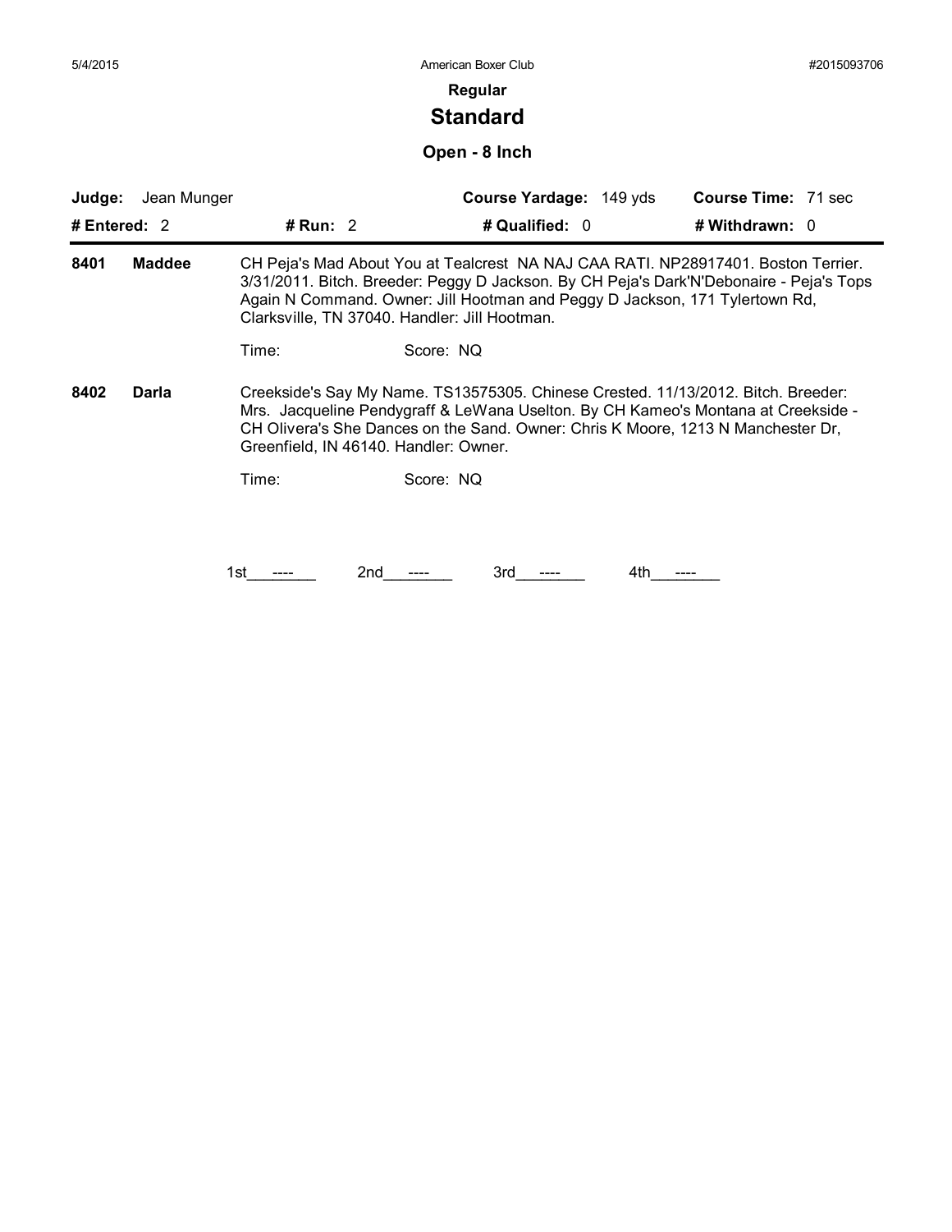5/4/2015 American Boxer Club #2015093706

**Regular**

## Standard

### Open - 8 Inch

**Judge:** Jean Munger | **Course Yardage:** 149 yds | **Course Time:** 71 sec

**# Entered:** 2 | **# Run:** 2 | **# Qualified:** 0 | **# Withdrawn:** 0

---

**8401 Maddee** — CH Peja's Mad About You at Tealcrest NA NAJ CAA RATI. NP28917401. Boston Terrier. 3/31/2011. Bitch. Breeder: Peggy D Jackson. By CH Peja's Dark'N'Debonaire - Peja's Tops Again N Command. Owner: Jill Hootman and Peggy D Jackson, 171 Tylertown Rd, Clarksville, TN 37040. Handler: Jill Hootman.

Time: Score: NQ

**8402 Darla** — Creekside's Say My Name. TS13575305. Chinese Crested. 11/13/2012. Bitch. Breeder: Mrs. Jacqueline Pendygraff & LeWana Uselton. By CH Kameo's Montana at Creekside - CH Olivera's She Dances on the Sand. Owner: Chris K Moore, 1213 N Manchester Dr, Greenfield, IN 46140. Handler: Owner.

Time: Score: NQ

1st ---- 2nd ---- 3rd ---- 4th ----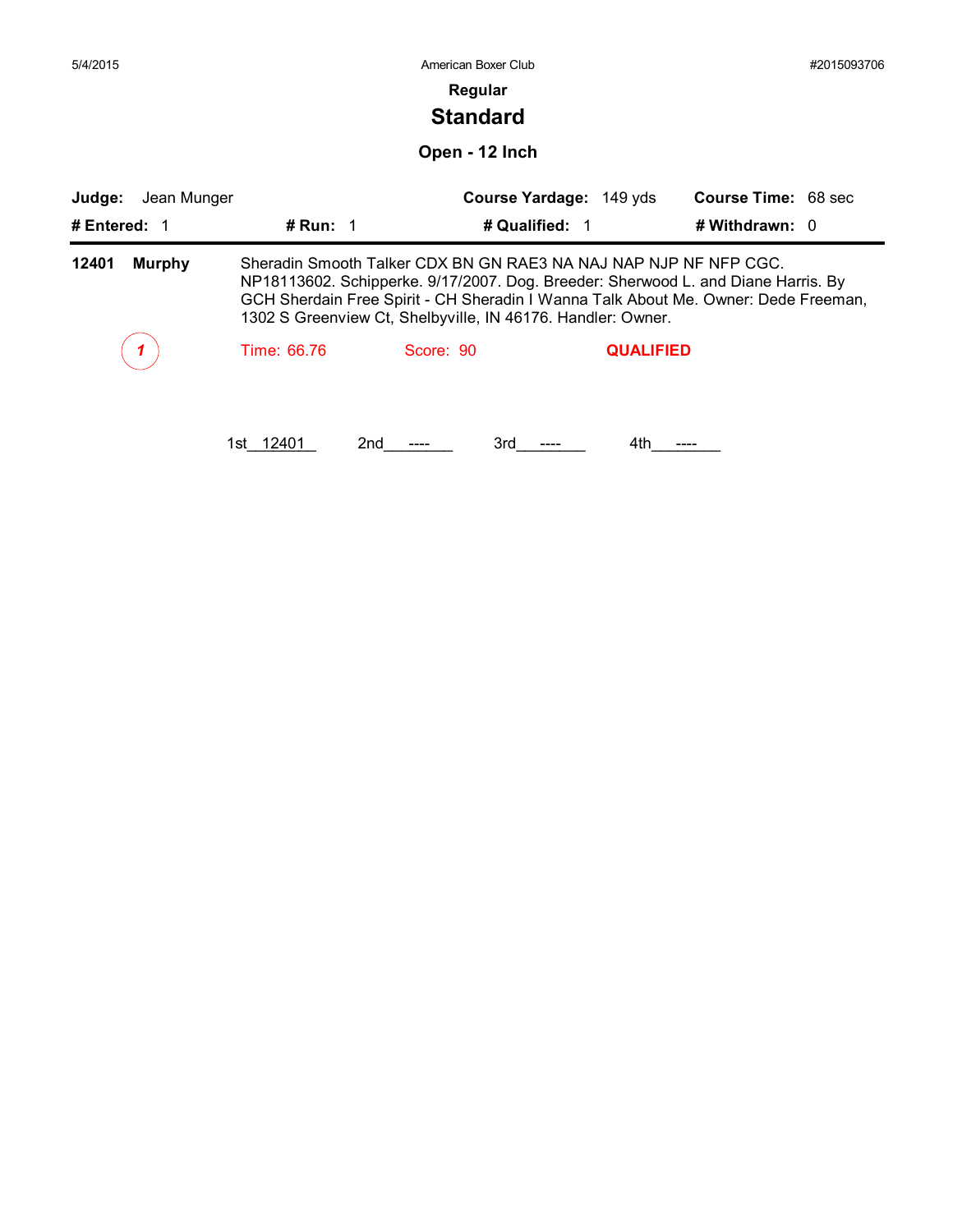## Regular

# Standard

### Open - 12 Inch

**Judge:** Jean Munger | **Course Yardage:** 149 yds | **Course Time:** 68 sec

**# Entered:** 1 | **# Run:** 1 | **# Qualified:** 1 | **# Withdrawn:** 0

---

**12401 Murphy** — Sheradin Smooth Talker CDX BN GN RAE3 NA NAJ NAP NJP NF NFP CGC. NP18113602. Schipperke. 9/17/2007. Dog. Breeder: Sherwood L. and Diane Harris. By GCH Sherdain Free Spirit - CH Sheradin I Wanna Talk About Me. Owner: Dede Freeman, 1302 S Greenview Ct, Shelbyville, IN 46176. Handler: Owner.

1 — Time: 66.76 — Score: 90 — **QUALIFIED**

1st 12401 2nd ---- 3rd ---- 4th ----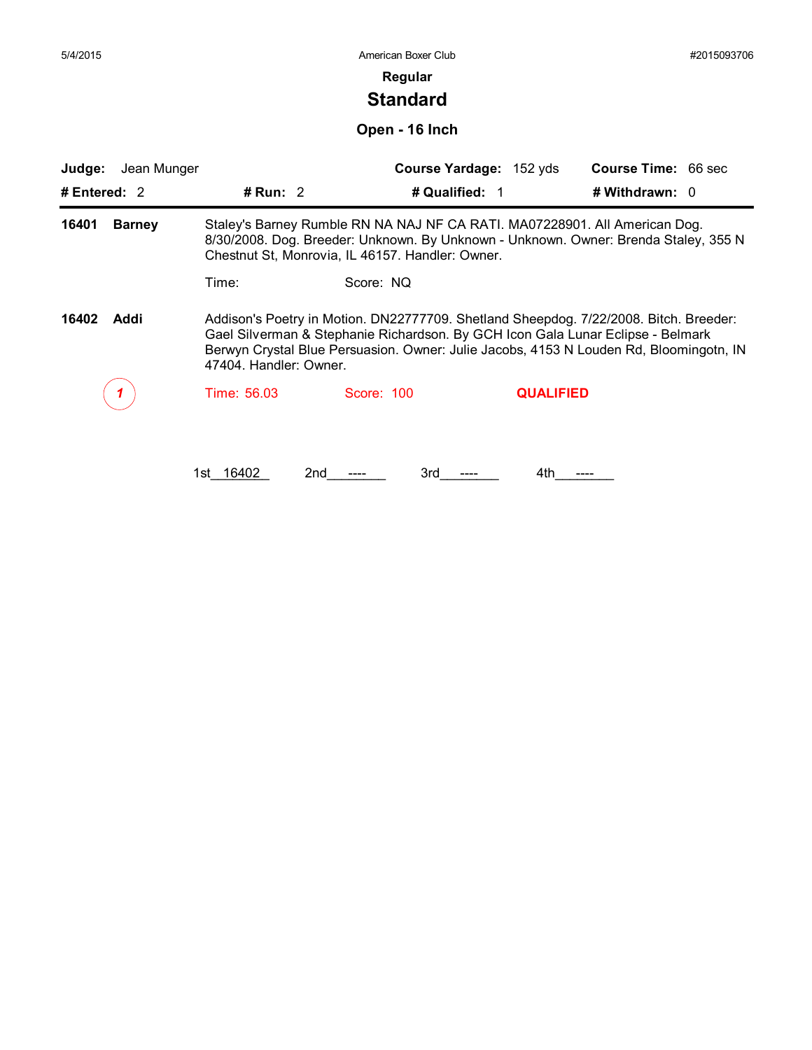American Boxer Club

5/4/2015 #2015093706

**Regular**

## Standard

### Open - 16 Inch

**Judge:** Jean Munger **Course Yardage:** 152 yds **Course Time:** 66 sec

**# Entered:** 2 **# Run:** 2 **# Qualified:** 1 **# Withdrawn:** 0

---

**16401 Barney**

Staley's Barney Rumble RN NA NAJ NF CA RATI. MA07228901. All American Dog. 8/30/2008. Dog. Breeder: Unknown. By Unknown - Unknown. Owner: Brenda Staley, 355 N Chestnut St, Monrovia, IL 46157. Handler: Owner.

Time: Score: NQ

**16402 Addi**

Addison's Poetry in Motion. DN22777709. Shetland Sheepdog. 7/22/2008. Bitch. Breeder: Gael Silverman & Stephanie Richardson. By GCH Icon Gala Lunar Eclipse - Belmark Berwyn Crystal Blue Persuasion. Owner: Julie Jacobs, 4153 N Louden Rd, Bloomingotn, IN 47404. Handler: Owner.

1 Time: 56.03 Score: 100 **QUALIFIED**

1st\_\_16402\_\_ 2nd\_\_\_----\_\_\_ 3rd\_\_\_----\_\_\_ 4th\_\_\_----\_\_\_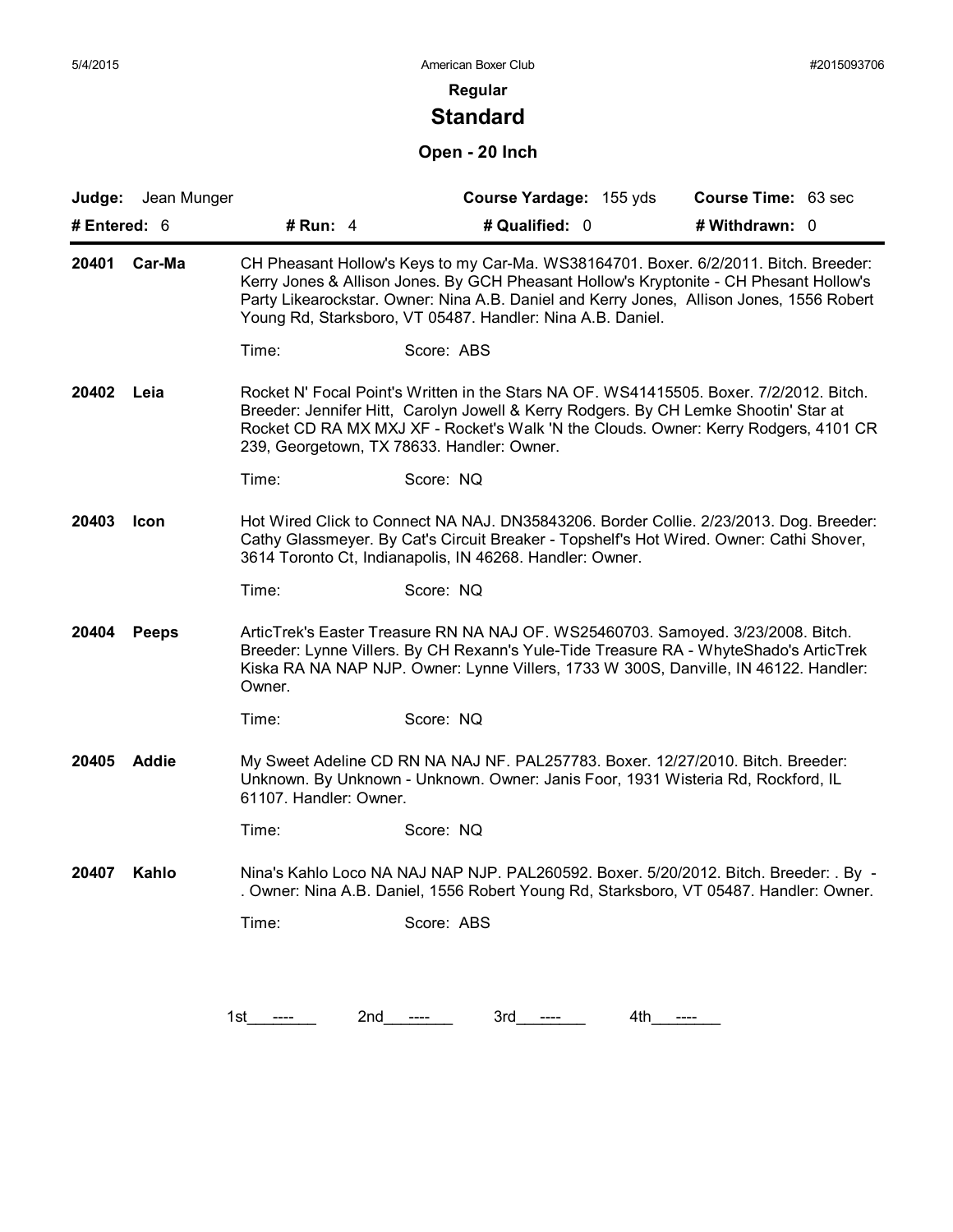**Regular**

## Standard

### Open - 20 Inch

| **Judge:** Jean Munger | | **Course Yardage:** 155 yds | **Course Time:** 63 sec |
|---|---|---|---|
| **# Entered:** 6 | **# Run:** 4 | **# Qualified:** 0 | **# Withdrawn:** 0 |

**20401 Car-Ma**

CH Pheasant Hollow's Keys to my Car-Ma. WS38164701. Boxer. 6/2/2011. Bitch. Breeder: Kerry Jones & Allison Jones. By GCH Pheasant Hollow's Kryptonite - CH Phesant Hollow's Party Likearockstar. Owner: Nina A.B. Daniel and Kerry Jones, Allison Jones, 1556 Robert Young Rd, Starksboro, VT 05487. Handler: Nina A.B. Daniel.

Time: Score: ABS

**20402 Leia**

Rocket N' Focal Point's Written in the Stars NA OF. WS41415505. Boxer. 7/2/2012. Bitch. Breeder: Jennifer Hitt, Carolyn Jowell & Kerry Rodgers. By CH Lemke Shootin' Star at Rocket CD RA MX MXJ XF - Rocket's Walk 'N the Clouds. Owner: Kerry Rodgers, 4101 CR 239, Georgetown, TX 78633. Handler: Owner.

Time: Score: NQ

**20403 Icon**

Hot Wired Click to Connect NA NAJ. DN35843206. Border Collie. 2/23/2013. Dog. Breeder: Cathy Glassmeyer. By Cat's Circuit Breaker - Topshelf's Hot Wired. Owner: Cathi Shover, 3614 Toronto Ct, Indianapolis, IN 46268. Handler: Owner.

Time: Score: NQ

**20404 Peeps**

ArticTrek's Easter Treasure RN NA NAJ OF. WS25460703. Samoyed. 3/23/2008. Bitch. Breeder: Lynne Villers. By CH Rexann's Yule-Tide Treasure RA - WhyteShado's ArticTrek Kiska RA NA NAP NJP. Owner: Lynne Villers, 1733 W 300S, Danville, IN 46122. Handler: Owner.

Time: Score: NQ

**20405 Addie**

My Sweet Adeline CD RN NA NAJ NF. PAL257783. Boxer. 12/27/2010. Bitch. Breeder: Unknown. By Unknown - Unknown. Owner: Janis Foor, 1931 Wisteria Rd, Rockford, IL 61107. Handler: Owner.

Time: Score: NQ

**20407 Kahlo**

Nina's Kahlo Loco NA NAJ NAP NJP. PAL260592. Boxer. 5/20/2012. Bitch. Breeder: . By - . Owner: Nina A.B. Daniel, 1556 Robert Young Rd, Starksboro, VT 05487. Handler: Owner.

Time: Score: ABS

1st\_\_\_----\_\_\_ 2nd\_\_\_----\_\_\_ 3rd\_\_\_----\_\_\_ 4th\_\_\_----\_\_\_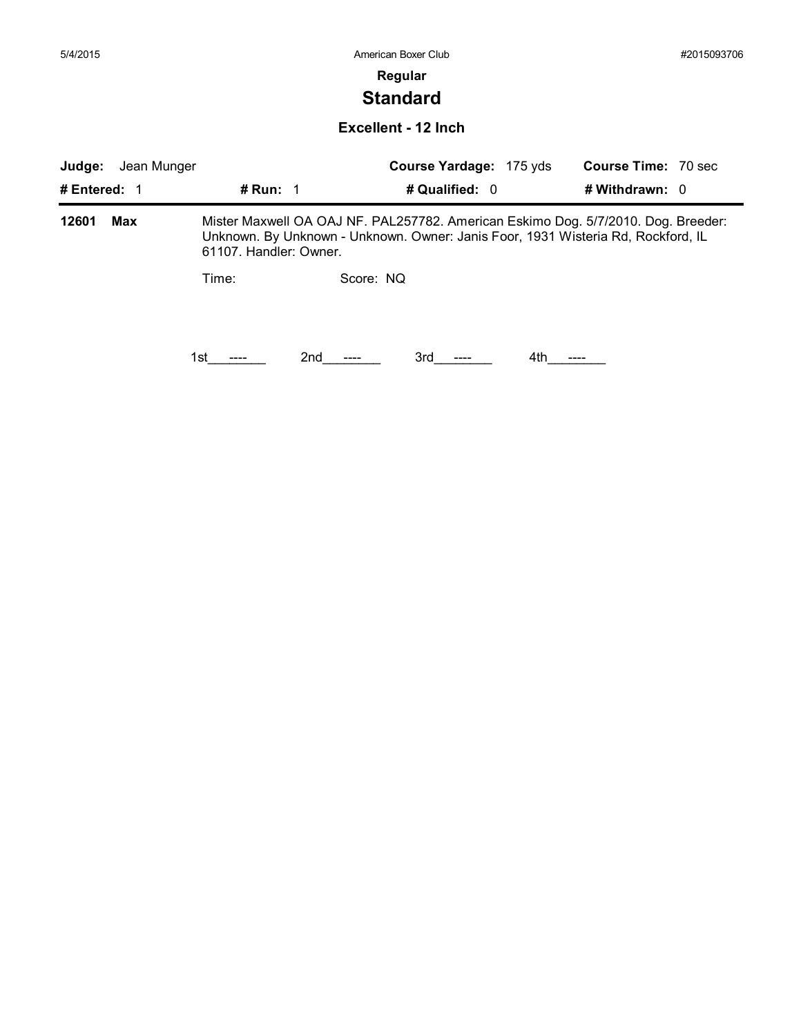**Regular**

# Standard

### Excellent - 12 Inch

**Judge:** Jean Munger **Course Yardage:** 175 yds **Course Time:** 70 sec

**# Entered:** 1 **# Run:** 1 **# Qualified:** 0 **# Withdrawn:** 0

**12601 Max** Mister Maxwell OA OAJ NF. PAL257782. American Eskimo Dog. 5/7/2010. Dog. Breeder: Unknown. By Unknown - Unknown. Owner: Janis Foor, 1931 Wisteria Rd, Rockford, IL 61107. Handler: Owner.

Time: Score: NQ

1st\_\_\_----\_\_\_ 2nd\_\_\_----\_\_\_ 3rd\_\_\_----\_\_\_ 4th\_\_\_----\_\_\_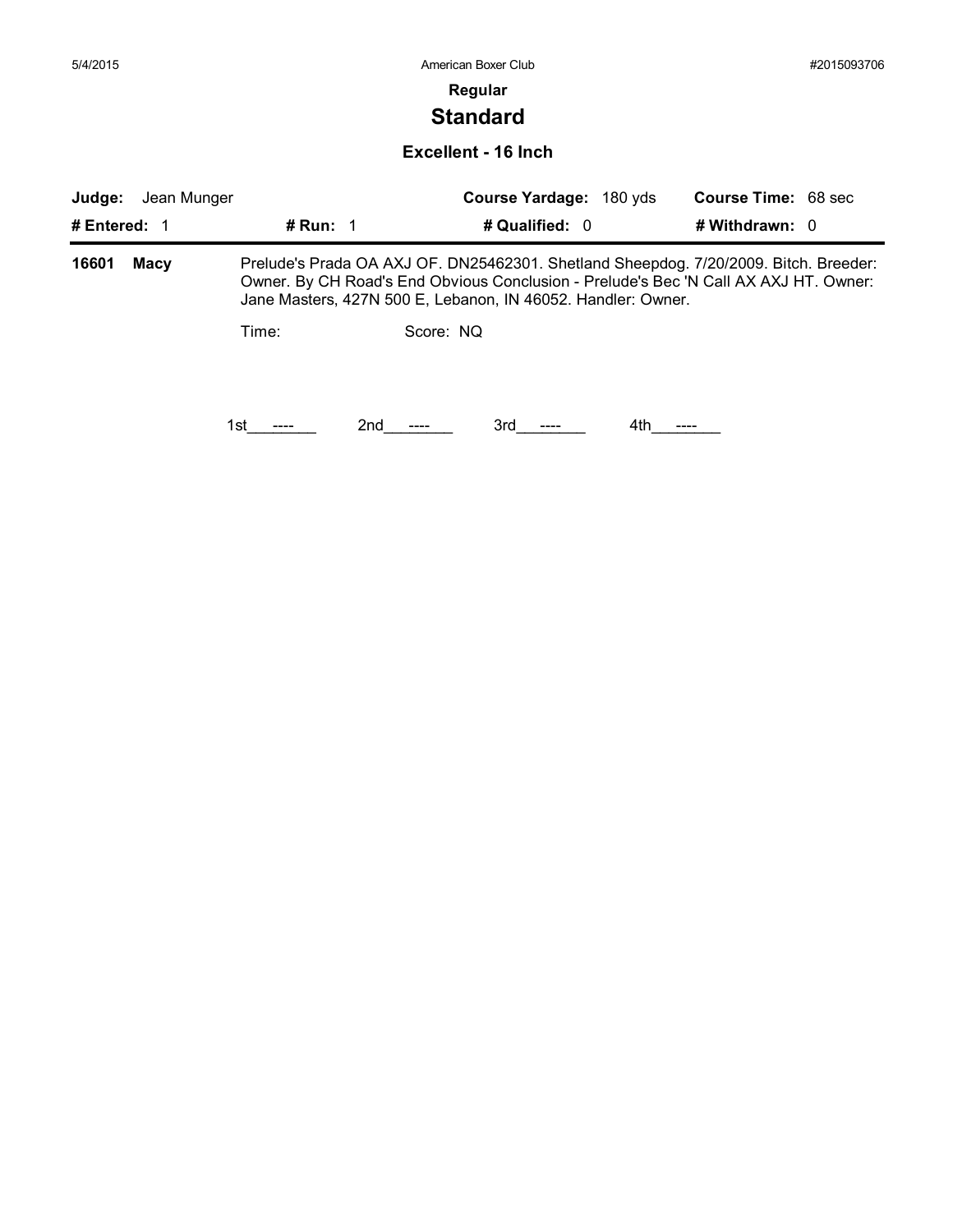American Boxer Club

**Regular**

## Standard

### Excellent - 16 Inch

**Judge:** Jean Munger | **Course Yardage:** 180 yds | **Course Time:** 68 sec

**# Entered:** 1 | **# Run:** 1 | **# Qualified:** 0 | **# Withdrawn:** 0

**16601 Macy** — Prelude's Prada OA AXJ OF. DN25462301. Shetland Sheepdog. 7/20/2009. Bitch. Breeder: Owner. By CH Road's End Obvious Conclusion - Prelude's Bec 'N Call AX AXJ HT. Owner: Jane Masters, 427N 500 E, Lebanon, IN 46052. Handler: Owner.

Time: Score: NQ

1st\_\_\_----\_\_\_ 2nd\_\_\_----\_\_\_ 3rd\_\_\_----\_\_\_ 4th\_\_\_----\_\_\_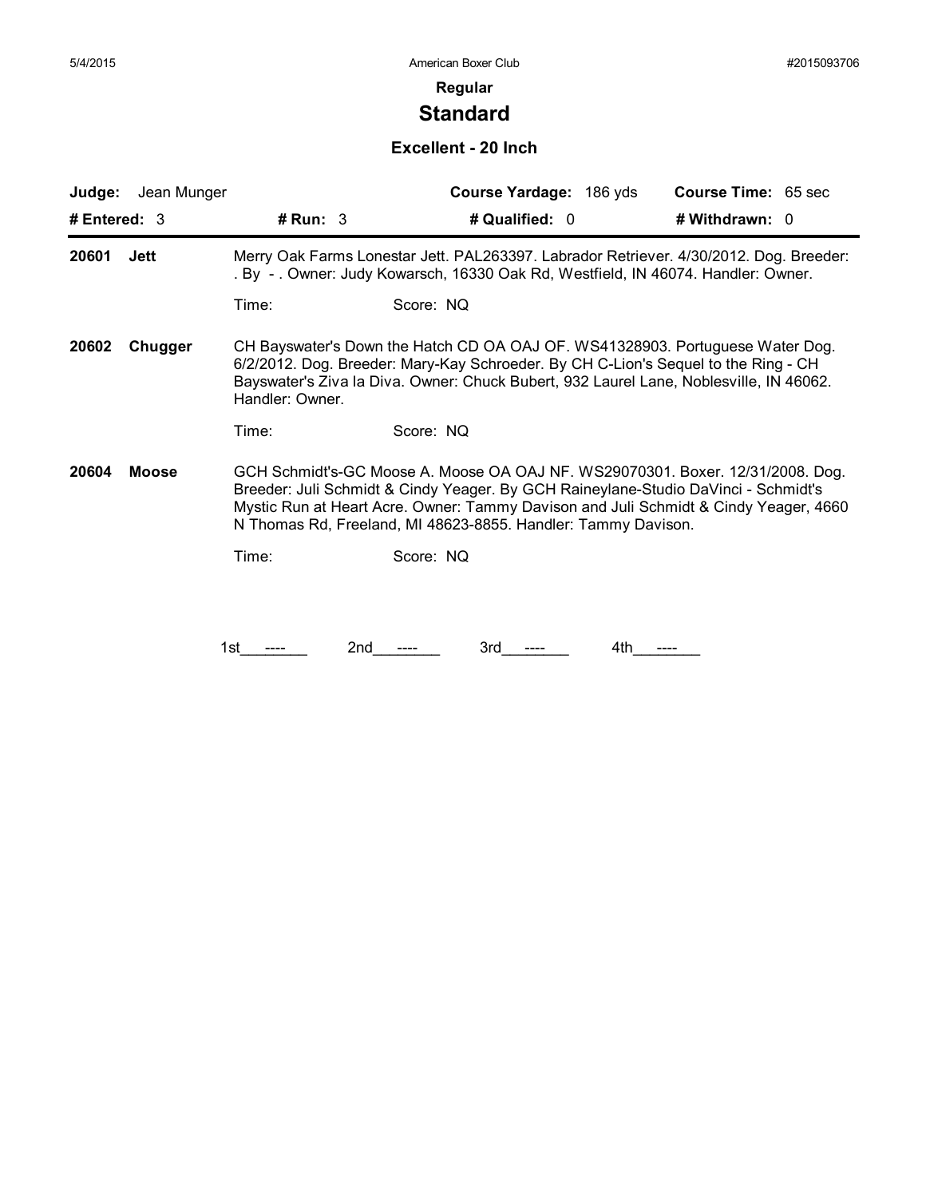**Regular**

# Standard

## Excellent - 20 Inch

**Judge:** Jean Munger | **Course Yardage:** 186 yds | **Course Time:** 65 sec

**# Entered:** 3 | **# Run:** 3 | **# Qualified:** 0 | **# Withdrawn:** 0

---

**20601 Jett**

Merry Oak Farms Lonestar Jett. PAL263397. Labrador Retriever. 4/30/2012. Dog. Breeder: . By - . Owner: Judy Kowarsch, 16330 Oak Rd, Westfield, IN 46074. Handler: Owner.

Time: Score: NQ

**20602 Chugger**

CH Bayswater's Down the Hatch CD OA OAJ OF. WS41328903. Portuguese Water Dog. 6/2/2012. Dog. Breeder: Mary-Kay Schroeder. By CH C-Lion's Sequel to the Ring - CH Bayswater's Ziva la Diva. Owner: Chuck Bubert, 932 Laurel Lane, Noblesville, IN 46062. Handler: Owner.

Time: Score: NQ

**20604 Moose**

GCH Schmidt's-GC Moose A. Moose OA OAJ NF. WS29070301. Boxer. 12/31/2008. Dog. Breeder: Juli Schmidt & Cindy Yeager. By GCH Raineylane-Studio DaVinci - Schmidt's Mystic Run at Heart Acre. Owner: Tammy Davison and Juli Schmidt & Cindy Yeager, 4660 N Thomas Rd, Freeland, MI 48623-8855. Handler: Tammy Davison.

Time: Score: NQ

1st ---- 2nd ---- 3rd ---- 4th ----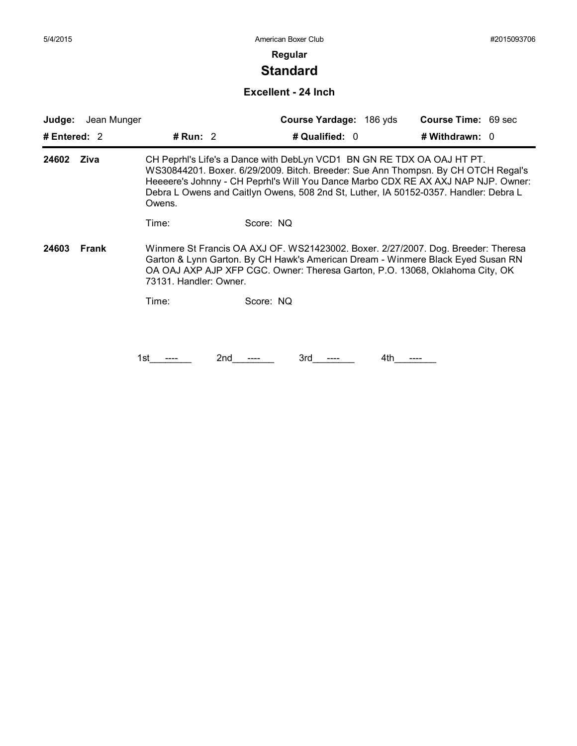**Regular**

## Standard

### Excellent - 24 Inch

**Judge:** Jean Munger | **Course Yardage:** 186 yds | **Course Time:** 69 sec

**# Entered:** 2 | **# Run:** 2 | **# Qualified:** 0 | **# Withdrawn:** 0

**24602 Ziva**

CH Peprhl's Life's a Dance with DebLyn VCD1 BN GN RE TDX OA OAJ HT PT. WS30844201. Boxer. 6/29/2009. Bitch. Breeder: Sue Ann Thompsn. By CH OTCH Regal's Heeeere's Johnny - CH Peprhl's Will You Dance Marbo CDX RE AX AXJ NAP NJP. Owner: Debra L Owens and Caitlyn Owens, 508 2nd St, Luther, IA 50152-0357. Handler: Debra L Owens.

Time: Score: NQ

**24603 Frank**

Winmere St Francis OA AXJ OF. WS21423002. Boxer. 2/27/2007. Dog. Breeder: Theresa Garton & Lynn Garton. By CH Hawk's American Dream - Winmere Black Eyed Susan RN OA OAJ AXP AJP XFP CGC. Owner: Theresa Garton, P.O. 13068, Oklahoma City, OK 73131. Handler: Owner.

Time: Score: NQ

1st ---- 2nd ---- 3rd ---- 4th ----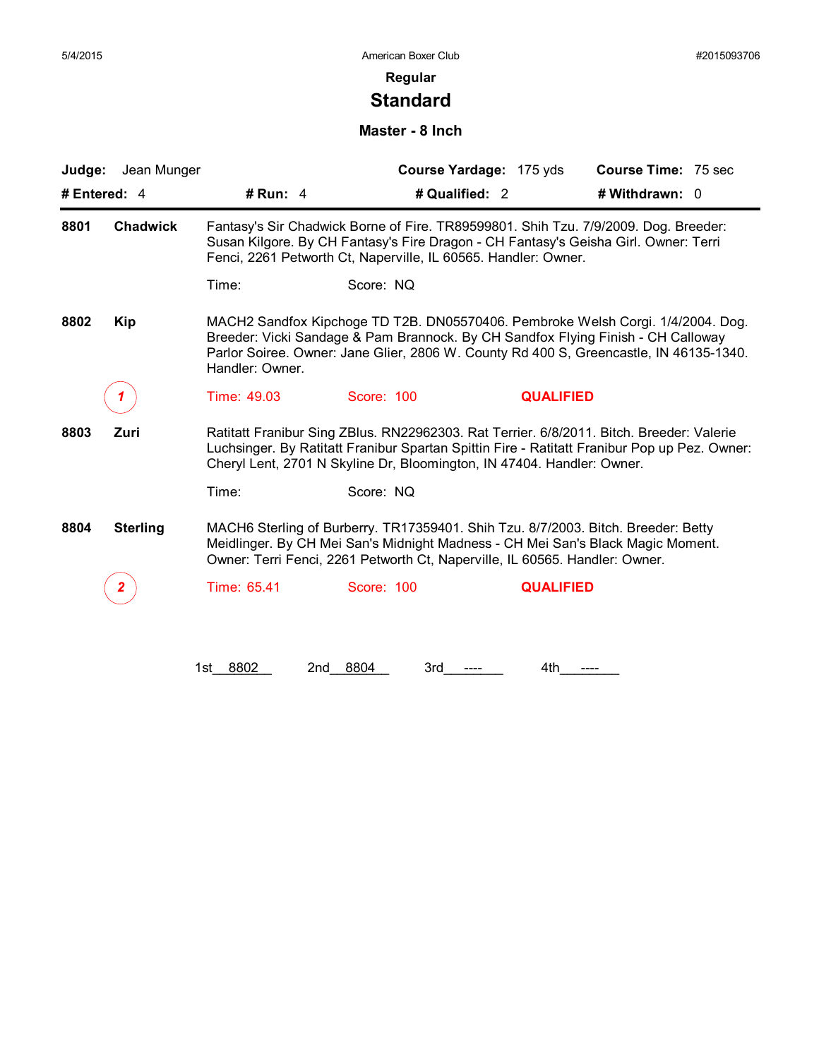## Regular

# Standard

### Master - 8 Inch

**Judge:** Jean Munger **Course Yardage:** 175 yds **Course Time:** 75 sec

**# Entered:** 4 **# Run:** 4 **# Qualified:** 2 **# Withdrawn:** 0

---

**8801 Chadwick**

Fantasy's Sir Chadwick Borne of Fire. TR89599801. Shih Tzu. 7/9/2009. Dog. Breeder: Susan Kilgore. By CH Fantasy's Fire Dragon - CH Fantasy's Geisha Girl. Owner: Terri Fenci, 2261 Petworth Ct, Naperville, IL 60565. Handler: Owner.

Time: Score: NQ

**8802 Kip**

MACH2 Sandfox Kipchoge TD T2B. DN05570406. Pembroke Welsh Corgi. 1/4/2004. Dog. Breeder: Vicki Sandage & Pam Brannock. By CH Sandfox Flying Finish - CH Calloway Parlor Soiree. Owner: Jane Glier, 2806 W. County Rd 400 S, Greencastle, IN 46135-1340. Handler: Owner.

1 Time: 49.03 Score: 100 **QUALIFIED**

**8803 Zuri**

Ratitatt Franibur Sing ZBlus. RN22962303. Rat Terrier. 6/8/2011. Bitch. Breeder: Valerie Luchsinger. By Ratitatt Franibur Spartan Spittin Fire - Ratitatt Franibur Pop up Pez. Owner: Cheryl Lent, 2701 N Skyline Dr, Bloomington, IN 47404. Handler: Owner.

Time: Score: NQ

**8804 Sterling**

MACH6 Sterling of Burberry. TR17359401. Shih Tzu. 8/7/2003. Bitch. Breeder: Betty Meidlinger. By CH Mei San's Midnight Madness - CH Mei San's Black Magic Moment. Owner: Terri Fenci, 2261 Petworth Ct, Naperville, IL 60565. Handler: Owner.

2 Time: 65.41 Score: 100 **QUALIFIED**

1st 8802 2nd 8804 3rd ---- 4th ----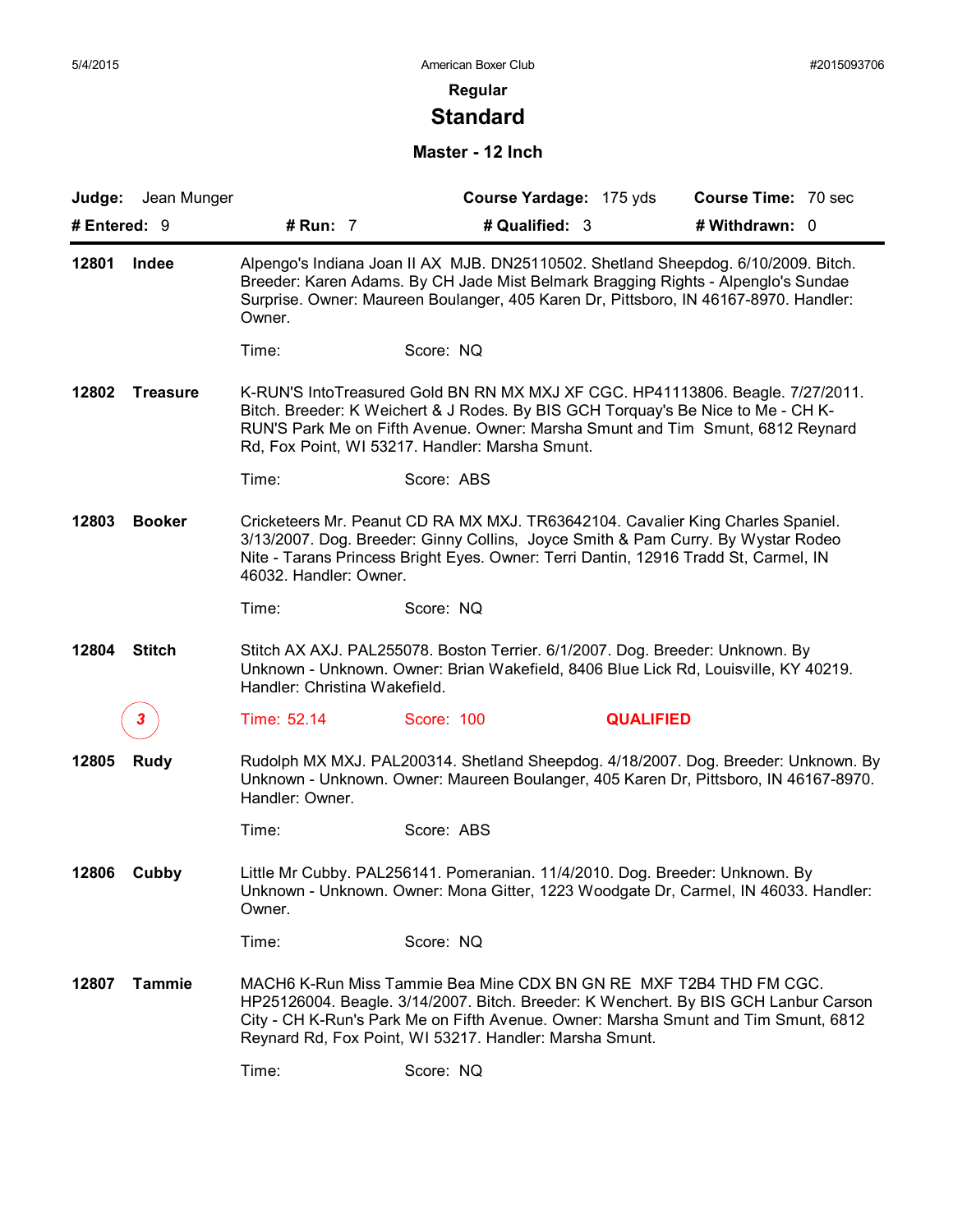5/4/2015 American Boxer Club #2015093706

## Regular

# Standard

### Master - 12 Inch

**Judge:** Jean Munger **Course Yardage:** 175 yds **Course Time:** 70 sec

**# Entered:** 9 **# Run:** 7 **# Qualified:** 3 **# Withdrawn:** 0

---

**12801 Indee** Alpengo's Indiana Joan II AX MJB. DN25110502. Shetland Sheepdog. 6/10/2009. Bitch. Breeder: Karen Adams. By CH Jade Mist Belmark Bragging Rights - Alpenglo's Sundae Surprise. Owner: Maureen Boulanger, 405 Karen Dr, Pittsboro, IN 46167-8970. Handler: Owner.

Time: Score: NQ

**12802 Treasure** K-RUN'S IntoTreasured Gold BN RN MX MXJ XF CGC. HP41113806. Beagle. 7/27/2011. Bitch. Breeder: K Weichert & J Rodes. By BIS GCH Torquay's Be Nice to Me - CH K-RUN'S Park Me on Fifth Avenue. Owner: Marsha Smunt and Tim Smunt, 6812 Reynard Rd, Fox Point, WI 53217. Handler: Marsha Smunt.

Time: Score: ABS

**12803 Booker** Cricketeers Mr. Peanut CD RA MX MXJ. TR63642104. Cavalier King Charles Spaniel. 3/13/2007. Dog. Breeder: Ginny Collins, Joyce Smith & Pam Curry. By Wystar Rodeo Nite - Tarans Princess Bright Eyes. Owner: Terri Dantin, 12916 Tradd St, Carmel, IN 46032. Handler: Owner.

Time: Score: NQ

**12804 Stitch** Stitch AX AXJ. PAL255078. Boston Terrier. 6/1/2007. Dog. Breeder: Unknown. By Unknown - Unknown. Owner: Brian Wakefield, 8406 Blue Lick Rd, Louisville, KY 40219. Handler: Christina Wakefield.

3 Time: 52.14 Score: 100 **QUALIFIED**

**12805 Rudy** Rudolph MX MXJ. PAL200314. Shetland Sheepdog. 4/18/2007. Dog. Breeder: Unknown. By Unknown - Unknown. Owner: Maureen Boulanger, 405 Karen Dr, Pittsboro, IN 46167-8970. Handler: Owner.

Time: Score: ABS

**12806 Cubby** Little Mr Cubby. PAL256141. Pomeranian. 11/4/2010. Dog. Breeder: Unknown. By Unknown - Unknown. Owner: Mona Gitter, 1223 Woodgate Dr, Carmel, IN 46033. Handler: Owner.

Time: Score: NQ

**12807 Tammie** MACH6 K-Run Miss Tammie Bea Mine CDX BN GN RE MXF T2B4 THD FM CGC. HP25126004. Beagle. 3/14/2007. Bitch. Breeder: K Wenchert. By BIS GCH Lanbur Carson City - CH K-Run's Park Me on Fifth Avenue. Owner: Marsha Smunt and Tim Smunt, 6812 Reynard Rd, Fox Point, WI 53217. Handler: Marsha Smunt.

Time: Score: NQ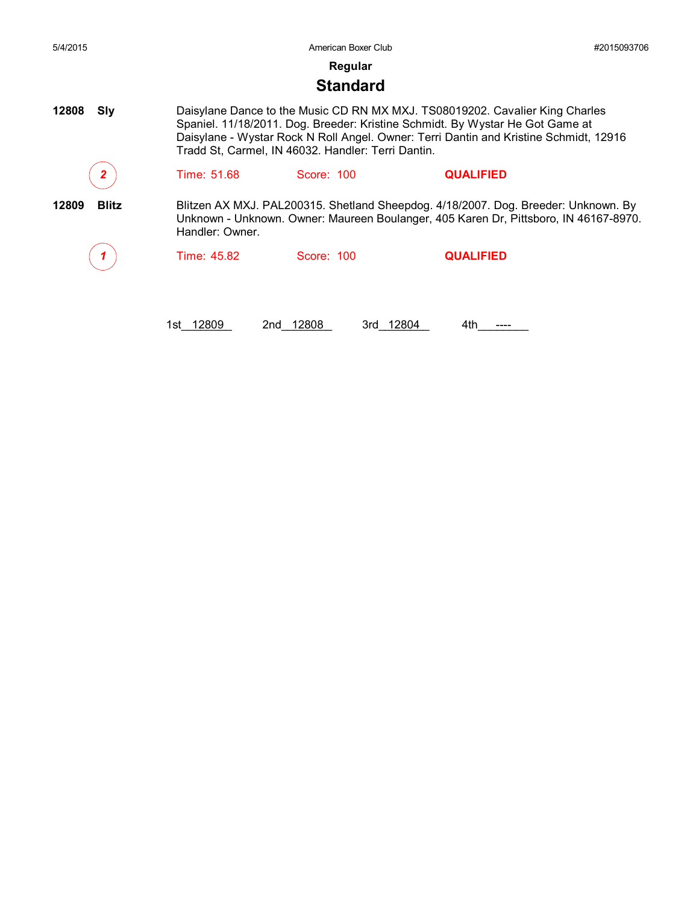## Regular

# Standard

**12808** **Sly**

Daisylane Dance to the Music CD RN MX MXJ. TS08019202. Cavalier King Charles Spaniel. 11/18/2011. Dog. Breeder: Kristine Schmidt. By Wystar He Got Game at Daisylane - Wystar Rock N Roll Angel. Owner: Terri Dantin and Kristine Schmidt, 12916 Tradd St, Carmel, IN 46032. Handler: Terri Dantin.

2 — Time: 51.68 — Score: 100 — **QUALIFIED**

**12809** **Blitz**

Blitzen AX MXJ. PAL200315. Shetland Sheepdog. 4/18/2007. Dog. Breeder: Unknown. By Unknown - Unknown. Owner: Maureen Boulanger, 405 Karen Dr, Pittsboro, IN 46167-8970. Handler: Owner.

1 — Time: 45.82 — Score: 100 — **QUALIFIED**

1st 12809 — 2nd 12808 — 3rd 12804 — 4th ----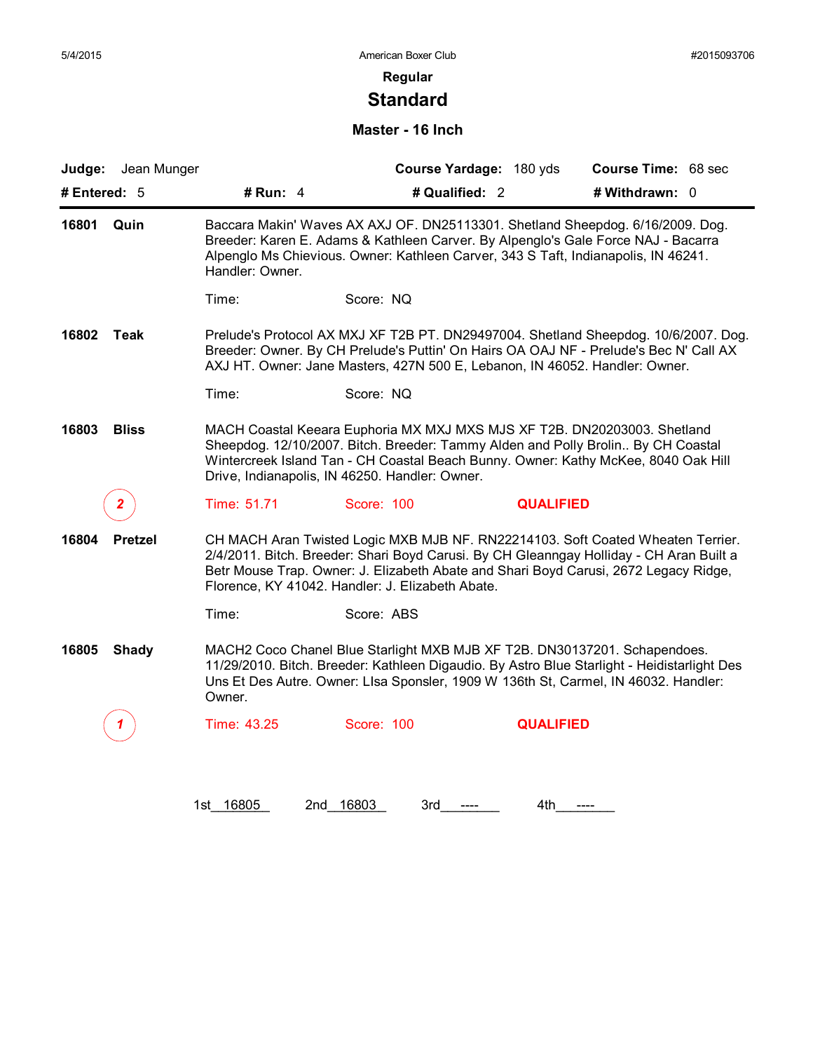5/4/2015 American Boxer Club #2015093706

**Regular**

# Standard

**Master - 16 Inch**

| **Judge:** Jean Munger | | **Course Yardage:** 180 yds | **Course Time:** 68 sec |
|---|---|---|---|
| **# Entered:** 5 | **# Run:** 4 | **# Qualified:** 2 | **# Withdrawn:** 0 |

**16801 Quin**

Baccara Makin' Waves AX AXJ OF. DN25113301. Shetland Sheepdog. 6/16/2009. Dog. Breeder: Karen E. Adams & Kathleen Carver. By Alpenglo's Gale Force NAJ - Bacarra Alpenglo Ms Chievious. Owner: Kathleen Carver, 343 S Taft, Indianapolis, IN 46241. Handler: Owner.

Time: Score: NQ

**16802 Teak**

Prelude's Protocol AX MXJ XF T2B PT. DN29497004. Shetland Sheepdog. 10/6/2007. Dog. Breeder: Owner. By CH Prelude's Puttin' On Hairs OA OAJ NF - Prelude's Bec N' Call AX AXJ HT. Owner: Jane Masters, 427N 500 E, Lebanon, IN 46052. Handler: Owner.

Time: Score: NQ

**16803 Bliss**

MACH Coastal Keeara Euphoria MX MXJ MXS MJS XF T2B. DN20203003. Shetland Sheepdog. 12/10/2007. Bitch. Breeder: Tammy Alden and Polly Brolin.. By CH Coastal Wintercreek Island Tan - CH Coastal Beach Bunny. Owner: Kathy McKee, 8040 Oak Hill Drive, Indianapolis, IN 46250. Handler: Owner.

2 Time: 51.71 Score: 100 **QUALIFIED**

**16804 Pretzel**

CH MACH Aran Twisted Logic MXB MJB NF. RN22214103. Soft Coated Wheaten Terrier. 2/4/2011. Bitch. Breeder: Shari Boyd Carusi. By CH Gleanngay Holliday - CH Aran Built a Betr Mouse Trap. Owner: J. Elizabeth Abate and Shari Boyd Carusi, 2672 Legacy Ridge, Florence, KY 41042. Handler: J. Elizabeth Abate.

Time: Score: ABS

**16805 Shady**

MACH2 Coco Chanel Blue Starlight MXB MJB XF T2B. DN30137201. Schapendoes. 11/29/2010. Bitch. Breeder: Kathleen Digaudio. By Astro Blue Starlight - Heidistarlight Des Uns Et Des Autre. Owner: LIsa Sponsler, 1909 W 136th St, Carmel, IN 46032. Handler: Owner.

1 Time: 43.25 Score: 100 **QUALIFIED**

1st 16805 2nd 16803 3rd ---- 4th ----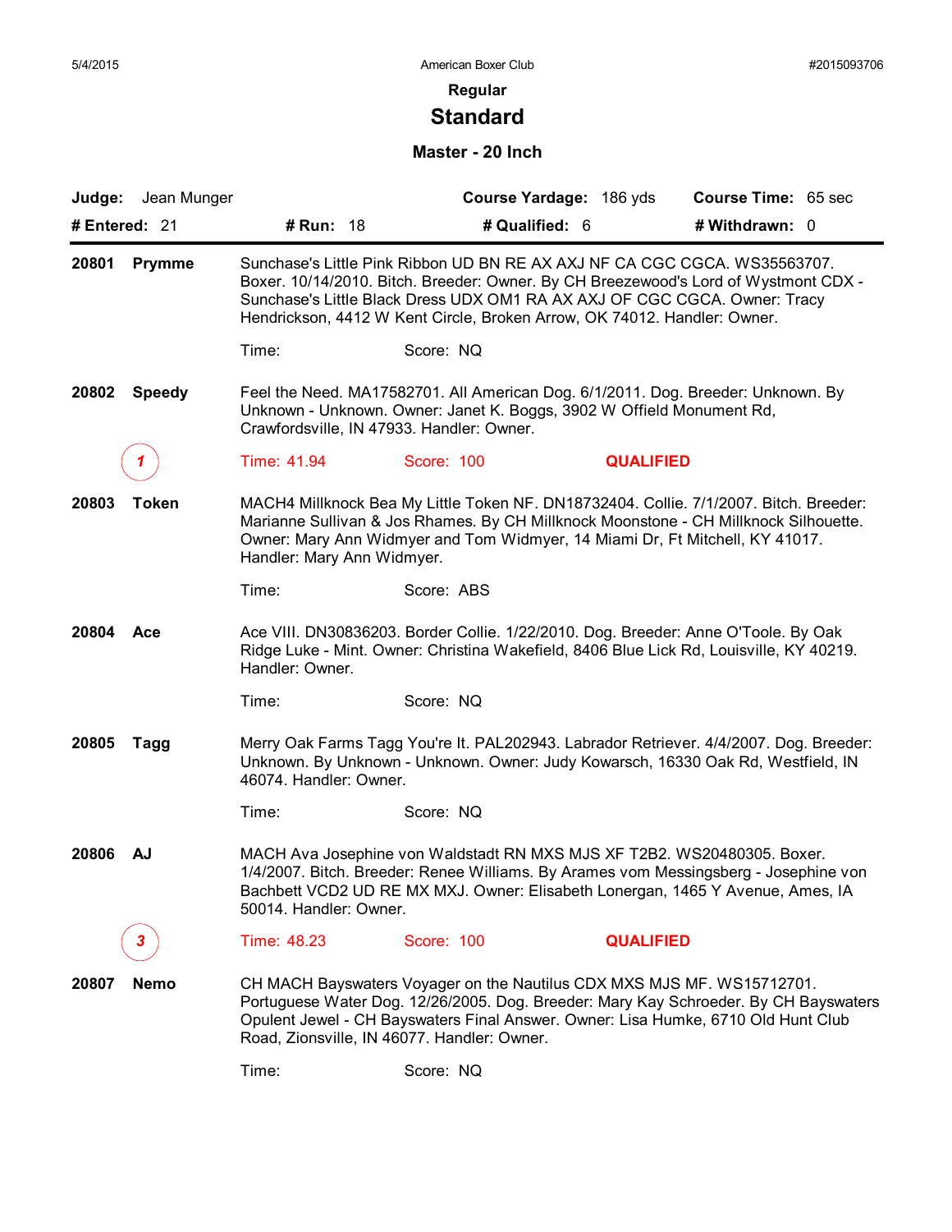## Regular

# Standard

### Master - 20 Inch

**Judge:** Jean Munger | **Course Yardage:** 186 yds | **Course Time:** 65 sec

**# Entered:** 21 | **# Run:** 18 | **# Qualified:** 6 | **# Withdrawn:** 0

---

**20801 Prymme**

Sunchase's Little Pink Ribbon UD BN RE AX AXJ NF CA CGC CGCA. WS35563707. Boxer. 10/14/2010. Bitch. Breeder: Owner. By CH Breezewood's Lord of Wystmont CDX - Sunchase's Little Black Dress UDX OM1 RA AX AXJ OF CGC CGCA. Owner: Tracy Hendrickson, 4412 W Kent Circle, Broken Arrow, OK 74012. Handler: Owner.

Time: Score: NQ

**20802 Speedy**

Feel the Need. MA17582701. All American Dog. 6/1/2011. Dog. Breeder: Unknown. By Unknown - Unknown. Owner: Janet K. Boggs, 3902 W Offield Monument Rd, Crawfordsville, IN 47933. Handler: Owner.

1 — Time: 41.94 Score: 100 QUALIFIED

**20803 Token**

MACH4 Millknock Bea My Little Token NF. DN18732404. Collie. 7/1/2007. Bitch. Breeder: Marianne Sullivan & Jos Rhames. By CH Millknock Moonstone - CH Millknock Silhouette. Owner: Mary Ann Widmyer and Tom Widmyer, 14 Miami Dr, Ft Mitchell, KY 41017. Handler: Mary Ann Widmyer.

Time: Score: ABS

**20804 Ace**

Ace VIII. DN30836203. Border Collie. 1/22/2010. Dog. Breeder: Anne O'Toole. By Oak Ridge Luke - Mint. Owner: Christina Wakefield, 8406 Blue Lick Rd, Louisville, KY 40219. Handler: Owner.

Time: Score: NQ

**20805 Tagg**

Merry Oak Farms Tagg You're It. PAL202943. Labrador Retriever. 4/4/2007. Dog. Breeder: Unknown. By Unknown - Unknown. Owner: Judy Kowarsch, 16330 Oak Rd, Westfield, IN 46074. Handler: Owner.

Time: Score: NQ

**20806 AJ**

MACH Ava Josephine von Waldstadt RN MXS MJS XF T2B2. WS20480305. Boxer. 1/4/2007. Bitch. Breeder: Renee Williams. By Arames vom Messingsberg - Josephine von Bachbett VCD2 UD RE MX MXJ. Owner: Elisabeth Lonergan, 1465 Y Avenue, Ames, IA 50014. Handler: Owner.

3 — Time: 48.23 Score: 100 QUALIFIED

**20807 Nemo**

CH MACH Bayswaters Voyager on the Nautilus CDX MXS MJS MF. WS15712701. Portuguese Water Dog. 12/26/2005. Dog. Breeder: Mary Kay Schroeder. By CH Bayswaters Opulent Jewel - CH Bayswaters Final Answer. Owner: Lisa Humke, 6710 Old Hunt Club Road, Zionsville, IN 46077. Handler: Owner.

Time: Score: NQ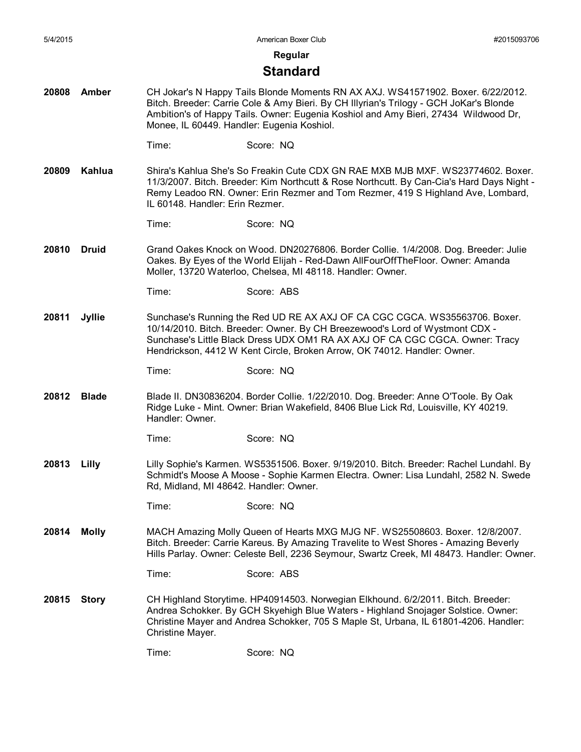## Regular

# Standard

**20808 Amber**

CH Jokar's N Happy Tails Blonde Moments RN AX AXJ. WS41571902. Boxer. 6/22/2012. Bitch. Breeder: Carrie Cole & Amy Bieri. By CH Illyrian's Trilogy - GCH JoKar's Blonde Ambition's of Happy Tails. Owner: Eugenia Koshiol and Amy Bieri, 27434 Wildwood Dr, Monee, IL 60449. Handler: Eugenia Koshiol.

Time: Score: NQ

**20809 Kahlua**

Shira's Kahlua She's So Freakin Cute CDX GN RAE MXB MJB MXF. WS23774602. Boxer. 11/3/2007. Bitch. Breeder: Kim Northcutt & Rose Northcutt. By Can-Cia's Hard Days Night - Remy Leadoo RN. Owner: Erin Rezmer and Tom Rezmer, 419 S Highland Ave, Lombard, IL 60148. Handler: Erin Rezmer.

Time: Score: NQ

**20810 Druid**

Grand Oakes Knock on Wood. DN20276806. Border Collie. 1/4/2008. Dog. Breeder: Julie Oakes. By Eyes of the World Elijah - Red-Dawn AllFourOffTheFloor. Owner: Amanda Moller, 13720 Waterloo, Chelsea, MI 48118. Handler: Owner.

Time: Score: ABS

**20811 Jyllie**

Sunchase's Running the Red UD RE AX AXJ OF CA CGC CGCA. WS35563706. Boxer. 10/14/2010. Bitch. Breeder: Owner. By CH Breezewood's Lord of Wystmont CDX - Sunchase's Little Black Dress UDX OM1 RA AX AXJ OF CA CGC CGCA. Owner: Tracy Hendrickson, 4412 W Kent Circle, Broken Arrow, OK 74012. Handler: Owner.

Time: Score: NQ

**20812 Blade**

Blade II. DN30836204. Border Collie. 1/22/2010. Dog. Breeder: Anne O'Toole. By Oak Ridge Luke - Mint. Owner: Brian Wakefield, 8406 Blue Lick Rd, Louisville, KY 40219. Handler: Owner.

Time: Score: NQ

**20813 Lilly**

Lilly Sophie's Karmen. WS5351506. Boxer. 9/19/2010. Bitch. Breeder: Rachel Lundahl. By Schmidt's Moose A Moose - Sophie Karmen Electra. Owner: Lisa Lundahl, 2582 N. Swede Rd, Midland, MI 48642. Handler: Owner.

Time: Score: NQ

**20814 Molly**

MACH Amazing Molly Queen of Hearts MXG MJG NF. WS25508603. Boxer. 12/8/2007. Bitch. Breeder: Carrie Kareus. By Amazing Travelite to West Shores - Amazing Beverly Hills Parlay. Owner: Celeste Bell, 2236 Seymour, Swartz Creek, MI 48473. Handler: Owner.

Time: Score: ABS

**20815 Story**

CH Highland Storytime. HP40914503. Norwegian Elkhound. 6/2/2011. Bitch. Breeder: Andrea Schokker. By GCH Skyehigh Blue Waters - Highland Snojager Solstice. Owner: Christine Mayer and Andrea Schokker, 705 S Maple St, Urbana, IL 61801-4206. Handler: Christine Mayer.

Time: Score: NQ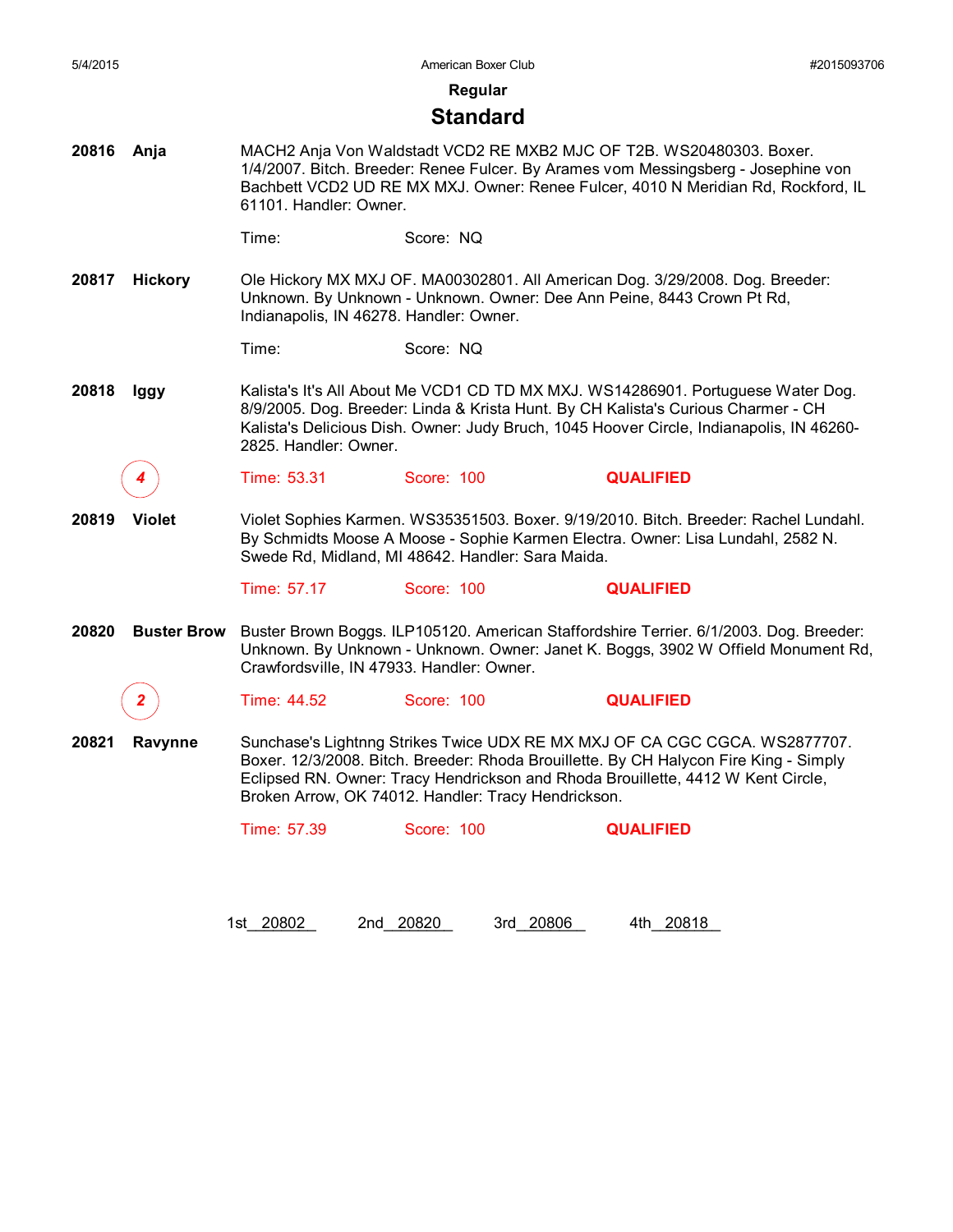## Regular

# Standard

**20816** **Anja** MACH2 Anja Von Waldstadt VCD2 RE MXB2 MJC OF T2B. WS20480303. Boxer. 1/4/2007. Bitch. Breeder: Renee Fulcer. By Arames vom Messingsberg - Josephine von Bachbett VCD2 UD RE MX MXJ. Owner: Renee Fulcer, 4010 N Meridian Rd, Rockford, IL 61101. Handler: Owner.

Time: Score: NQ

**20817** **Hickory** Ole Hickory MX MXJ OF. MA00302801. All American Dog. 3/29/2008. Dog. Breeder: Unknown. By Unknown - Unknown. Owner: Dee Ann Peine, 8443 Crown Pt Rd, Indianapolis, IN 46278. Handler: Owner.

Time: Score: NQ

**20818** **Iggy** Kalista's It's All About Me VCD1 CD TD MX MXJ. WS14286901. Portuguese Water Dog. 8/9/2005. Dog. Breeder: Linda & Krista Hunt. By CH Kalista's Curious Charmer - CH Kalista's Delicious Dish. Owner: Judy Bruch, 1045 Hoover Circle, Indianapolis, IN 46260-2825. Handler: Owner.

4 Time: 53.31 Score: 100 **QUALIFIED**

**20819** **Violet** Violet Sophies Karmen. WS35351503. Boxer. 9/19/2010. Bitch. Breeder: Rachel Lundahl. By Schmidts Moose A Moose - Sophie Karmen Electra. Owner: Lisa Lundahl, 2582 N. Swede Rd, Midland, MI 48642. Handler: Sara Maida.

Time: 57.17 Score: 100 **QUALIFIED**

**20820** **Buster Brow** Buster Brown Boggs. ILP105120. American Staffordshire Terrier. 6/1/2003. Dog. Breeder: Unknown. By Unknown - Unknown. Owner: Janet K. Boggs, 3902 W Offield Monument Rd, Crawfordsville, IN 47933. Handler: Owner.

2 Time: 44.52 Score: 100 **QUALIFIED**

**20821** **Ravynne** Sunchase's Lightnng Strikes Twice UDX RE MX MXJ OF CA CGC CGCA. WS2877707. Boxer. 12/3/2008. Bitch. Breeder: Rhoda Brouillette. By CH Halycon Fire King - Simply Eclipsed RN. Owner: Tracy Hendrickson and Rhoda Brouillette, 4412 W Kent Circle, Broken Arrow, OK 74012. Handler: Tracy Hendrickson.

Time: 57.39 Score: 100 **QUALIFIED**

1st 20802 2nd 20820 3rd 20806 4th 20818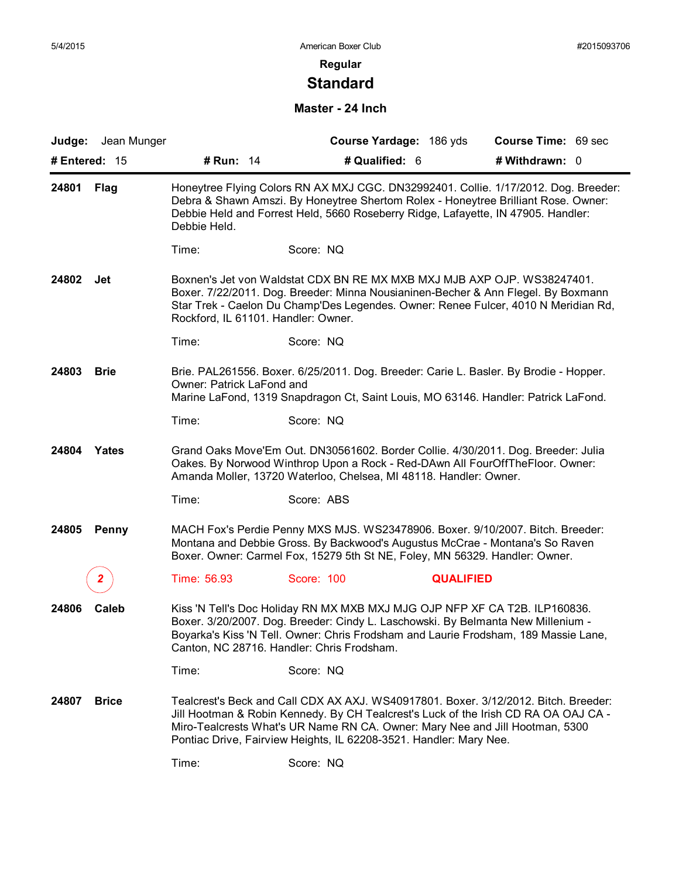**Regular**

# Standard

### Master - 24 Inch

**Judge:** Jean Munger | **Course Yardage:** 186 yds | **Course Time:** 69 sec

**# Entered:** 15 | **# Run:** 14 | **# Qualified:** 6 | **# Withdrawn:** 0

---

**24801 Flag**

Honeytree Flying Colors RN AX MXJ CGC. DN32992401. Collie. 1/17/2012. Dog. Breeder: Debra & Shawn Amszi. By Honeytree Shertom Rolex - Honeytree Brilliant Rose. Owner: Debbie Held and Forrest Held, 5660 Roseberry Ridge, Lafayette, IN 47905. Handler: Debbie Held.

Time: Score: NQ

**24802 Jet**

Boxnen's Jet von Waldstat CDX BN RE MX MXB MXJ MJB AXP OJP. WS38247401. Boxer. 7/22/2011. Dog. Breeder: Minna Nousianinen-Becher & Ann Flegel. By Boxmann Star Trek - Caelon Du Champ'Des Legendes. Owner: Renee Fulcer, 4010 N Meridian Rd, Rockford, IL 61101. Handler: Owner.

Time: Score: NQ

**24803 Brie**

Brie. PAL261556. Boxer. 6/25/2011. Dog. Breeder: Carie L. Basler. By Brodie - Hopper. Owner: Patrick LaFond and Marine LaFond, 1319 Snapdragon Ct, Saint Louis, MO 63146. Handler: Patrick LaFond.

Time: Score: NQ

**24804 Yates**

Grand Oaks Move'Em Out. DN30561602. Border Collie. 4/30/2011. Dog. Breeder: Julia Oakes. By Norwood Winthrop Upon a Rock - Red-DAwn All FourOffTheFloor. Owner: Amanda Moller, 13720 Waterloo, Chelsea, MI 48118. Handler: Owner.

Time: Score: ABS

**24805 Penny**

MACH Fox's Perdie Penny MXS MJS. WS23478906. Boxer. 9/10/2007. Bitch. Breeder: Montana and Debbie Gross. By Backwood's Augustus McCrae - Montana's So Raven Boxer. Owner: Carmel Fox, 15279 5th St NE, Foley, MN 56329. Handler: Owner.

2 — Time: 56.93 Score: 100 **QUALIFIED**

**24806 Caleb**

Kiss 'N Tell's Doc Holiday RN MX MXB MXJ MJG OJP NFP XF CA T2B. ILP160836. Boxer. 3/20/2007. Dog. Breeder: Cindy L. Laschowski. By Belmanta New Millenium - Boyarka's Kiss 'N Tell. Owner: Chris Frodsham and Laurie Frodsham, 189 Massie Lane, Canton, NC 28716. Handler: Chris Frodsham.

Time: Score: NQ

**24807 Brice**

Tealcrest's Beck and Call CDX AX AXJ. WS40917801. Boxer. 3/12/2012. Bitch. Breeder: Jill Hootman & Robin Kennedy. By CH Tealcrest's Luck of the Irish CD RA OA OAJ CA - Miro-Tealcrests What's UR Name RN CA. Owner: Mary Nee and Jill Hootman, 5300 Pontiac Drive, Fairview Heights, IL 62208-3521. Handler: Mary Nee.

Time: Score: NQ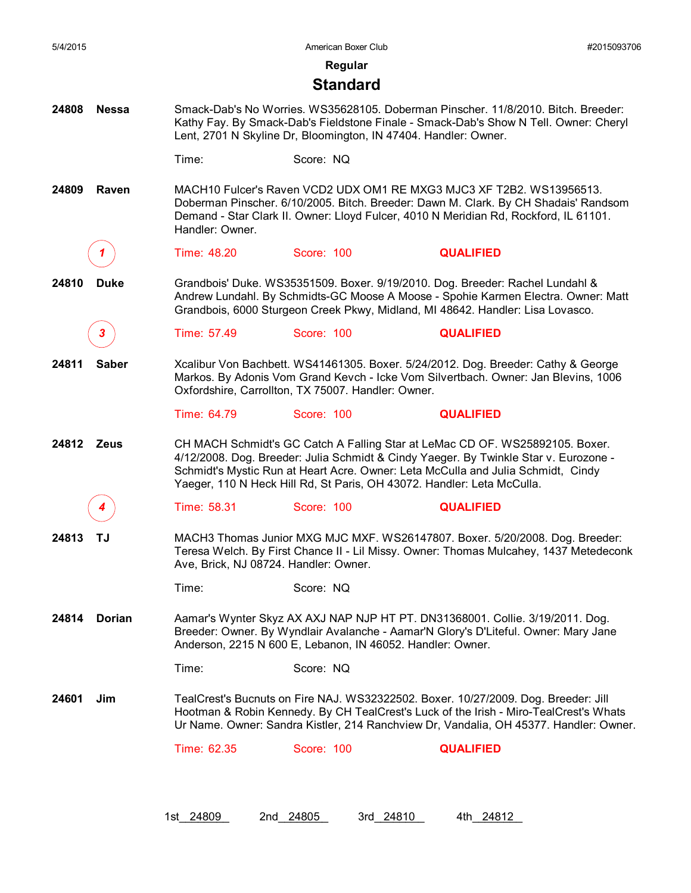## Regular

# Standard

**24808 Nessa**

Smack-Dab's No Worries. WS35628105. Doberman Pinscher. 11/8/2010. Bitch. Breeder: Kathy Fay. By Smack-Dab's Fieldstone Finale - Smack-Dab's Show N Tell. Owner: Cheryl Lent, 2701 N Skyline Dr, Bloomington, IN 47404. Handler: Owner.

Time: Score: NQ

**24809 Raven**

MACH10 Fulcer's Raven VCD2 UDX OM1 RE MXG3 MJC3 XF T2B2. WS13956513. Doberman Pinscher. 6/10/2005. Bitch. Breeder: Dawn M. Clark. By CH Shadais' Randsom Demand - Star Clark II. Owner: Lloyd Fulcer, 4010 N Meridian Rd, Rockford, IL 61101. Handler: Owner.

1 — Time: 48.20 Score: 100 **QUALIFIED**

**24810 Duke**

Grandbois' Duke. WS35351509. Boxer. 9/19/2010. Dog. Breeder: Rachel Lundahl & Andrew Lundahl. By Schmidts-GC Moose A Moose - Spohie Karmen Electra. Owner: Matt Grandbois, 6000 Sturgeon Creek Pkwy, Midland, MI 48642. Handler: Lisa Lovasco.

3 — Time: 57.49 Score: 100 **QUALIFIED**

**24811 Saber**

Xcalibur Von Bachbett. WS41461305. Boxer. 5/24/2012. Dog. Breeder: Cathy & George Markos. By Adonis Vom Grand Kevch - Icke Vom Silvertbach. Owner: Jan Blevins, 1006 Oxfordshire, Carrollton, TX 75007. Handler: Owner.

Time: 64.79 Score: 100 **QUALIFIED**

**24812 Zeus**

CH MACH Schmidt's GC Catch A Falling Star at LeMac CD OF. WS25892105. Boxer. 4/12/2008. Dog. Breeder: Julia Schmidt & Cindy Yaeger. By Twinkle Star v. Eurozone - Schmidt's Mystic Run at Heart Acre. Owner: Leta McCulla and Julia Schmidt, Cindy Yaeger, 110 N Heck Hill Rd, St Paris, OH 43072. Handler: Leta McCulla.

4 — Time: 58.31 Score: 100 **QUALIFIED**

**24813 TJ**

MACH3 Thomas Junior MXG MJC MXF. WS26147807. Boxer. 5/20/2008. Dog. Breeder: Teresa Welch. By First Chance II - Lil Missy. Owner: Thomas Mulcahey, 1437 Metedeconk Ave, Brick, NJ 08724. Handler: Owner.

Time: Score: NQ

**24814 Dorian**

Aamar's Wynter Skyz AX AXJ NAP NJP HT PT. DN31368001. Collie. 3/19/2011. Dog. Breeder: Owner. By Wyndlair Avalanche - Aamar'N Glory's D'Liteful. Owner: Mary Jane Anderson, 2215 N 600 E, Lebanon, IN 46052. Handler: Owner.

Time: Score: NQ

**24601 Jim**

TealCrest's Bucnuts on Fire NAJ. WS32322502. Boxer. 10/27/2009. Dog. Breeder: Jill Hootman & Robin Kennedy. By CH TealCrest's Luck of the Irish - Miro-TealCrest's Whats Ur Name. Owner: Sandra Kistler, 214 Ranchview Dr, Vandalia, OH 45377. Handler: Owner.

Time: 62.35 Score: 100 **QUALIFIED**

1st 24809 2nd 24805 3rd 24810 4th 24812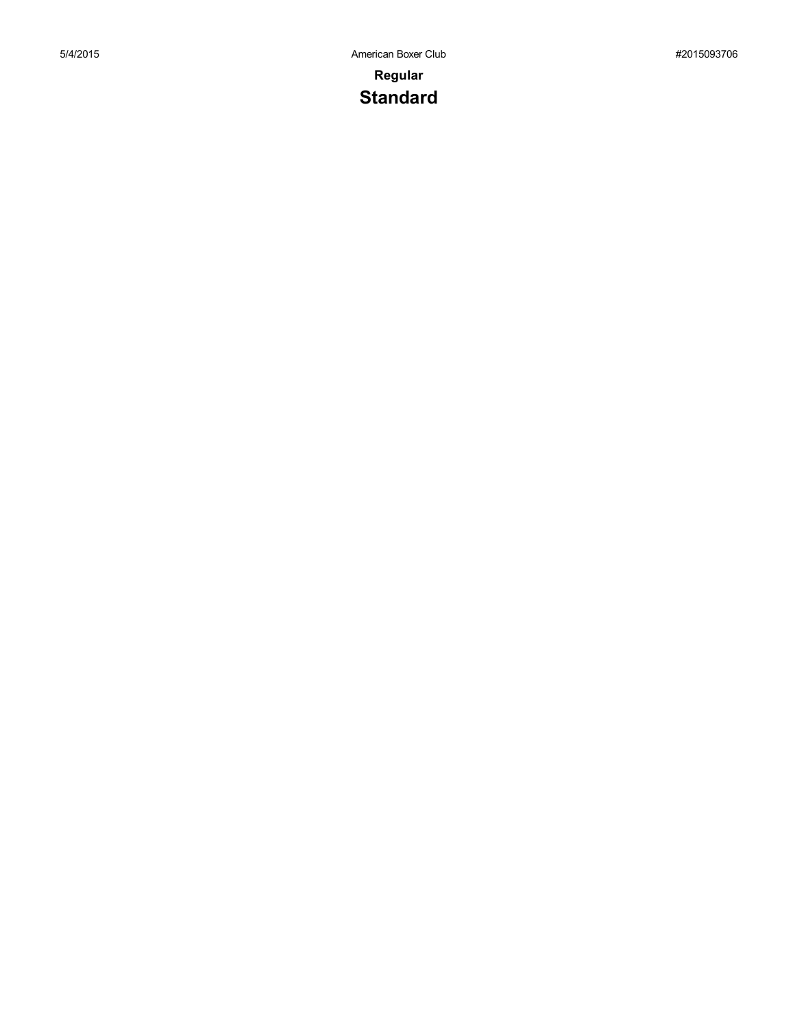**Regular**

## Standard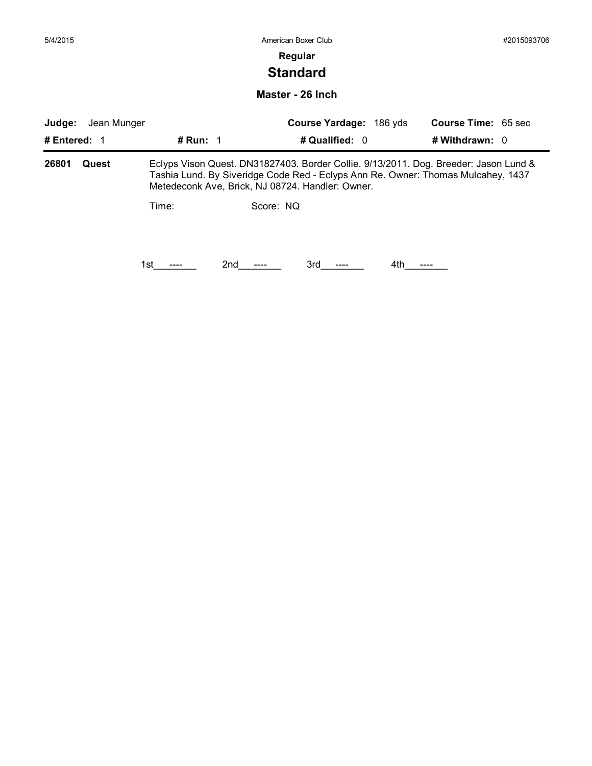**Regular**

## Standard

### Master - 26 Inch

**Judge:** Jean Munger  **Course Yardage:** 186 yds  **Course Time:** 65 sec

**# Entered:** 1  **# Run:** 1  **# Qualified:** 0  **# Withdrawn:** 0

---

**26801 Quest**

Eclyps Vison Quest. DN31827403. Border Collie. 9/13/2011. Dog. Breeder: Jason Lund & Tashia Lund. By Siveridge Code Red - Eclyps Ann Re. Owner: Thomas Mulcahey, 1437 Metedeconk Ave, Brick, NJ 08724. Handler: Owner.

Time: Score: NQ

1st\_\_\_----\_\_\_ 2nd\_\_\_----\_\_\_ 3rd\_\_\_----\_\_\_ 4th\_\_\_----\_\_\_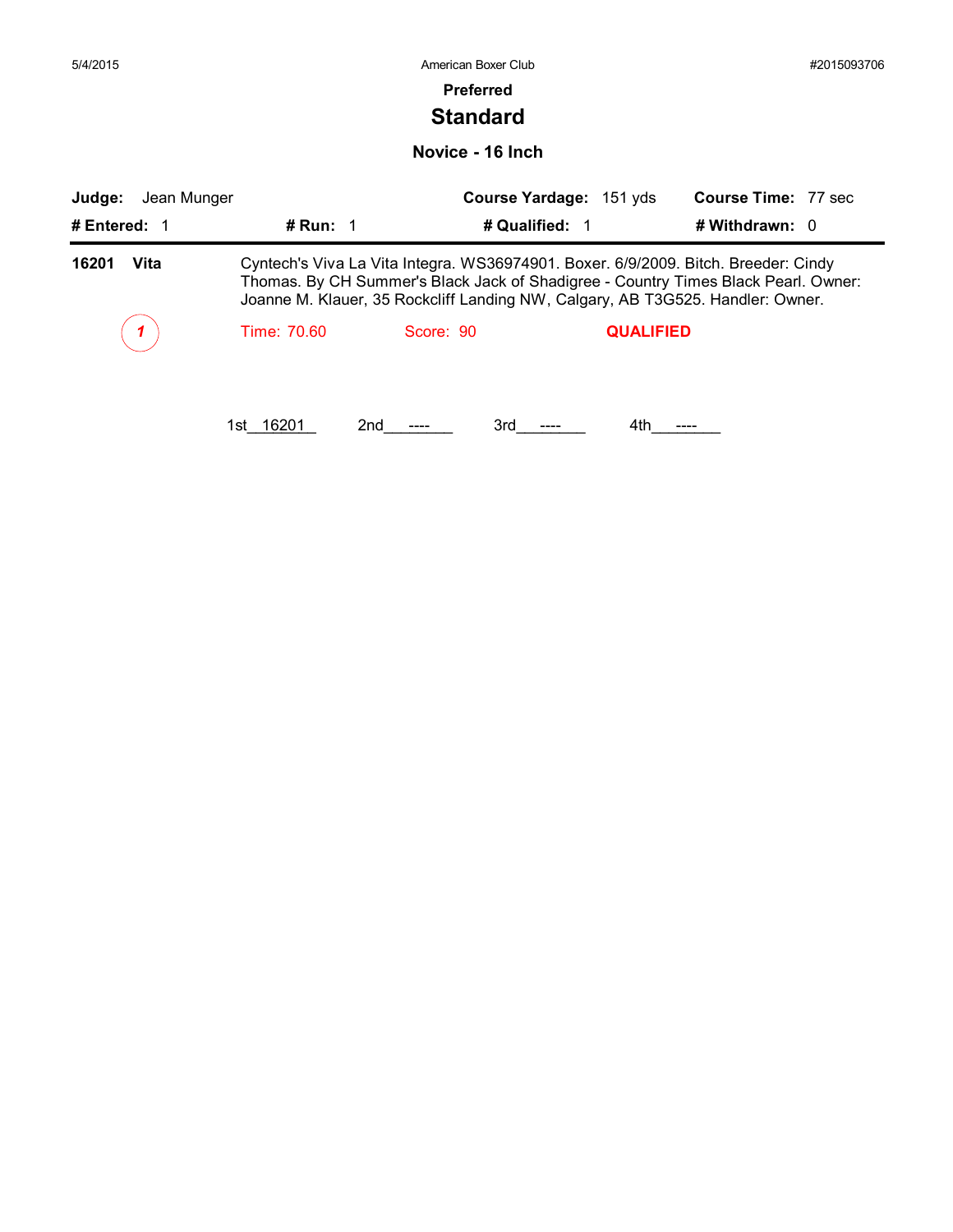**Preferred**

# Standard

## Novice - 16 Inch

**Judge:** Jean Munger **Course Yardage:** 151 yds **Course Time:** 77 sec

**# Entered:** 1 **# Run:** 1 **# Qualified:** 1 **# Withdrawn:** 0

---

**16201 Vita** Cyntech's Viva La Vita Integra. WS36974901. Boxer. 6/9/2009. Bitch. Breeder: Cindy Thomas. By CH Summer's Black Jack of Shadigree - Country Times Black Pearl. Owner: Joanne M. Klauer, 35 Rockcliff Landing NW, Calgary, AB T3G525. Handler: Owner.

1 Time: 70.60 Score: 90 **QUALIFIED**

1st__16201__ 2nd___----___ 3rd___----___ 4th___----___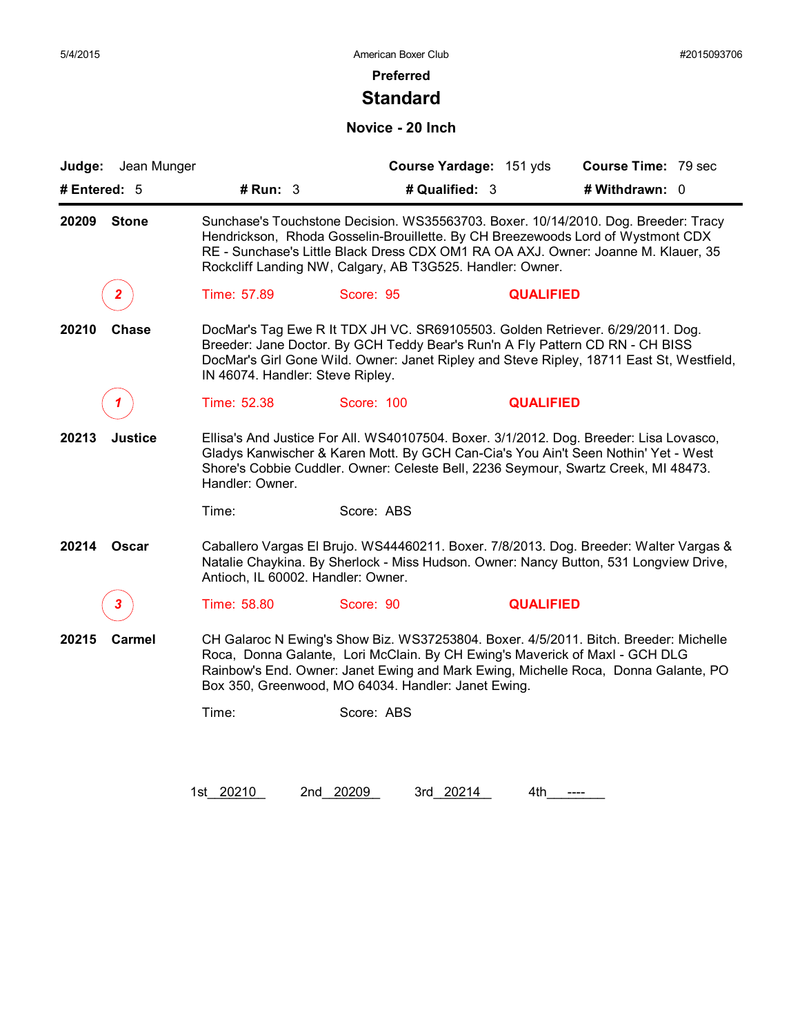American Boxer Club

## Preferred

# Standard

### Novice - 20 Inch

**Judge:** Jean Munger | **Course Yardage:** 151 yds | **Course Time:** 79 sec

**# Entered:** 5 | **# Run:** 3 | **# Qualified:** 3 | **# Withdrawn:** 0

---

**20209 Stone** — Sunchase's Touchstone Decision. WS35563703. Boxer. 10/14/2010. Dog. Breeder: Tracy Hendrickson, Rhoda Gosselin-Brouillette. By CH Breezewoods Lord of Wystmont CDX RE - Sunchase's Little Black Dress CDX OM1 RA OA AXJ. Owner: Joanne M. Klauer, 35 Rockcliff Landing NW, Calgary, AB T3G525. Handler: Owner.

2 — Time: 57.89 — Score: 95 — **QUALIFIED**

**20210 Chase** — DocMar's Tag Ewe R It TDX JH VC. SR69105503. Golden Retriever. 6/29/2011. Dog. Breeder: Jane Doctor. By GCH Teddy Bear's Run'n A Fly Pattern CD RN - CH BISS DocMar's Girl Gone Wild. Owner: Janet Ripley and Steve Ripley, 18711 East St, Westfield, IN 46074. Handler: Steve Ripley.

1 — Time: 52.38 — Score: 100 — **QUALIFIED**

**20213 Justice** — Ellisa's And Justice For All. WS40107504. Boxer. 3/1/2012. Dog. Breeder: Lisa Lovasco, Gladys Kanwischer & Karen Mott. By GCH Can-Cia's You Ain't Seen Nothin' Yet - West Shore's Cobbie Cuddler. Owner: Celeste Bell, 2236 Seymour, Swartz Creek, MI 48473. Handler: Owner.

Time: — Score: ABS

**20214 Oscar** — Caballero Vargas El Brujo. WS44460211. Boxer. 7/8/2013. Dog. Breeder: Walter Vargas & Natalie Chaykina. By Sherlock - Miss Hudson. Owner: Nancy Button, 531 Longview Drive, Antioch, IL 60002. Handler: Owner.

3 — Time: 58.80 — Score: 90 — **QUALIFIED**

**20215 Carmel** — CH Galaroc N Ewing's Show Biz. WS37253804. Boxer. 4/5/2011. Bitch. Breeder: Michelle Roca, Donna Galante, Lori McClain. By CH Ewing's Maverick of Maxl - GCH DLG Rainbow's End. Owner: Janet Ewing and Mark Ewing, Michelle Roca, Donna Galante, PO Box 350, Greenwood, MO 64034. Handler: Janet Ewing.

Time: — Score: ABS

1st 20210 — 2nd 20209 — 3rd 20214 — 4th ----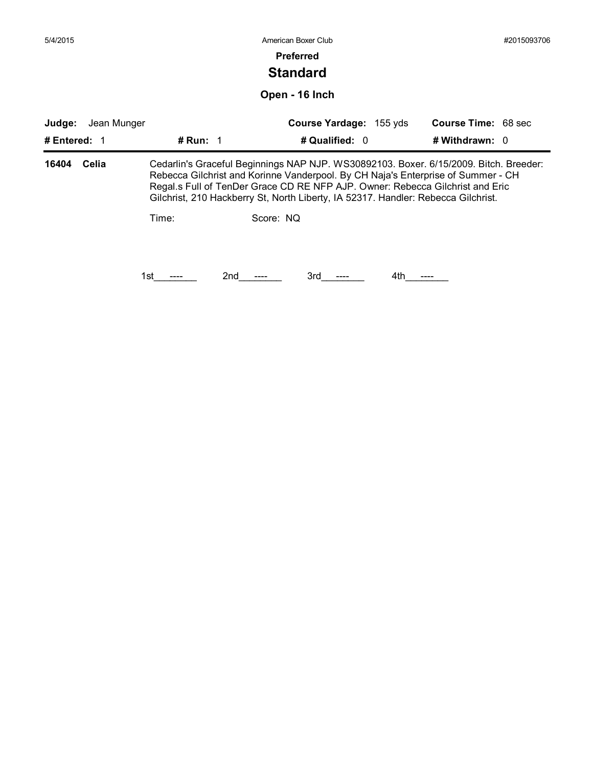# Preferred

## Standard

### Open - 16 Inch

**Judge:** Jean Munger **Course Yardage:** 155 yds **Course Time:** 68 sec

**# Entered:** 1 **# Run:** 1 **# Qualified:** 0 **# Withdrawn:** 0

**16404 Celia** Cedarlin's Graceful Beginnings NAP NJP. WS30892103. Boxer. 6/15/2009. Bitch. Breeder: Rebecca Gilchrist and Korinne Vanderpool. By CH Naja's Enterprise of Summer - CH Regal.s Full of TenDer Grace CD RE NFP AJP. Owner: Rebecca Gilchrist and Eric Gilchrist, 210 Hackberry St, North Liberty, IA 52317. Handler: Rebecca Gilchrist.

Time: Score: NQ

1st\_\_\_----\_\_\_ 2nd\_\_\_----\_\_\_ 3rd\_\_\_----\_\_\_ 4th\_\_\_----\_\_\_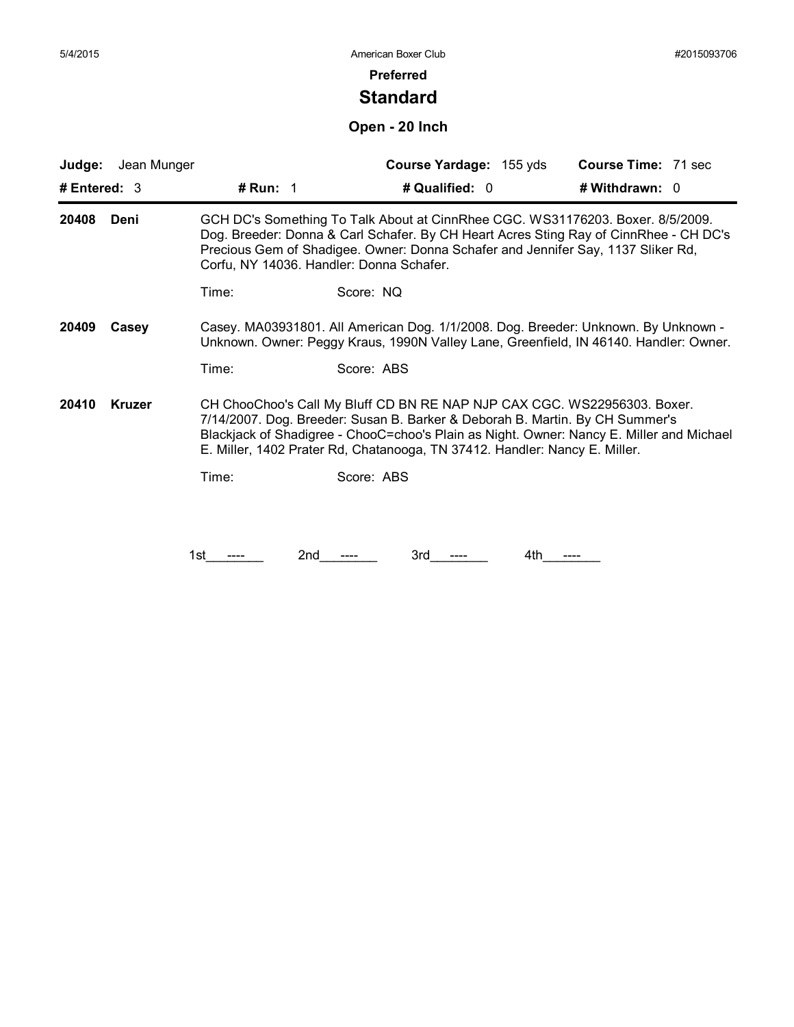5/4/2015 American Boxer Club #2015093706

**Preferred**

## Standard

### Open - 20 Inch

**Judge:** Jean Munger **Course Yardage:** 155 yds **Course Time:** 71 sec

**# Entered:** 3 **# Run:** 1 **# Qualified:** 0 **# Withdrawn:** 0

**20408 Deni** GCH DC's Something To Talk About at CinnRhee CGC. WS31176203. Boxer. 8/5/2009. Dog. Breeder: Donna & Carl Schafer. By CH Heart Acres Sting Ray of CinnRhee - CH DC's Precious Gem of Shadigee. Owner: Donna Schafer and Jennifer Say, 1137 Sliker Rd, Corfu, NY 14036. Handler: Donna Schafer.

Time: Score: NQ

**20409 Casey** Casey. MA03931801. All American Dog. 1/1/2008. Dog. Breeder: Unknown. By Unknown - Unknown. Owner: Peggy Kraus, 1990N Valley Lane, Greenfield, IN 46140. Handler: Owner.

Time: Score: ABS

**20410 Kruzer** CH ChooChoo's Call My Bluff CD BN RE NAP NJP CAX CGC. WS22956303. Boxer. 7/14/2007. Dog. Breeder: Susan B. Barker & Deborah B. Martin. By CH Summer's Blackjack of Shadigree - ChooC=choo's Plain as Night. Owner: Nancy E. Miller and Michael E. Miller, 1402 Prater Rd, Chatanooga, TN 37412. Handler: Nancy E. Miller.

Time: Score: ABS

1st\_\_\_----\_\_\_ 2nd\_\_\_----\_\_\_ 3rd\_\_\_----\_\_\_ 4th\_\_\_----\_\_\_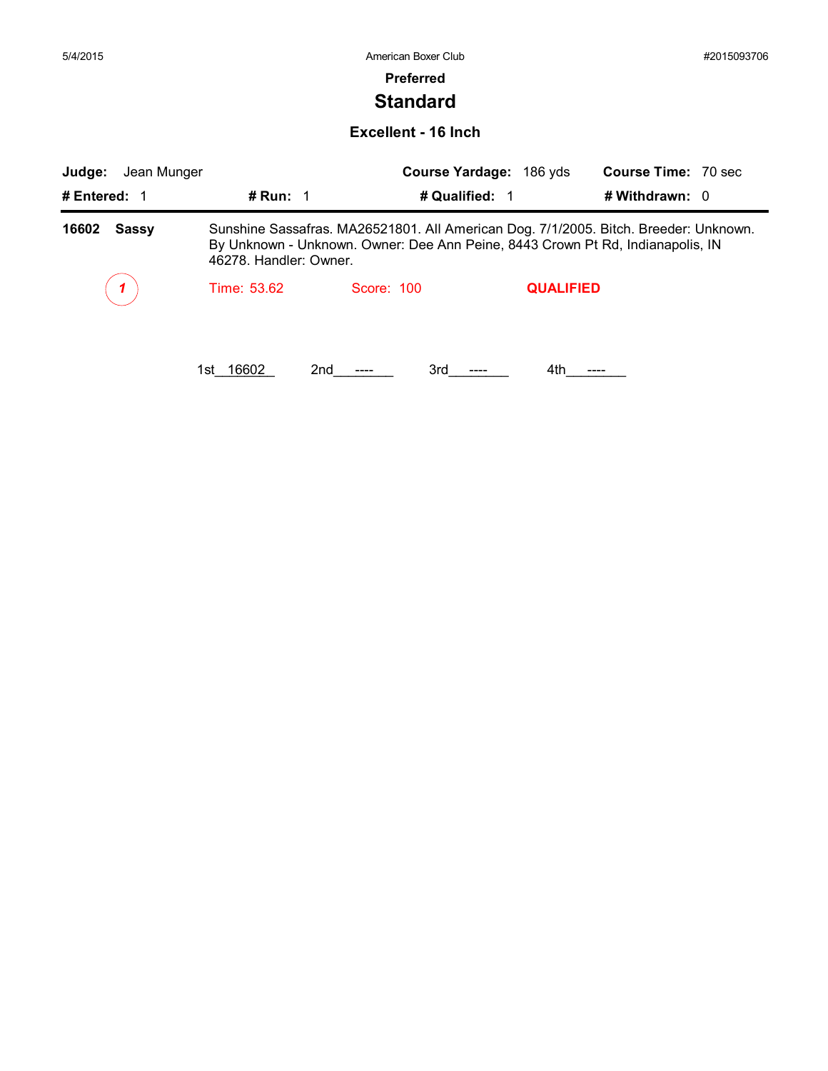Preferred

# Standard

## Excellent - 16 Inch

**Judge:** Jean Munger **Course Yardage:** 186 yds **Course Time:** 70 sec

**# Entered:** 1 **# Run:** 1 **# Qualified:** 1 **# Withdrawn:** 0

**16602** **Sassy** Sunshine Sassafras. MA26521801. All American Dog. 7/1/2005. Bitch. Breeder: Unknown. By Unknown - Unknown. Owner: Dee Ann Peine, 8443 Crown Pt Rd, Indianapolis, IN 46278. Handler: Owner.

*1* Time: 53.62 Score: 100 **QUALIFIED**

1st__16602__ 2nd___----___ 3rd___----___ 4th___----___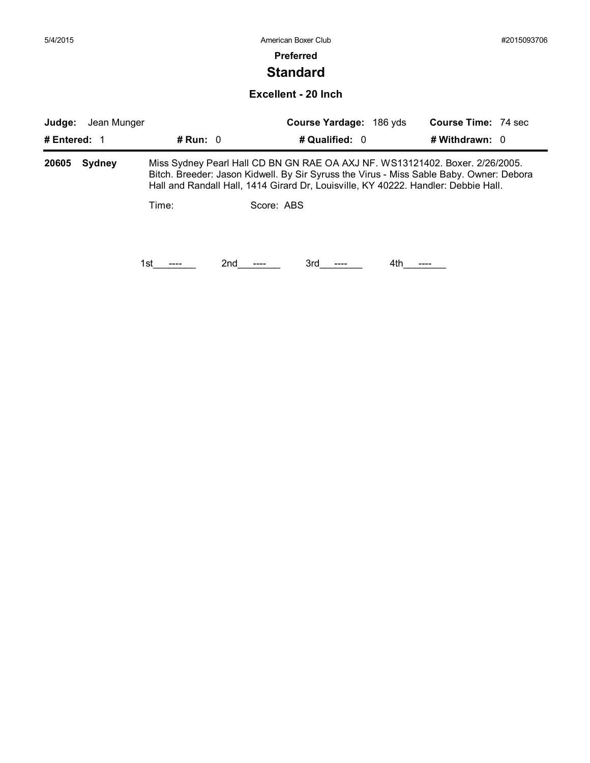# Preferred

## Standard

### Excellent - 20 Inch

**Judge:** Jean Munger | **Course Yardage:** 186 yds | **Course Time:** 74 sec

**# Entered:** 1 | **# Run:** 0 | **# Qualified:** 0 | **# Withdrawn:** 0

**20605 Sydney** — Miss Sydney Pearl Hall CD BN GN RAE OA AXJ NF. WS13121402. Boxer. 2/26/2005. Bitch. Breeder: Jason Kidwell. By Sir Syruss the Virus - Miss Sable Baby. Owner: Debora Hall and Randall Hall, 1414 Girard Dr, Louisville, KY 40222. Handler: Debbie Hall.

Time: Score: ABS

1st ---- 2nd ---- 3rd ---- 4th ----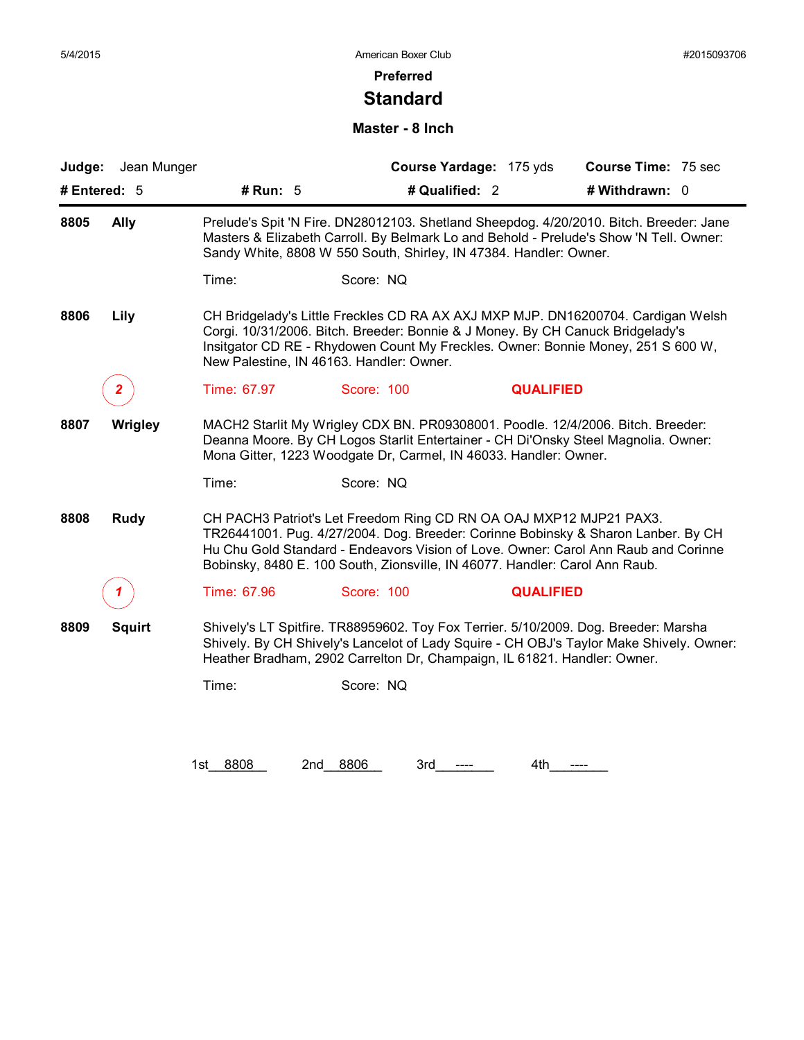American Boxer Club

**Preferred**

# Standard

### Master - 8 Inch

**Judge:** Jean Munger **Course Yardage:** 175 yds **Course Time:** 75 sec

**# Entered:** 5 **# Run:** 5 **# Qualified:** 2 **# Withdrawn:** 0

---

**8805 Ally** — Prelude's Spit 'N Fire. DN28012103. Shetland Sheepdog. 4/20/2010. Bitch. Breeder: Jane Masters & Elizabeth Carroll. By Belmark Lo and Behold - Prelude's Show 'N Tell. Owner: Sandy White, 8808 W 550 South, Shirley, IN 47384. Handler: Owner.

Time: Score: NQ

**8806 Lily** — CH Bridgelady's Little Freckles CD RA AX AXJ MXP MJP. DN16200704. Cardigan Welsh Corgi. 10/31/2006. Bitch. Breeder: Bonnie & J Money. By CH Canuck Bridgelady's Insitgator CD RE - Rhydowen Count My Freckles. Owner: Bonnie Money, 251 S 600 W, New Palestine, IN 46163. Handler: Owner.

2 Time: 67.97 Score: 100 **QUALIFIED**

**8807 Wrigley** — MACH2 Starlit My Wrigley CDX BN. PR09308001. Poodle. 12/4/2006. Bitch. Breeder: Deanna Moore. By CH Logos Starlit Entertainer - CH Di'Onsky Steel Magnolia. Owner: Mona Gitter, 1223 Woodgate Dr, Carmel, IN 46033. Handler: Owner.

Time: Score: NQ

**8808 Rudy** — CH PACH3 Patriot's Let Freedom Ring CD RN OA OAJ MXP12 MJP21 PAX3. TR26441001. Pug. 4/27/2004. Dog. Breeder: Corinne Bobinsky & Sharon Lanber. By CH Hu Chu Gold Standard - Endeavors Vision of Love. Owner: Carol Ann Raub and Corinne Bobinsky, 8480 E. 100 South, Zionsville, IN 46077. Handler: Carol Ann Raub.

1 Time: 67.96 Score: 100 **QUALIFIED**

**8809 Squirt** — Shively's LT Spitfire. TR88959602. Toy Fox Terrier. 5/10/2009. Dog. Breeder: Marsha Shively. By CH Shively's Lancelot of Lady Squire - CH OBJ's Taylor Make Shively. Owner: Heather Bradham, 2902 Carrelton Dr, Champaign, IL 61821. Handler: Owner.

Time: Score: NQ

1st 8808 2nd 8806 3rd ---- 4th ----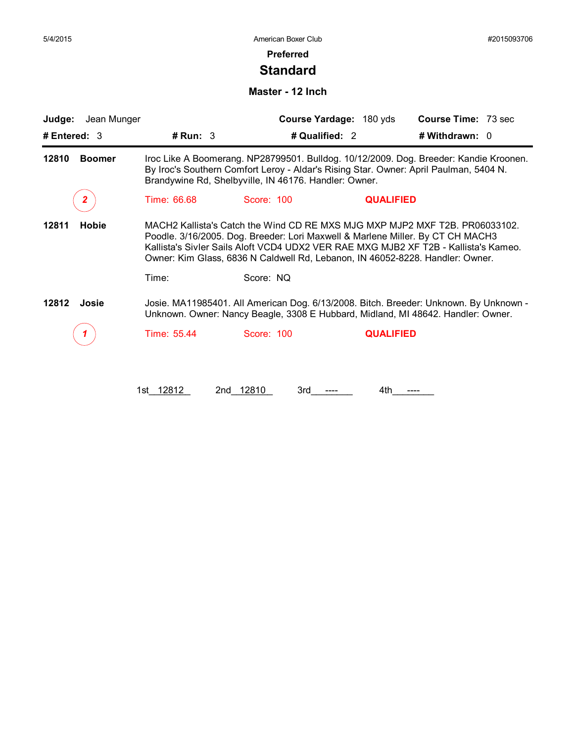## Preferred

# Standard

### Master - 12 Inch

**Judge:** Jean Munger **Course Yardage:** 180 yds **Course Time:** 73 sec

**# Entered:** 3 **# Run:** 3 **# Qualified:** 2 **# Withdrawn:** 0

---

**12810 Boomer**

Iroc Like A Boomerang. NP28799501. Bulldog. 10/12/2009. Dog. Breeder: Kandie Kroonen. By Iroc's Southern Comfort Leroy - Aldar's Rising Star. Owner: April Paulman, 5404 N. Brandywine Rd, Shelbyville, IN 46176. Handler: Owner.

2 Time: 66.68 Score: 100 **QUALIFIED**

**12811 Hobie**

MACH2 Kallista's Catch the Wind CD RE MXS MJG MXP MJP2 MXF T2B. PR06033102. Poodle. 3/16/2005. Dog. Breeder: Lori Maxwell & Marlene Miller. By CT CH MACH3 Kallista's Sivler Sails Aloft VCD4 UDX2 VER RAE MXG MJB2 XF T2B - Kallista's Kameo. Owner: Kim Glass, 6836 N Caldwell Rd, Lebanon, IN 46052-8228. Handler: Owner.

Time: Score: NQ

**12812 Josie**

Josie. MA11985401. All American Dog. 6/13/2008. Bitch. Breeder: Unknown. By Unknown - Unknown. Owner: Nancy Beagle, 3308 E Hubbard, Midland, MI 48642. Handler: Owner.

1 Time: 55.44 Score: 100 **QUALIFIED**

1st 12812 2nd 12810 3rd ---- 4th ----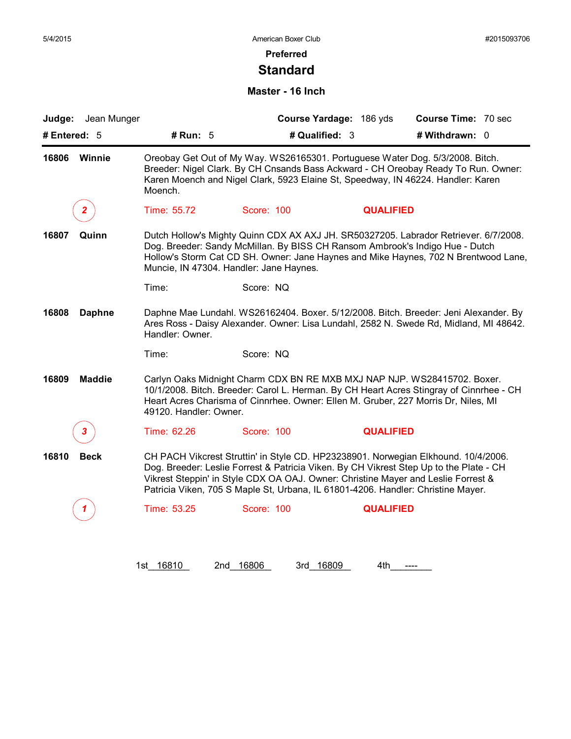American Boxer Club

#2015093706

## Preferred

# Standard

### Master - 16 Inch

**Judge:** Jean Munger **Course Yardage:** 186 yds **Course Time:** 70 sec

**# Entered:** 5 **# Run:** 5 **# Qualified:** 3 **# Withdrawn:** 0

---

**16806 Winnie** — Oreobay Get Out of My Way. WS26165301. Portuguese Water Dog. 5/3/2008. Bitch. Breeder: Nigel Clark. By CH Cnsands Bass Ackward - CH Oreobay Ready To Run. Owner: Karen Moench and Nigel Clark, 5923 Elaine St, Speedway, IN 46224. Handler: Karen Moench.

Placement: 2 | Time: 55.72 | Score: 100 | **QUALIFIED**

**16807 Quinn** — Dutch Hollow's Mighty Quinn CDX AX AXJ JH. SR50327205. Labrador Retriever. 6/7/2008. Dog. Breeder: Sandy McMillan. By BISS CH Ransom Ambrook's Indigo Hue - Dutch Hollow's Storm Cat CD SH. Owner: Jane Haynes and Mike Haynes, 702 N Brentwood Lane, Muncie, IN 47304. Handler: Jane Haynes.

Time: | Score: NQ

**16808 Daphne** — Daphne Mae Lundahl. WS26162404. Boxer. 5/12/2008. Bitch. Breeder: Jeni Alexander. By Ares Ross - Daisy Alexander. Owner: Lisa Lundahl, 2582 N. Swede Rd, Midland, MI 48642. Handler: Owner.

Time: | Score: NQ

**16809 Maddie** — Carlyn Oaks Midnight Charm CDX BN RE MXB MXJ NAP NJP. WS28415702. Boxer. 10/1/2008. Bitch. Breeder: Carol L. Herman. By CH Heart Acres Stingray of Cinnrhee - CH Heart Acres Charisma of Cinnrhee. Owner: Ellen M. Gruber, 227 Morris Dr, Niles, MI 49120. Handler: Owner.

Placement: 3 | Time: 62.26 | Score: 100 | **QUALIFIED**

**16810 Beck** — CH PACH Vikcrest Struttin' in Style CD. HP23238901. Norwegian Elkhound. 10/4/2006. Dog. Breeder: Leslie Forrest & Patricia Viken. By CH Vikrest Step Up to the Plate - CH Vikrest Steppin' in Style CDX OA OAJ. Owner: Christine Mayer and Leslie Forrest & Patricia Viken, 705 S Maple St, Urbana, IL 61801-4206. Handler: Christine Mayer.

Placement: 1 | Time: 53.25 | Score: 100 | **QUALIFIED**

1st 16810 2nd 16806 3rd 16809 4th ----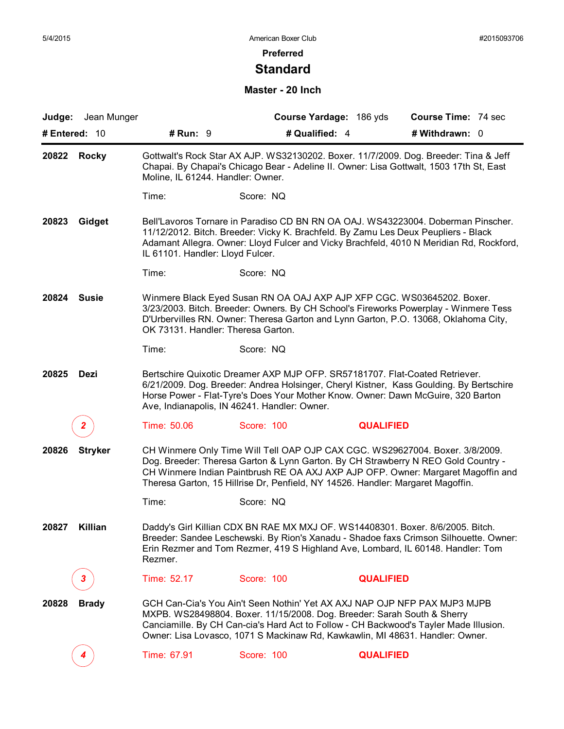American Boxer Club

**Preferred**

# Standard

### Master - 20 Inch

**Judge:** Jean Munger | **Course Yardage:** 186 yds | **Course Time:** 74 sec

**# Entered:** 10 | **# Run:** 9 | **# Qualified:** 4 | **# Withdrawn:** 0

---

**20822 Rocky**

Gottwalt's Rock Star AX AJP. WS32130202. Boxer. 11/7/2009. Dog. Breeder: Tina & Jeff Chapai. By Chapai's Chicago Bear - Adeline II. Owner: Lisa Gottwalt, 1503 17th St, East Moline, IL 61244. Handler: Owner.

Time: Score: NQ

**20823 Gidget**

Bell'Lavoros Tornare in Paradiso CD BN RN OA OAJ. WS43223004. Doberman Pinscher. 11/12/2012. Bitch. Breeder: Vicky K. Brachfeld. By Zamu Les Deux Peupliers - Black Adamant Allegra. Owner: Lloyd Fulcer and Vicky Brachfeld, 4010 N Meridian Rd, Rockford, IL 61101. Handler: Lloyd Fulcer.

Time: Score: NQ

**20824 Susie**

Winmere Black Eyed Susan RN OA OAJ AXP AJP XFP CGC. WS03645202. Boxer. 3/23/2003. Bitch. Breeder: Owners. By CH School's Fireworks Powerplay - Winmere Tess D'Urbervilles RN. Owner: Theresa Garton and Lynn Garton, P.O. 13068, Oklahoma City, OK 73131. Handler: Theresa Garton.

Time: Score: NQ

**20825 Dezi**

Bertschire Quixotic Dreamer AXP MJP OFP. SR57181707. Flat-Coated Retriever. 6/21/2009. Dog. Breeder: Andrea Holsinger, Cheryl Kistner, Kass Goulding. By Bertschire Horse Power - Flat-Tyre's Does Your Mother Know. Owner: Dawn McGuire, 320 Barton Ave, Indianapolis, IN 46241. Handler: Owner.

2 — Time: 50.06 Score: 100 **QUALIFIED**

**20826 Stryker**

CH Winmere Only Time Will Tell OAP OJP CAX CGC. WS29627004. Boxer. 3/8/2009. Dog. Breeder: Theresa Garton & Lynn Garton. By CH Strawberry N REO Gold Country - CH Winmere Indian Paintbrush RE OA AXJ AXP AJP OFP. Owner: Margaret Magoffin and Theresa Garton, 15 Hillrise Dr, Penfield, NY 14526. Handler: Margaret Magoffin.

Time: Score: NQ

**20827 Killian**

Daddy's Girl Killian CDX BN RAE MX MXJ OF. WS14408301. Boxer. 8/6/2005. Bitch. Breeder: Sandee Leschewski. By Rion's Xanadu - Shadoe faxs Crimson Silhouette. Owner: Erin Rezmer and Tom Rezmer, 419 S Highland Ave, Lombard, IL 60148. Handler: Tom Rezmer.

3 — Time: 52.17 Score: 100 **QUALIFIED**

**20828 Brady**

GCH Can-Cia's You Ain't Seen Nothin' Yet AX AXJ NAP OJP NFP PAX MJP3 MJPB MXPB. WS28498804. Boxer. 11/15/2008. Dog. Breeder: Sarah South & Sherry Canciamille. By CH Can-cia's Hard Act to Follow - CH Backwood's Tayler Made Illusion. Owner: Lisa Lovasco, 1071 S Mackinaw Rd, Kawkawlin, MI 48631. Handler: Owner.

4 — Time: 67.91 Score: 100 **QUALIFIED**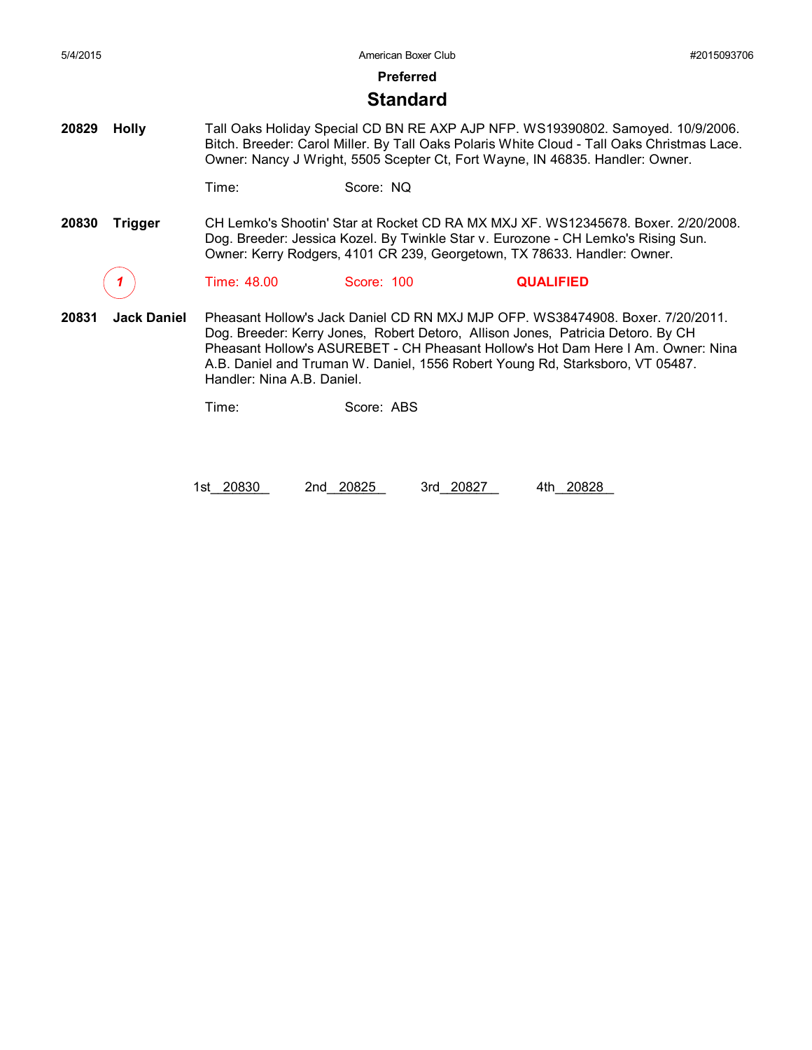## Preferred

# Standard

**20829** **Holly**

Tall Oaks Holiday Special CD BN RE AXP AJP NFP. WS19390802. Samoyed. 10/9/2006. Bitch. Breeder: Carol Miller. By Tall Oaks Polaris White Cloud - Tall Oaks Christmas Lace. Owner: Nancy J Wright, 5505 Scepter Ct, Fort Wayne, IN 46835. Handler: Owner.

Time: Score: NQ

**20830** **Trigger**

CH Lemko's Shootin' Star at Rocket CD RA MX MXJ XF. WS12345678. Boxer. 2/20/2008. Dog. Breeder: Jessica Kozel. By Twinkle Star v. Eurozone - CH Lemko's Rising Sun. Owner: Kerry Rodgers, 4101 CR 239, Georgetown, TX 78633. Handler: Owner.

1 Time: 48.00 Score: 100 **QUALIFIED**

**20831** **Jack Daniel**

Pheasant Hollow's Jack Daniel CD RN MXJ MJP OFP. WS38474908. Boxer. 7/20/2011. Dog. Breeder: Kerry Jones, Robert Detoro, Allison Jones, Patricia Detoro. By CH Pheasant Hollow's ASUREBET - CH Pheasant Hollow's Hot Dam Here I Am. Owner: Nina A.B. Daniel and Truman W. Daniel, 1556 Robert Young Rd, Starksboro, VT 05487. Handler: Nina A.B. Daniel.

Time: Score: ABS

1st 20830 2nd 20825 3rd 20827 4th 20828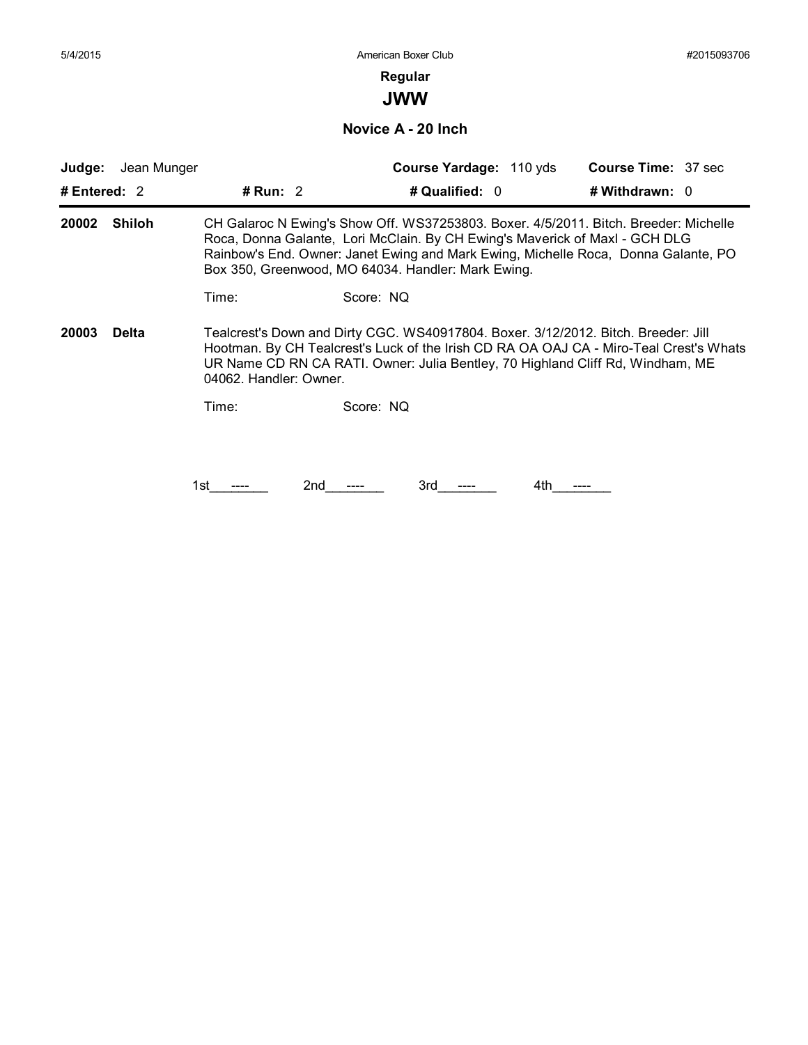**Regular**

## JWW

### Novice A - 20 Inch

**Judge:** Jean Munger **Course Yardage:** 110 yds **Course Time:** 37 sec

**# Entered:** 2 **# Run:** 2 **# Qualified:** 0 **# Withdrawn:** 0

---

**20002 Shiloh**

CH Galaroc N Ewing's Show Off. WS37253803. Boxer. 4/5/2011. Bitch. Breeder: Michelle Roca, Donna Galante, Lori McClain. By CH Ewing's Maverick of Maxl - GCH DLG Rainbow's End. Owner: Janet Ewing and Mark Ewing, Michelle Roca, Donna Galante, PO Box 350, Greenwood, MO 64034. Handler: Mark Ewing.

Time: Score: NQ

**20003 Delta**

Tealcrest's Down and Dirty CGC. WS40917804. Boxer. 3/12/2012. Bitch. Breeder: Jill Hootman. By CH Tealcrest's Luck of the Irish CD RA OA OAJ CA - Miro-Teal Crest's Whats UR Name CD RN CA RATI. Owner: Julia Bentley, 70 Highland Cliff Rd, Windham, ME 04062. Handler: Owner.

Time: Score: NQ

1st\_\_\_----\_\_\_ 2nd\_\_\_----\_\_\_ 3rd\_\_\_----\_\_\_ 4th\_\_\_----\_\_\_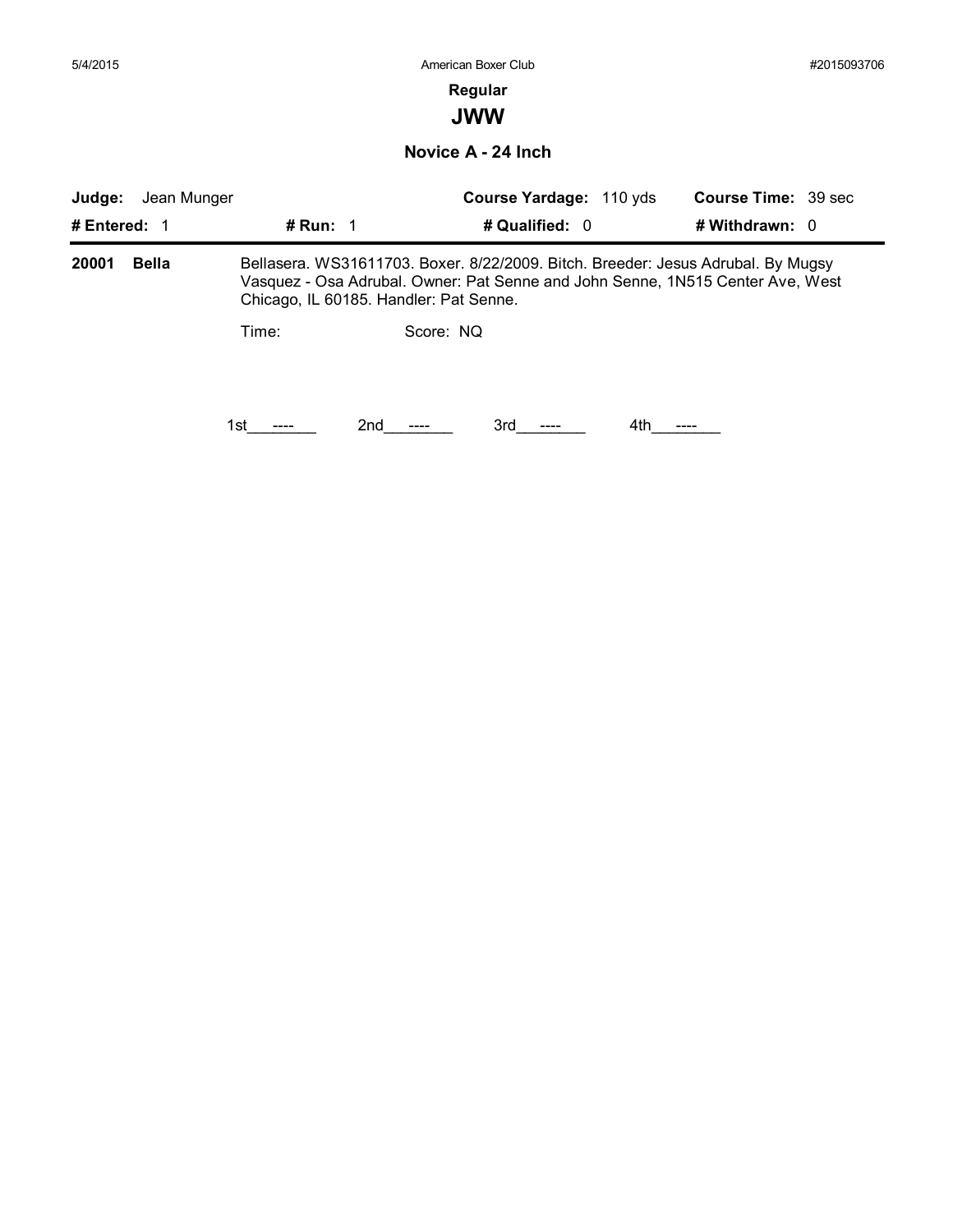## Regular

# JWW

### Novice A - 24 Inch

**Judge:** Jean Munger **Course Yardage:** 110 yds **Course Time:** 39 sec

**# Entered:** 1 **# Run:** 1 **# Qualified:** 0 **# Withdrawn:** 0

---

**20001 Bella** Bellasera. WS31611703. Boxer. 8/22/2009. Bitch. Breeder: Jesus Adrubal. By Mugsy Vasquez - Osa Adrubal. Owner: Pat Senne and John Senne, 1N515 Center Ave, West Chicago, IL 60185. Handler: Pat Senne.

Time: Score: NQ

1st\_\_\_----\_\_\_ 2nd\_\_\_----\_\_\_ 3rd\_\_\_----\_\_\_ 4th\_\_\_----\_\_\_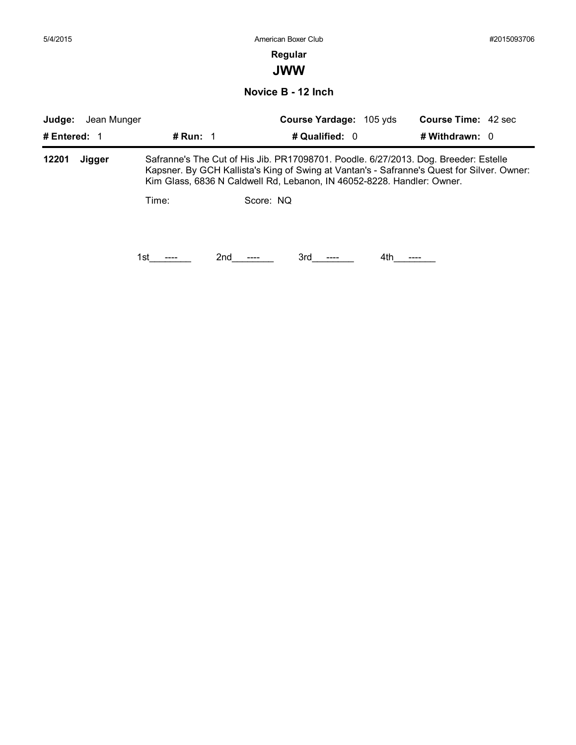# Regular

## JWW

### Novice B - 12 Inch

**Judge:** Jean Munger | **Course Yardage:** 105 yds | **Course Time:** 42 sec

**# Entered:** 1 | **# Run:** 1 | **# Qualified:** 0 | **# Withdrawn:** 0

---

**12201** **Jigger** Safranne's The Cut of His Jib. PR17098701. Poodle. 6/27/2013. Dog. Breeder: Estelle Kapsner. By GCH Kallista's King of Swing at Vantan's - Safranne's Quest for Silver. Owner: Kim Glass, 6836 N Caldwell Rd, Lebanon, IN 46052-8228. Handler: Owner.

Time: Score: NQ

1st\_\_\_----\_\_\_ 2nd\_\_\_----\_\_\_ 3rd\_\_\_----\_\_\_ 4th\_\_\_----\_\_\_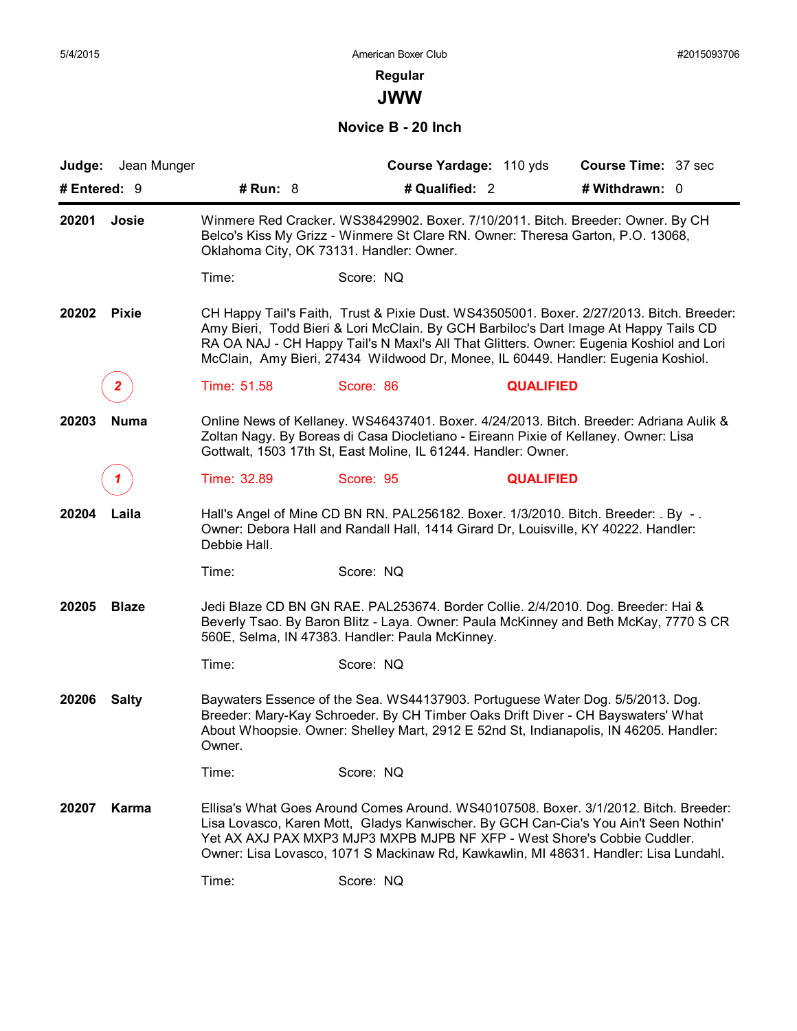# Regular

## JWW

### Novice B - 20 Inch

**Judge:** Jean Munger **Course Yardage:** 110 yds **Course Time:** 37 sec

**# Entered:** 9 **# Run:** 8 **# Qualified:** 2 **# Withdrawn:** 0

---

**20201 Josie**

Winmere Red Cracker. WS38429902. Boxer. 7/10/2011. Bitch. Breeder: Owner. By CH Belco's Kiss My Grizz - Winmere St Clare RN. Owner: Theresa Garton, P.O. 13068, Oklahoma City, OK 73131. Handler: Owner.

Time: Score: NQ

**20202 Pixie**

CH Happy Tail's Faith, Trust & Pixie Dust. WS43505001. Boxer. 2/27/2013. Bitch. Breeder: Amy Bieri, Todd Bieri & Lori McClain. By GCH Barbiloc's Dart Image At Happy Tails CD RA OA NAJ - CH Happy Tail's N Maxl's All That Glitters. Owner: Eugenia Koshiol and Lori McClain, Amy Bieri, 27434 Wildwood Dr, Monee, IL 60449. Handler: Eugenia Koshiol.

2 Time: 51.58 Score: 86 **QUALIFIED**

**20203 Numa**

Online News of Kellaney. WS46437401. Boxer. 4/24/2013. Bitch. Breeder: Adriana Aulik & Zoltan Nagy. By Boreas di Casa Diocletiano - Eireann Pixie of Kellaney. Owner: Lisa Gottwalt, 1503 17th St, East Moline, IL 61244. Handler: Owner.

1 Time: 32.89 Score: 95 **QUALIFIED**

**20204 Laila**

Hall's Angel of Mine CD BN RN. PAL256182. Boxer. 1/3/2010. Bitch. Breeder: . By - . Owner: Debora Hall and Randall Hall, 1414 Girard Dr, Louisville, KY 40222. Handler: Debbie Hall.

Time: Score: NQ

**20205 Blaze**

Jedi Blaze CD BN GN RAE. PAL253674. Border Collie. 2/4/2010. Dog. Breeder: Hai & Beverly Tsao. By Baron Blitz - Laya. Owner: Paula McKinney and Beth McKay, 7770 S CR 560E, Selma, IN 47383. Handler: Paula McKinney.

Time: Score: NQ

**20206 Salty**

Baywaters Essence of the Sea. WS44137903. Portuguese Water Dog. 5/5/2013. Dog. Breeder: Mary-Kay Schroeder. By CH Timber Oaks Drift Diver - CH Bayswaters' What About Whoopsie. Owner: Shelley Mart, 2912 E 52nd St, Indianapolis, IN 46205. Handler: Owner.

Time: Score: NQ

**20207 Karma**

Ellisa's What Goes Around Comes Around. WS40107508. Boxer. 3/1/2012. Bitch. Breeder: Lisa Lovasco, Karen Mott, Gladys Kanwischer. By GCH Can-Cia's You Ain't Seen Nothin' Yet AX AXJ PAX MXP3 MJP3 MXPB MJPB NF XFP - West Shore's Cobbie Cuddler. Owner: Lisa Lovasco, 1071 S Mackinaw Rd, Kawkawlin, MI 48631. Handler: Lisa Lundahl.

Time: Score: NQ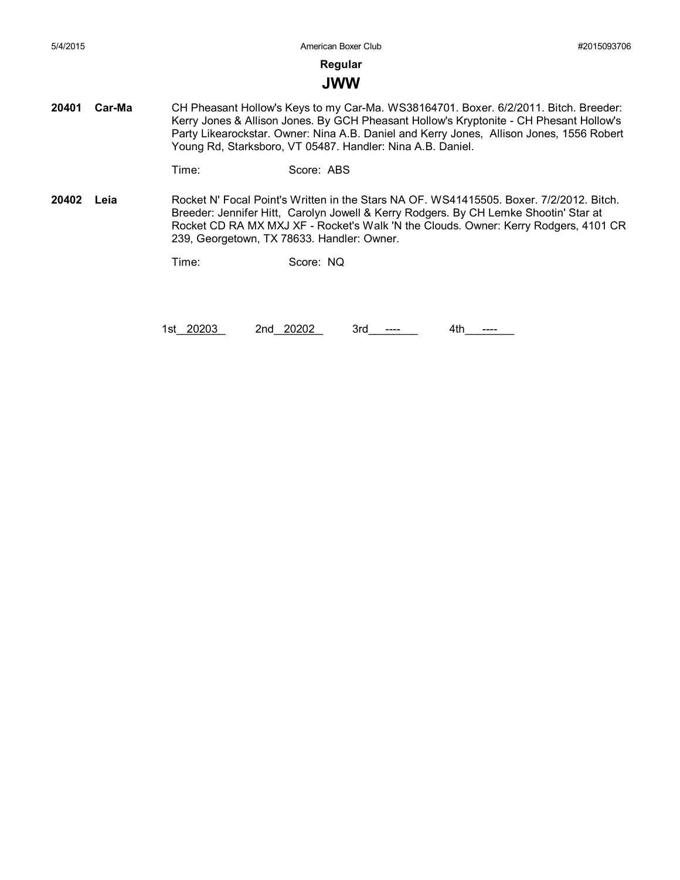**Regular**

## JWW

**20401** **Car-Ma** CH Pheasant Hollow's Keys to my Car-Ma. WS38164701. Boxer. 6/2/2011. Bitch. Breeder: Kerry Jones & Allison Jones. By GCH Pheasant Hollow's Kryptonite - CH Phesant Hollow's Party Likearockstar. Owner: Nina A.B. Daniel and Kerry Jones, Allison Jones, 1556 Robert Young Rd, Starksboro, VT 05487. Handler: Nina A.B. Daniel.

Time: Score: ABS

**20402** **Leia** Rocket N' Focal Point's Written in the Stars NA OF. WS41415505. Boxer. 7/2/2012. Bitch. Breeder: Jennifer Hitt, Carolyn Jowell & Kerry Rodgers. By CH Lemke Shootin' Star at Rocket CD RA MX MXJ XF - Rocket's Walk 'N the Clouds. Owner: Kerry Rodgers, 4101 CR 239, Georgetown, TX 78633. Handler: Owner.

Time: Score: NQ

1st__20203__ 2nd__20202__ 3rd__----__ 4th__----__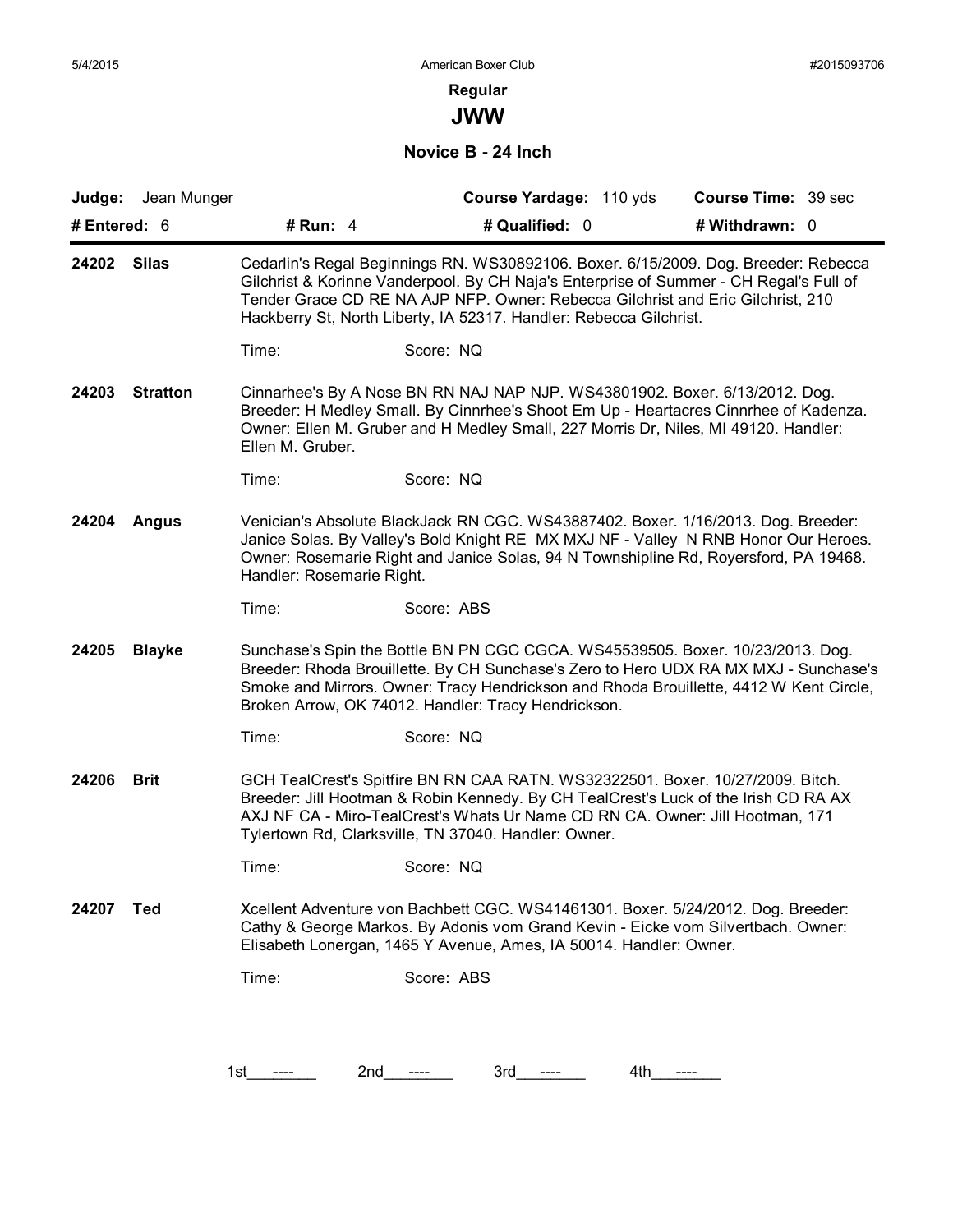**Regular**

# JWW

## Novice B - 24 Inch

| **Judge:** Jean Munger | | **Course Yardage:** 110 yds | **Course Time:** 39 sec |
|---|---|---|---|
| **# Entered:** 6 | **# Run:** 4 | **# Qualified:** 0 | **# Withdrawn:** 0 |

**24202 Silas** — Cedarlin's Regal Beginnings RN. WS30892106. Boxer. 6/15/2009. Dog. Breeder: Rebecca Gilchrist & Korinne Vanderpool. By CH Naja's Enterprise of Summer - CH Regal's Full of Tender Grace CD RE NA AJP NFP. Owner: Rebecca Gilchrist and Eric Gilchrist, 210 Hackberry St, North Liberty, IA 52317. Handler: Rebecca Gilchrist.

Time: Score: NQ

**24203 Stratton** — Cinnarhee's By A Nose BN RN NAJ NAP NJP. WS43801902. Boxer. 6/13/2012. Dog. Breeder: H Medley Small. By Cinnrhee's Shoot Em Up - Heartacres Cinnrhee of Kadenza. Owner: Ellen M. Gruber and H Medley Small, 227 Morris Dr, Niles, MI 49120. Handler: Ellen M. Gruber.

Time: Score: NQ

**24204 Angus** — Venician's Absolute BlackJack RN CGC. WS43887402. Boxer. 1/16/2013. Dog. Breeder: Janice Solas. By Valley's Bold Knight RE MX MXJ NF - Valley N RNB Honor Our Heroes. Owner: Rosemarie Right and Janice Solas, 94 N Townshipline Rd, Royersford, PA 19468. Handler: Rosemarie Right.

Time: Score: ABS

**24205 Blayke** — Sunchase's Spin the Bottle BN PN CGC CGCA. WS45539505. Boxer. 10/23/2013. Dog. Breeder: Rhoda Brouillette. By CH Sunchase's Zero to Hero UDX RA MX MXJ - Sunchase's Smoke and Mirrors. Owner: Tracy Hendrickson and Rhoda Brouillette, 4412 W Kent Circle, Broken Arrow, OK 74012. Handler: Tracy Hendrickson.

Time: Score: NQ

**24206 Brit** — GCH TealCrest's Spitfire BN RN CAA RATN. WS32322501. Boxer. 10/27/2009. Bitch. Breeder: Jill Hootman & Robin Kennedy. By CH TealCrest's Luck of the Irish CD RA AX AXJ NF CA - Miro-TealCrest's Whats Ur Name CD RN CA. Owner: Jill Hootman, 171 Tylertown Rd, Clarksville, TN 37040. Handler: Owner.

Time: Score: NQ

**24207 Ted** — Xcellent Adventure von Bachbett CGC. WS41461301. Boxer. 5/24/2012. Dog. Breeder: Cathy & George Markos. By Adonis vom Grand Kevin - Eicke vom Silvertbach. Owner: Elisabeth Lonergan, 1465 Y Avenue, Ames, IA 50014. Handler: Owner.

Time: Score: ABS

1st ---- 2nd ---- 3rd ---- 4th ----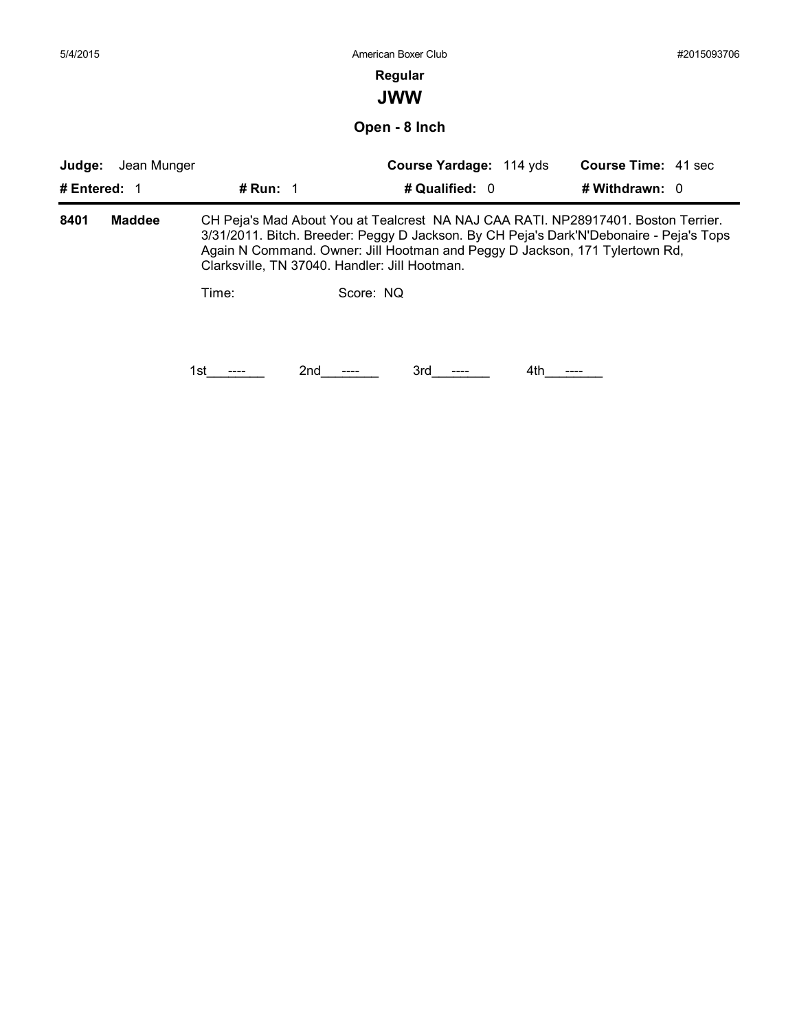**Regular**

## JWW

### Open - 8 Inch

| **Judge:** Jean Munger | | **Course Yardage:** 114 yds | **Course Time:** 41 sec |
|---|---|---|---|
| **# Entered:** 1 | **# Run:** 1 | **# Qualified:** 0 | **# Withdrawn:** 0 |

**8401** **Maddee** CH Peja's Mad About You at Tealcrest NA NAJ CAA RATI. NP28917401. Boston Terrier. 3/31/2011. Bitch. Breeder: Peggy D Jackson. By CH Peja's Dark'N'Debonaire - Peja's Tops Again N Command. Owner: Jill Hootman and Peggy D Jackson, 171 Tylertown Rd, Clarksville, TN 37040. Handler: Jill Hootman.

Time: Score: NQ

1st ---- 2nd ---- 3rd ---- 4th ----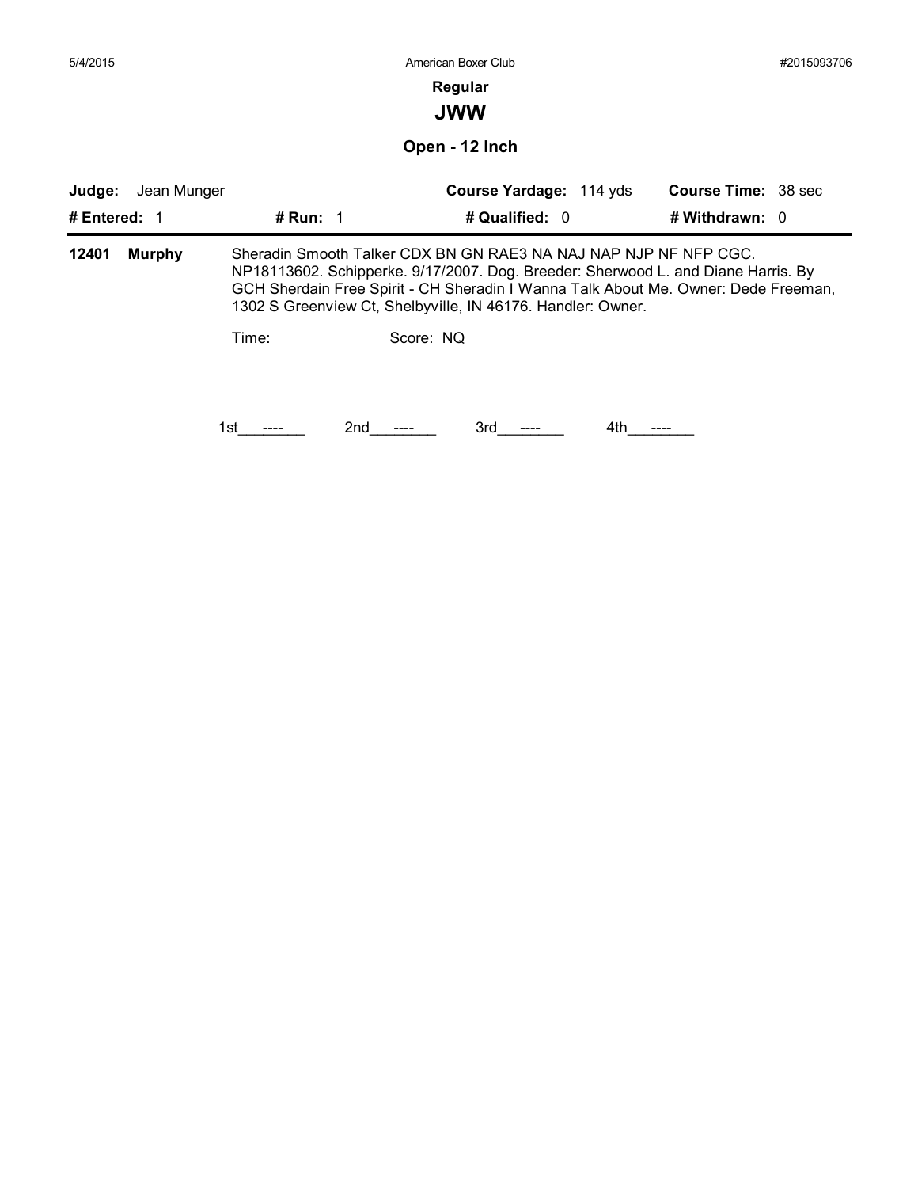**Regular**

## JWW

### Open - 12 Inch

**Judge:** Jean Munger **Course Yardage:** 114 yds **Course Time:** 38 sec

**# Entered:** 1 **# Run:** 1 **# Qualified:** 0 **# Withdrawn:** 0

**12401 Murphy** Sheradin Smooth Talker CDX BN GN RAE3 NA NAJ NAP NJP NF NFP CGC. NP18113602. Schipperke. 9/17/2007. Dog. Breeder: Sherwood L. and Diane Harris. By GCH Sherdain Free Spirit - CH Sheradin I Wanna Talk About Me. Owner: Dede Freeman, 1302 S Greenview Ct, Shelbyville, IN 46176. Handler: Owner.

Time: Score: NQ

1st\_\_\_----\_\_\_ 2nd\_\_\_----\_\_\_ 3rd\_\_\_----\_\_\_ 4th\_\_\_----\_\_\_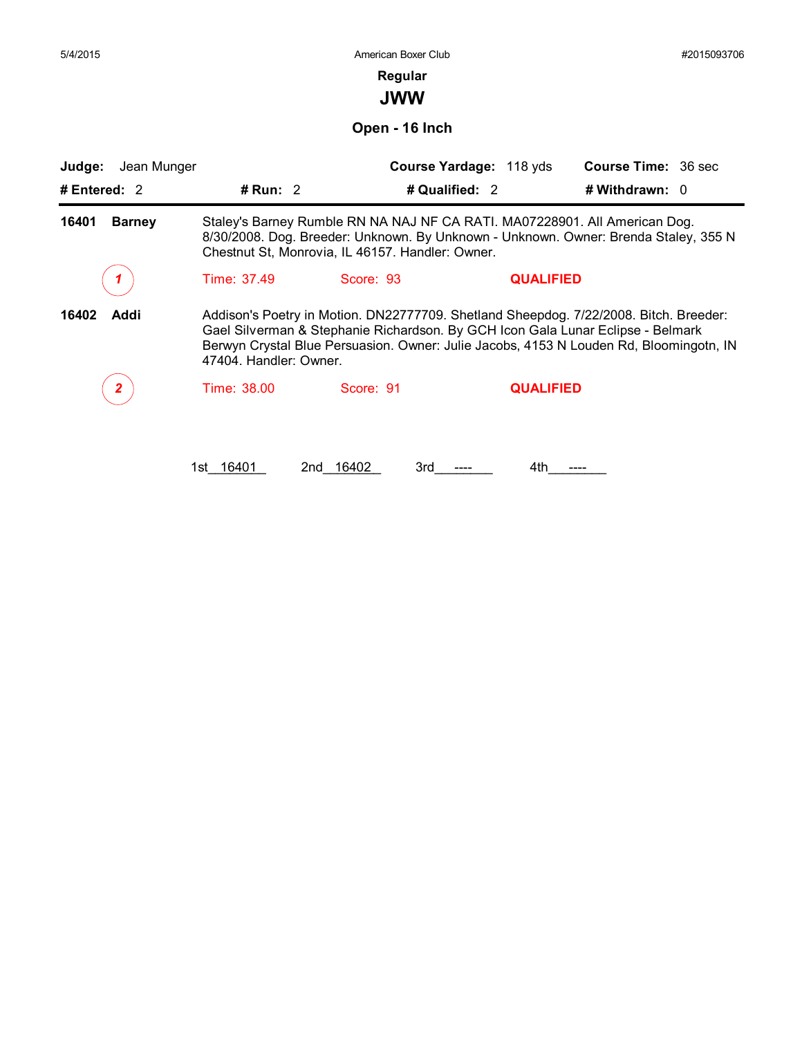5/4/2015 American Boxer Club #2015093706

## Regular

# JWW

### Open - 16 Inch

**Judge:** Jean Munger **Course Yardage:** 118 yds **Course Time:** 36 sec

**# Entered:** 2 **# Run:** 2 **# Qualified:** 2 **# Withdrawn:** 0

---

**16401 Barney** Staley's Barney Rumble RN NA NAJ NF CA RATI. MA07228901. All American Dog. 8/30/2008. Dog. Breeder: Unknown. By Unknown - Unknown. Owner: Brenda Staley, 355 N Chestnut St, Monrovia, IL 46157. Handler: Owner.

*1* Time: 37.49 Score: 93 **QUALIFIED**

**16402 Addi** Addison's Poetry in Motion. DN22777709. Shetland Sheepdog. 7/22/2008. Bitch. Breeder: Gael Silverman & Stephanie Richardson. By GCH Icon Gala Lunar Eclipse - Belmark Berwyn Crystal Blue Persuasion. Owner: Julie Jacobs, 4153 N Louden Rd, Bloomingotn, IN 47404. Handler: Owner.

*2* Time: 38.00 Score: 91 **QUALIFIED**

1st 16401 2nd 16402 3rd ---- 4th ----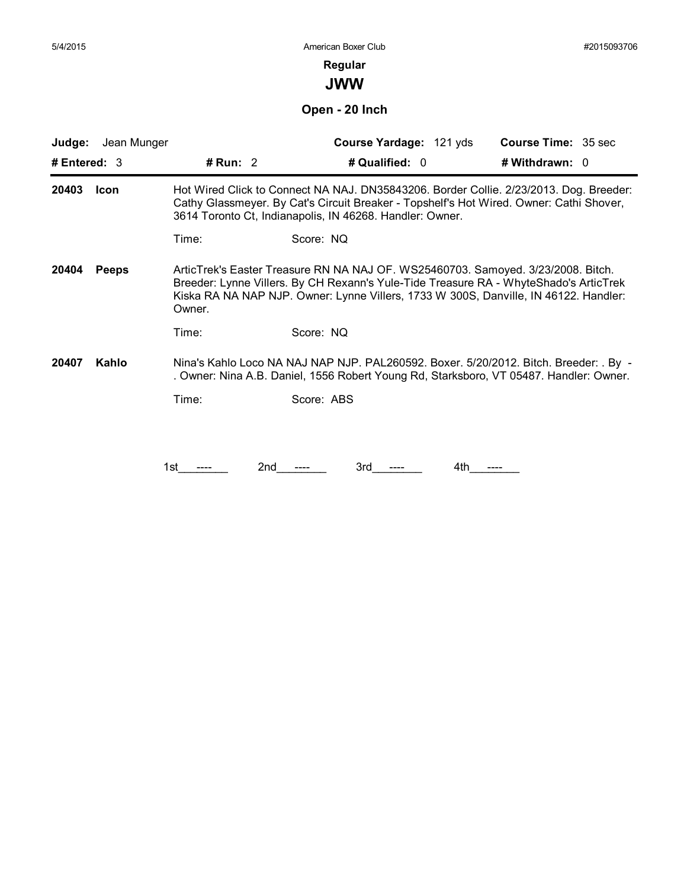5/4/2015 American Boxer Club #2015093706

**Regular**

## JWW

### Open - 20 Inch

**Judge:** Jean Munger | **Course Yardage:** 121 yds | **Course Time:** 35 sec

**# Entered:** 3 | **# Run:** 2 | **# Qualified:** 0 | **# Withdrawn:** 0

---

**20403 Icon**

Hot Wired Click to Connect NA NAJ. DN35843206. Border Collie. 2/23/2013. Dog. Breeder: Cathy Glassmeyer. By Cat's Circuit Breaker - Topshelf's Hot Wired. Owner: Cathi Shover, 3614 Toronto Ct, Indianapolis, IN 46268. Handler: Owner.

Time: Score: NQ

**20404 Peeps**

ArticTrek's Easter Treasure RN NA NAJ OF. WS25460703. Samoyed. 3/23/2008. Bitch. Breeder: Lynne Villers. By CH Rexann's Yule-Tide Treasure RA - WhyteShado's ArticTrek Kiska RA NA NAP NJP. Owner: Lynne Villers, 1733 W 300S, Danville, IN 46122. Handler: Owner.

Time: Score: NQ

**20407 Kahlo**

Nina's Kahlo Loco NA NAJ NAP NJP. PAL260592. Boxer. 5/20/2012. Bitch. Breeder: . By - . Owner: Nina A.B. Daniel, 1556 Robert Young Rd, Starksboro, VT 05487. Handler: Owner.

Time: Score: ABS

1st\_\_\_----\_\_\_ 2nd\_\_\_----\_\_\_ 3rd\_\_\_----\_\_\_ 4th\_\_\_----\_\_\_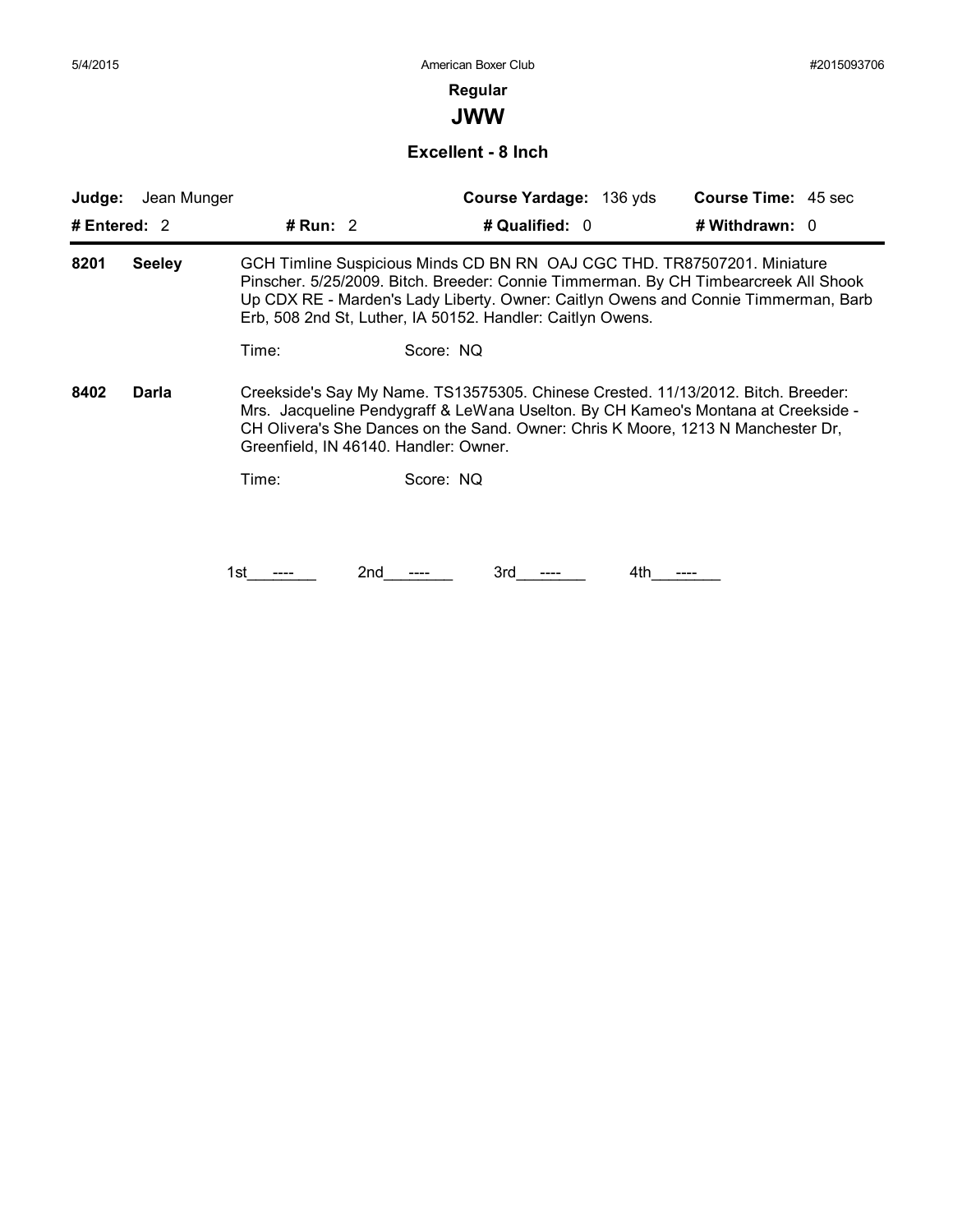## Regular

## JWW

### Excellent - 8 Inch

**Judge:** Jean Munger | **Course Yardage:** 136 yds | **Course Time:** 45 sec

**# Entered:** 2 | **# Run:** 2 | **# Qualified:** 0 | **# Withdrawn:** 0

---

**8201** **Seeley** — GCH Timline Suspicious Minds CD BN RN OAJ CGC THD. TR87507201. Miniature Pinscher. 5/25/2009. Bitch. Breeder: Connie Timmerman. By CH Timbearcreek All Shook Up CDX RE - Marden's Lady Liberty. Owner: Caitlyn Owens and Connie Timmerman, Barb Erb, 508 2nd St, Luther, IA 50152. Handler: Caitlyn Owens.

Time: Score: NQ

**8402** **Darla** — Creekside's Say My Name. TS13575305. Chinese Crested. 11/13/2012. Bitch. Breeder: Mrs. Jacqueline Pendygraff & LeWana Uselton. By CH Kameo's Montana at Creekside - CH Olivera's She Dances on the Sand. Owner: Chris K Moore, 1213 N Manchester Dr, Greenfield, IN 46140. Handler: Owner.

Time: Score: NQ

1st ---- 2nd ---- 3rd ---- 4th ----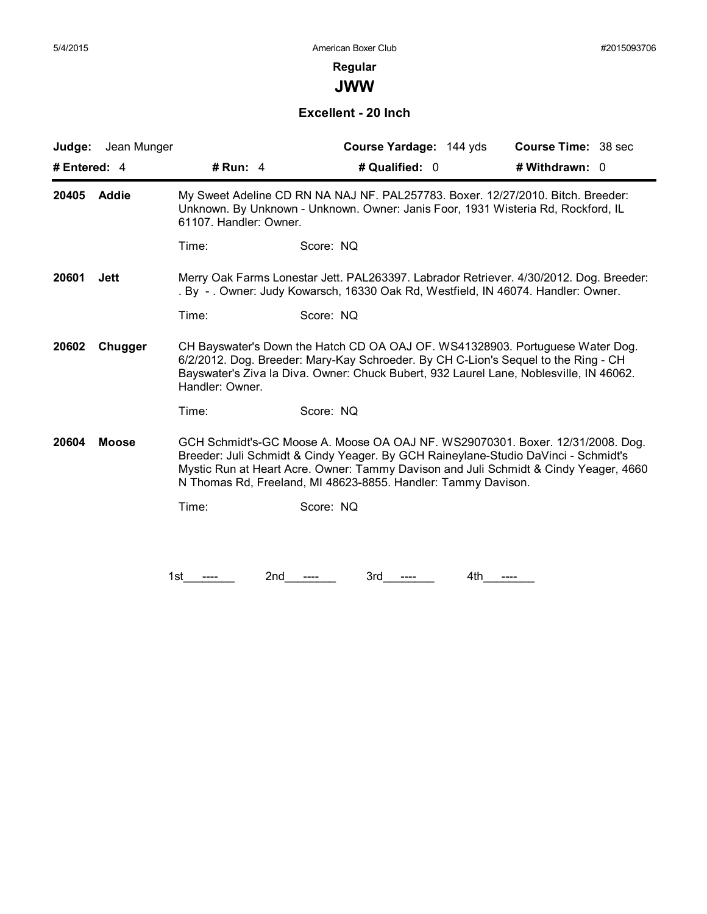**Regular**

## JWW

### Excellent - 20 Inch

| **Judge:** Jean Munger | | **Course Yardage:** 144 yds | **Course Time:** 38 sec |
|---|---|---|---|
| **# Entered:** 4 | **# Run:** 4 | **# Qualified:** 0 | **# Withdrawn:** 0 |

**20405 Addie**

My Sweet Adeline CD RN NA NAJ NF. PAL257783. Boxer. 12/27/2010. Bitch. Breeder: Unknown. By Unknown - Unknown. Owner: Janis Foor, 1931 Wisteria Rd, Rockford, IL 61107. Handler: Owner.

Time: Score: NQ

**20601 Jett**

Merry Oak Farms Lonestar Jett. PAL263397. Labrador Retriever. 4/30/2012. Dog. Breeder: . By - . Owner: Judy Kowarsch, 16330 Oak Rd, Westfield, IN 46074. Handler: Owner.

Time: Score: NQ

**20602 Chugger**

CH Bayswater's Down the Hatch CD OA OAJ OF. WS41328903. Portuguese Water Dog. 6/2/2012. Dog. Breeder: Mary-Kay Schroeder. By CH C-Lion's Sequel to the Ring - CH Bayswater's Ziva la Diva. Owner: Chuck Bubert, 932 Laurel Lane, Noblesville, IN 46062. Handler: Owner.

Time: Score: NQ

**20604 Moose**

GCH Schmidt's-GC Moose A. Moose OA OAJ NF. WS29070301. Boxer. 12/31/2008. Dog. Breeder: Juli Schmidt & Cindy Yeager. By GCH Raineylane-Studio DaVinci - Schmidt's Mystic Run at Heart Acre. Owner: Tammy Davison and Juli Schmidt & Cindy Yeager, 4660 N Thomas Rd, Freeland, MI 48623-8855. Handler: Tammy Davison.

Time: Score: NQ

1st ---- 2nd ---- 3rd ---- 4th ----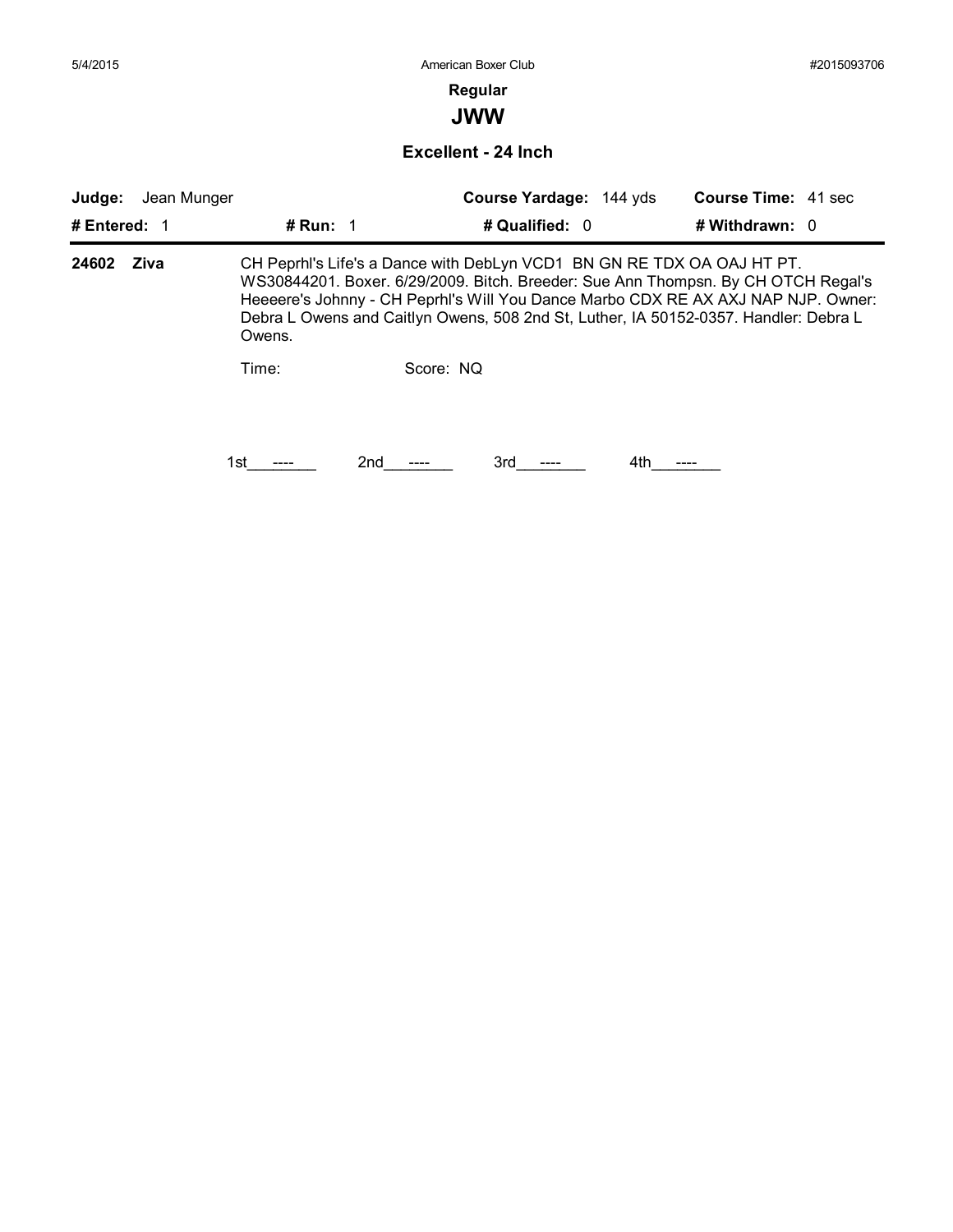## Regular

# JWW

### Excellent - 24 Inch

| **Judge:** Jean Munger | | **Course Yardage:** 144 yds | **Course Time:** 41 sec |
|---|---|---|---|
| **# Entered:** 1 | **# Run:** 1 | **# Qualified:** 0 | **# Withdrawn:** 0 |

**24602 Ziva**

CH Peprhl's Life's a Dance with DebLyn VCD1 BN GN RE TDX OA OAJ HT PT. WS30844201. Boxer. 6/29/2009. Bitch. Breeder: Sue Ann Thompsn. By CH OTCH Regal's Heeeere's Johnny - CH Peprhl's Will You Dance Marbo CDX RE AX AXJ NAP NJP. Owner: Debra L Owens and Caitlyn Owens, 508 2nd St, Luther, IA 50152-0357. Handler: Debra L Owens.

Time: Score: NQ

1st\_\_\_----\_\_\_ 2nd\_\_\_----\_\_\_ 3rd\_\_\_----\_\_\_ 4th\_\_\_----\_\_\_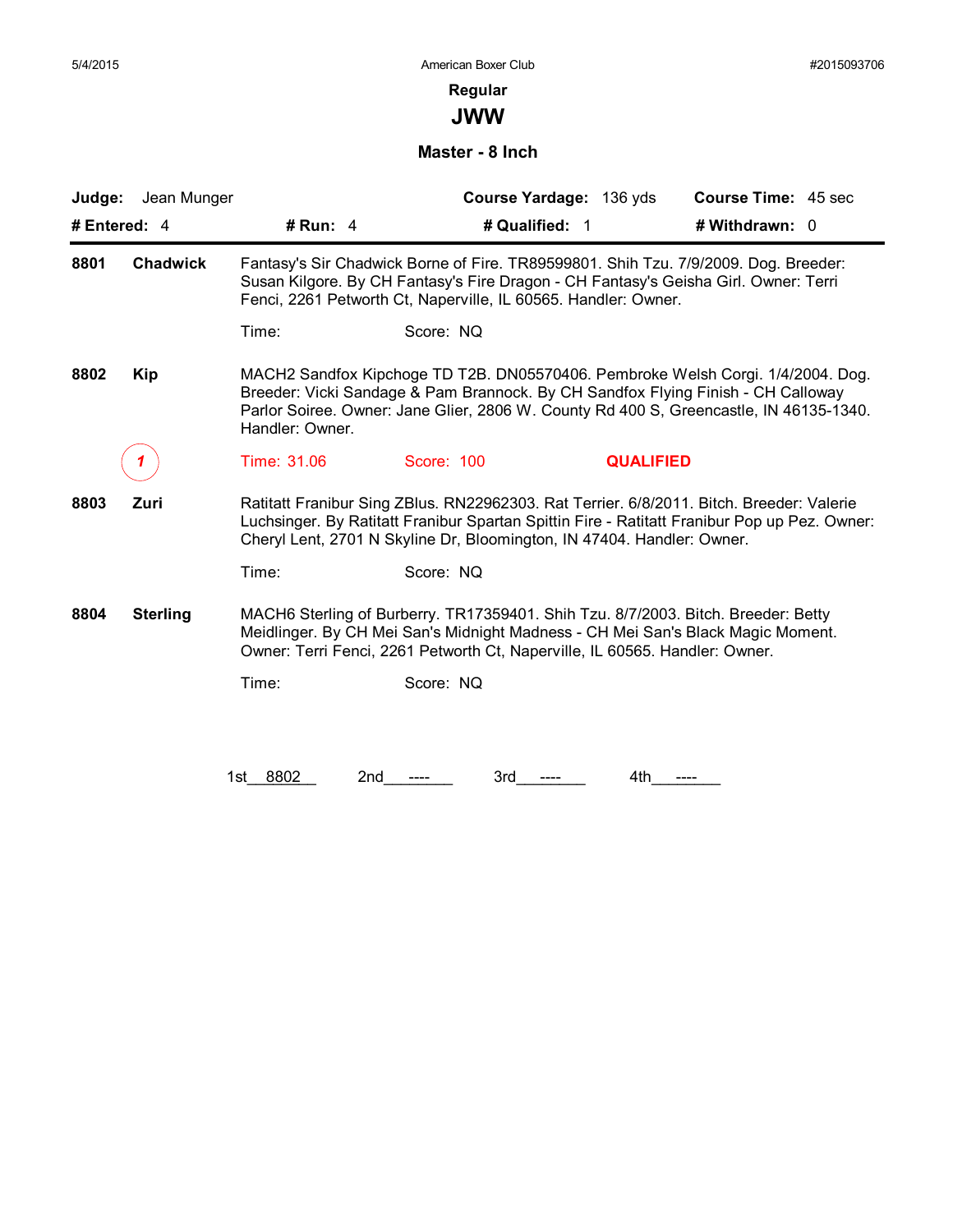American Boxer Club

## Regular

# JWW

### Master - 8 Inch

**Judge:** Jean Munger **Course Yardage:** 136 yds **Course Time:** 45 sec

**# Entered:** 4 **# Run:** 4 **# Qualified:** 1 **# Withdrawn:** 0

---

**8801 Chadwick** Fantasy's Sir Chadwick Borne of Fire. TR89599801. Shih Tzu. 7/9/2009. Dog. Breeder: Susan Kilgore. By CH Fantasy's Fire Dragon - CH Fantasy's Geisha Girl. Owner: Terri Fenci, 2261 Petworth Ct, Naperville, IL 60565. Handler: Owner.

Time: Score: NQ

**8802 Kip** MACH2 Sandfox Kipchoge TD T2B. DN05570406. Pembroke Welsh Corgi. 1/4/2004. Dog. Breeder: Vicki Sandage & Pam Brannock. By CH Sandfox Flying Finish - CH Calloway Parlor Soiree. Owner: Jane Glier, 2806 W. County Rd 400 S, Greencastle, IN 46135-1340. Handler: Owner.

1 Time: 31.06 Score: 100 **QUALIFIED**

**8803 Zuri** Ratitatt Franibur Sing ZBlus. RN22962303. Rat Terrier. 6/8/2011. Bitch. Breeder: Valerie Luchsinger. By Ratitatt Franibur Spartan Spittin Fire - Ratitatt Franibur Pop up Pez. Owner: Cheryl Lent, 2701 N Skyline Dr, Bloomington, IN 47404. Handler: Owner.

Time: Score: NQ

**8804 Sterling** MACH6 Sterling of Burberry. TR17359401. Shih Tzu. 8/7/2003. Bitch. Breeder: Betty Meidlinger. By CH Mei San's Midnight Madness - CH Mei San's Black Magic Moment. Owner: Terri Fenci, 2261 Petworth Ct, Naperville, IL 60565. Handler: Owner.

Time: Score: NQ

1st 8802 2nd ---- 3rd ---- 4th ----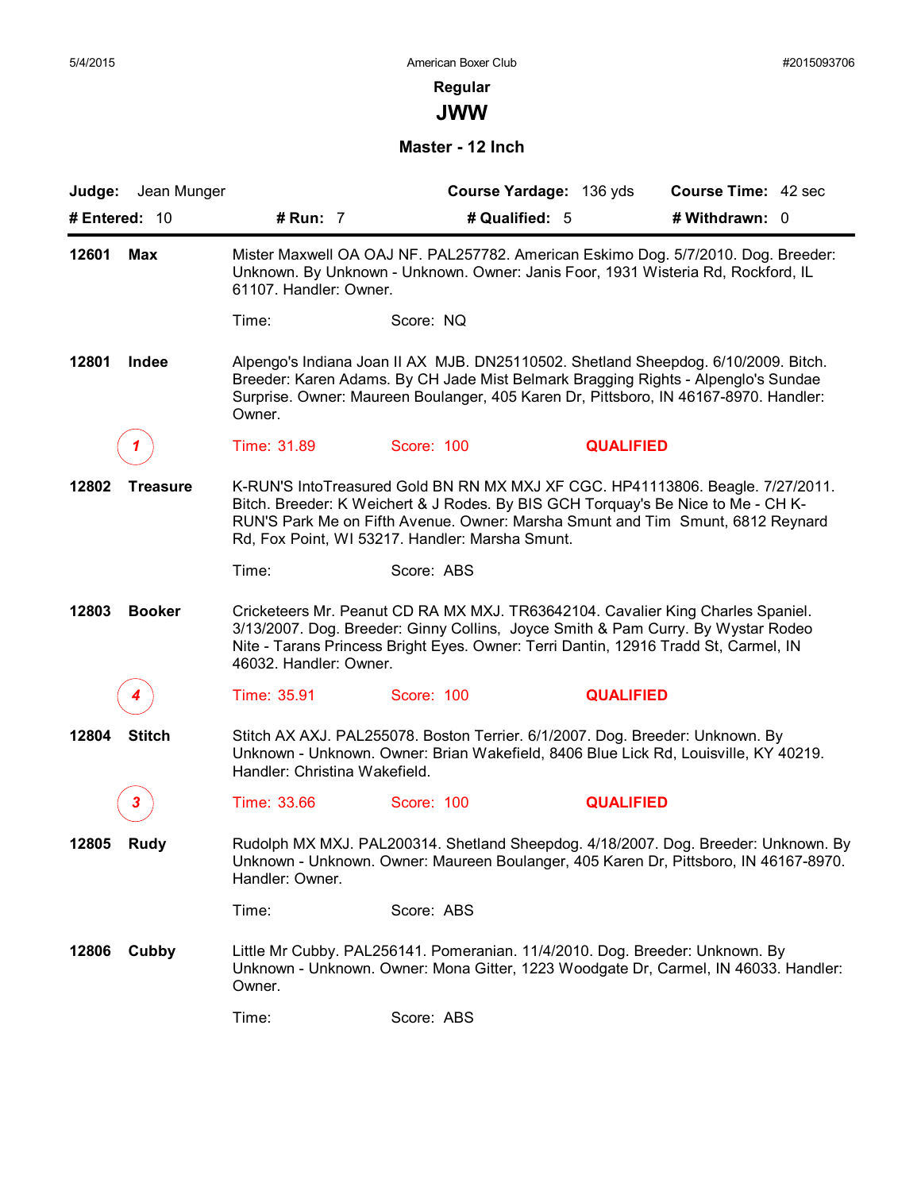5/4/2015 American Boxer Club #2015093706

## Regular

# JWW

### Master - 12 Inch

**Judge:** Jean Munger **Course Yardage:** 136 yds **Course Time:** 42 sec

**# Entered:** 10 **# Run:** 7 **# Qualified:** 5 **# Withdrawn:** 0

---

**12601 Max**

Mister Maxwell OA OAJ NF. PAL257782. American Eskimo Dog. 5/7/2010. Dog. Breeder: Unknown. By Unknown - Unknown. Owner: Janis Foor, 1931 Wisteria Rd, Rockford, IL 61107. Handler: Owner.

Time: Score: NQ

**12801 Indee**

Alpengo's Indiana Joan II AX MJB. DN25110502. Shetland Sheepdog. 6/10/2009. Bitch. Breeder: Karen Adams. By CH Jade Mist Belmark Bragging Rights - Alpenglo's Sundae Surprise. Owner: Maureen Boulanger, 405 Karen Dr, Pittsboro, IN 46167-8970. Handler: Owner.

1 Time: 31.89 Score: 100 **QUALIFIED**

**12802 Treasure**

K-RUN'S IntoTreasured Gold BN RN MX MXJ XF CGC. HP41113806. Beagle. 7/27/2011. Bitch. Breeder: K Weichert & J Rodes. By BIS GCH Torquay's Be Nice to Me - CH K-RUN'S Park Me on Fifth Avenue. Owner: Marsha Smunt and Tim Smunt, 6812 Reynard Rd, Fox Point, WI 53217. Handler: Marsha Smunt.

Time: Score: ABS

**12803 Booker**

Cricketeers Mr. Peanut CD RA MX MXJ. TR63642104. Cavalier King Charles Spaniel. 3/13/2007. Dog. Breeder: Ginny Collins, Joyce Smith & Pam Curry. By Wystar Rodeo Nite - Tarans Princess Bright Eyes. Owner: Terri Dantin, 12916 Tradd St, Carmel, IN 46032. Handler: Owner.

4 Time: 35.91 Score: 100 **QUALIFIED**

**12804 Stitch**

Stitch AX AXJ. PAL255078. Boston Terrier. 6/1/2007. Dog. Breeder: Unknown. By Unknown - Unknown. Owner: Brian Wakefield, 8406 Blue Lick Rd, Louisville, KY 40219. Handler: Christina Wakefield.

3 Time: 33.66 Score: 100 **QUALIFIED**

**12805 Rudy**

Rudolph MX MXJ. PAL200314. Shetland Sheepdog. 4/18/2007. Dog. Breeder: Unknown. By Unknown - Unknown. Owner: Maureen Boulanger, 405 Karen Dr, Pittsboro, IN 46167-8970. Handler: Owner.

Time: Score: ABS

**12806 Cubby**

Little Mr Cubby. PAL256141. Pomeranian. 11/4/2010. Dog. Breeder: Unknown. By Unknown - Unknown. Owner: Mona Gitter, 1223 Woodgate Dr, Carmel, IN 46033. Handler: Owner.

Time: Score: ABS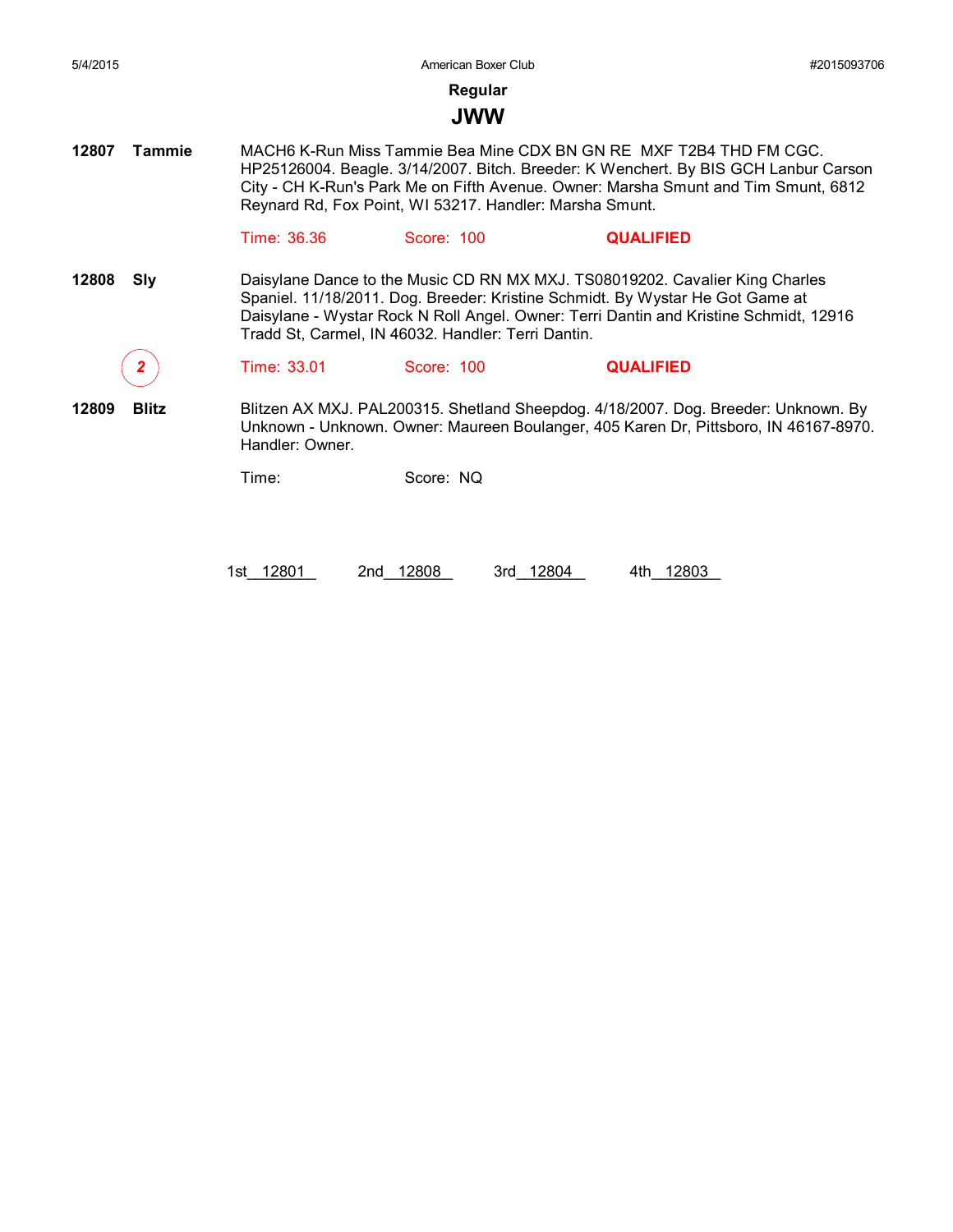## Regular

# JWW

**12807 Tammie**

MACH6 K-Run Miss Tammie Bea Mine CDX BN GN RE MXF T2B4 THD FM CGC. HP25126004. Beagle. 3/14/2007. Bitch. Breeder: K Wenchert. By BIS GCH Lanbur Carson City - CH K-Run's Park Me on Fifth Avenue. Owner: Marsha Smunt and Tim Smunt, 6812 Reynard Rd, Fox Point, WI 53217. Handler: Marsha Smunt.

Time: 36.36 Score: 100 **QUALIFIED**

**12808 Sly**

Daisylane Dance to the Music CD RN MX MXJ. TS08019202. Cavalier King Charles Spaniel. 11/18/2011. Dog. Breeder: Kristine Schmidt. By Wystar He Got Game at Daisylane - Wystar Rock N Roll Angel. Owner: Terri Dantin and Kristine Schmidt, 12916 Tradd St, Carmel, IN 46032. Handler: Terri Dantin.

2

Time: 33.01 Score: 100 **QUALIFIED**

**12809 Blitz**

Blitzen AX MXJ. PAL200315. Shetland Sheepdog. 4/18/2007. Dog. Breeder: Unknown. By Unknown - Unknown. Owner: Maureen Boulanger, 405 Karen Dr, Pittsboro, IN 46167-8970. Handler: Owner.

Time: Score: NQ

1st 12801 2nd 12808 3rd 12804 4th 12803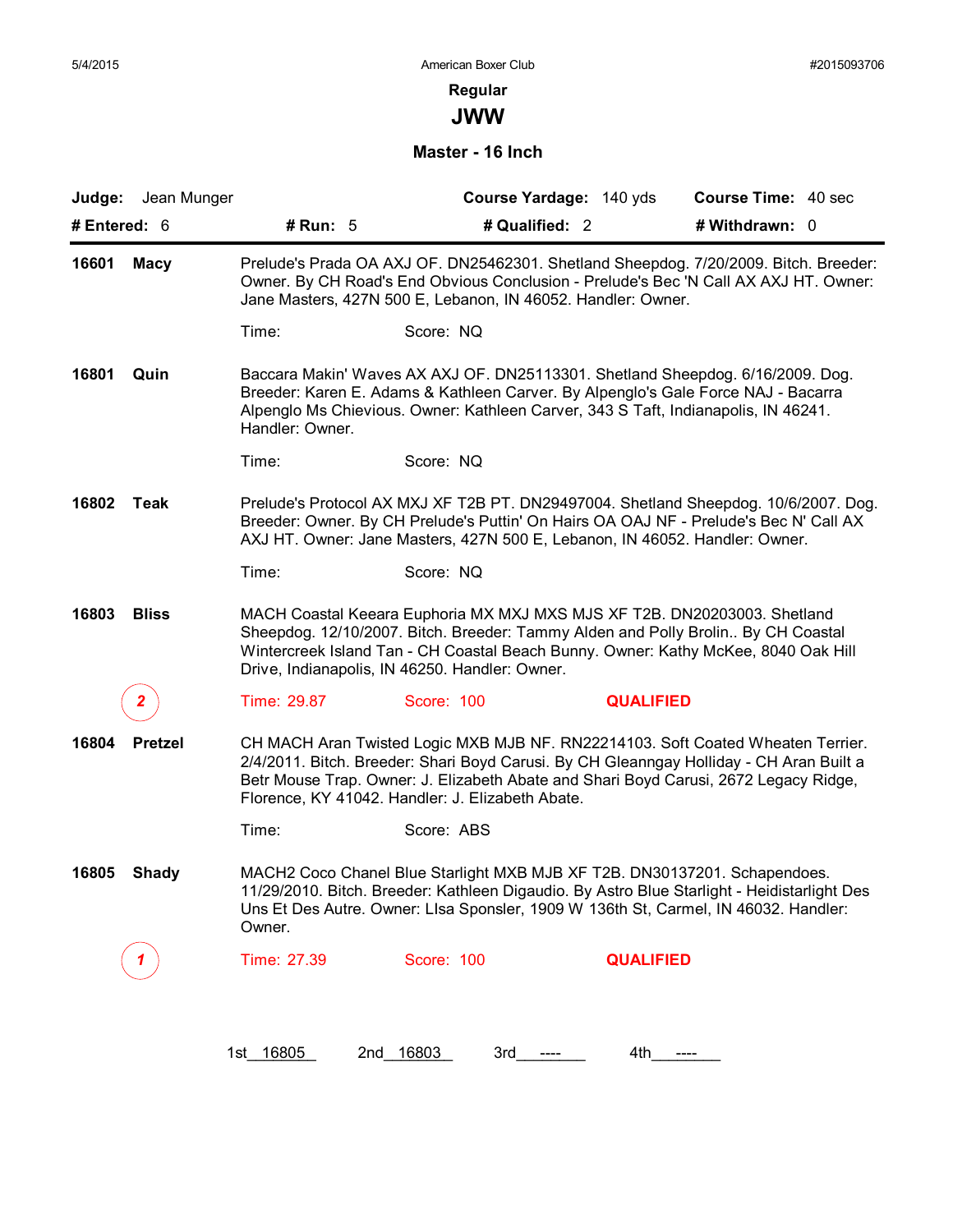## Regular

# JWW

### Master - 16 Inch

**Judge:** Jean Munger | **Course Yardage:** 140 yds | **Course Time:** 40 sec

**# Entered:** 6 | **# Run:** 5 | **# Qualified:** 2 | **# Withdrawn:** 0

---

**16601 Macy**

Prelude's Prada OA AXJ OF. DN25462301. Shetland Sheepdog. 7/20/2009. Bitch. Breeder: Owner. By CH Road's End Obvious Conclusion - Prelude's Bec 'N Call AX AXJ HT. Owner: Jane Masters, 427N 500 E, Lebanon, IN 46052. Handler: Owner.

Time: Score: NQ

**16801 Quin**

Baccara Makin' Waves AX AXJ OF. DN25113301. Shetland Sheepdog. 6/16/2009. Dog. Breeder: Karen E. Adams & Kathleen Carver. By Alpenglo's Gale Force NAJ - Bacarra Alpenglo Ms Chievious. Owner: Kathleen Carver, 343 S Taft, Indianapolis, IN 46241. Handler: Owner.

Time: Score: NQ

**16802 Teak**

Prelude's Protocol AX MXJ XF T2B PT. DN29497004. Shetland Sheepdog. 10/6/2007. Dog. Breeder: Owner. By CH Prelude's Puttin' On Hairs OA OAJ NF - Prelude's Bec N' Call AX AXJ HT. Owner: Jane Masters, 427N 500 E, Lebanon, IN 46052. Handler: Owner.

Time: Score: NQ

**16803 Bliss**

MACH Coastal Keeara Euphoria MX MXJ MXS MJS XF T2B. DN20203003. Shetland Sheepdog. 12/10/2007. Bitch. Breeder: Tammy Alden and Polly Brolin.. By CH Coastal Wintercreek Island Tan - CH Coastal Beach Bunny. Owner: Kathy McKee, 8040 Oak Hill Drive, Indianapolis, IN 46250. Handler: Owner.

2 — Time: 29.87 Score: 100 **QUALIFIED**

**16804 Pretzel**

CH MACH Aran Twisted Logic MXB MJB NF. RN22214103. Soft Coated Wheaten Terrier. 2/4/2011. Bitch. Breeder: Shari Boyd Carusi. By CH Gleanngay Holliday - CH Aran Built a Betr Mouse Trap. Owner: J. Elizabeth Abate and Shari Boyd Carusi, 2672 Legacy Ridge, Florence, KY 41042. Handler: J. Elizabeth Abate.

Time: Score: ABS

**16805 Shady**

MACH2 Coco Chanel Blue Starlight MXB MJB XF T2B. DN30137201. Schapendoes. 11/29/2010. Bitch. Breeder: Kathleen Digaudio. By Astro Blue Starlight - Heidistarlight Des Uns Et Des Autre. Owner: LIsa Sponsler, 1909 W 136th St, Carmel, IN 46032. Handler: Owner.

1 — Time: 27.39 Score: 100 **QUALIFIED**

1st 16805 2nd 16803 3rd ---- 4th ----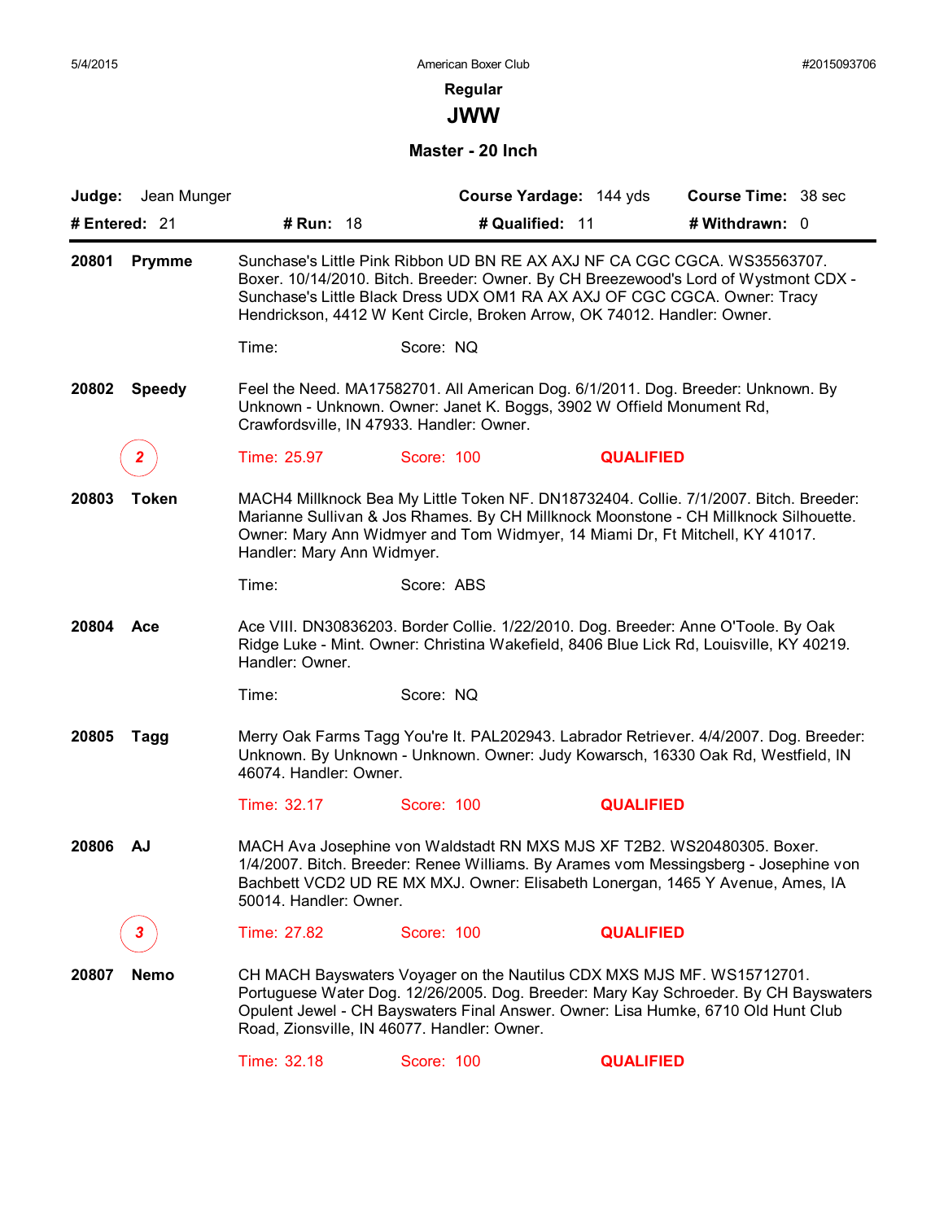5/4/2015 American Boxer Club #2015093706

**Regular**

## JWW

**Master - 20 Inch**

**Judge:** Jean Munger | **Course Yardage:** 144 yds | **Course Time:** 38 sec

**# Entered:** 21 | **# Run:** 18 | **# Qualified:** 11 | **# Withdrawn:** 0

---

**20801 Prymme**

Sunchase's Little Pink Ribbon UD BN RE AX AXJ NF CA CGC CGCA. WS35563707. Boxer. 10/14/2010. Bitch. Breeder: Owner. By CH Breezewood's Lord of Wystmont CDX - Sunchase's Little Black Dress UDX OM1 RA AX AXJ OF CGC CGCA. Owner: Tracy Hendrickson, 4412 W Kent Circle, Broken Arrow, OK 74012. Handler: Owner.

Time: Score: NQ

**20802 Speedy**

Feel the Need. MA17582701. All American Dog. 6/1/2011. Dog. Breeder: Unknown. By Unknown - Unknown. Owner: Janet K. Boggs, 3902 W Offield Monument Rd, Crawfordsville, IN 47933. Handler: Owner.

2 — Time: 25.97 Score: 100 **QUALIFIED**

**20803 Token**

MACH4 Millknock Bea My Little Token NF. DN18732404. Collie. 7/1/2007. Bitch. Breeder: Marianne Sullivan & Jos Rhames. By CH Millknock Moonstone - CH Millknock Silhouette. Owner: Mary Ann Widmyer and Tom Widmyer, 14 Miami Dr, Ft Mitchell, KY 41017. Handler: Mary Ann Widmyer.

Time: Score: ABS

**20804 Ace**

Ace VIII. DN30836203. Border Collie. 1/22/2010. Dog. Breeder: Anne O'Toole. By Oak Ridge Luke - Mint. Owner: Christina Wakefield, 8406 Blue Lick Rd, Louisville, KY 40219. Handler: Owner.

Time: Score: NQ

**20805 Tagg**

Merry Oak Farms Tagg You're It. PAL202943. Labrador Retriever. 4/4/2007. Dog. Breeder: Unknown. By Unknown - Unknown. Owner: Judy Kowarsch, 16330 Oak Rd, Westfield, IN 46074. Handler: Owner.

Time: 32.17 Score: 100 **QUALIFIED**

**20806 AJ**

MACH Ava Josephine von Waldstadt RN MXS MJS XF T2B2. WS20480305. Boxer. 1/4/2007. Bitch. Breeder: Renee Williams. By Arames vom Messingsberg - Josephine von Bachbett VCD2 UD RE MX MXJ. Owner: Elisabeth Lonergan, 1465 Y Avenue, Ames, IA 50014. Handler: Owner.

3 — Time: 27.82 Score: 100 **QUALIFIED**

**20807 Nemo**

CH MACH Bayswaters Voyager on the Nautilus CDX MXS MJS MF. WS15712701. Portuguese Water Dog. 12/26/2005. Dog. Breeder: Mary Kay Schroeder. By CH Bayswaters Opulent Jewel - CH Bayswaters Final Answer. Owner: Lisa Humke, 6710 Old Hunt Club Road, Zionsville, IN 46077. Handler: Owner.

Time: 32.18 Score: 100 **QUALIFIED**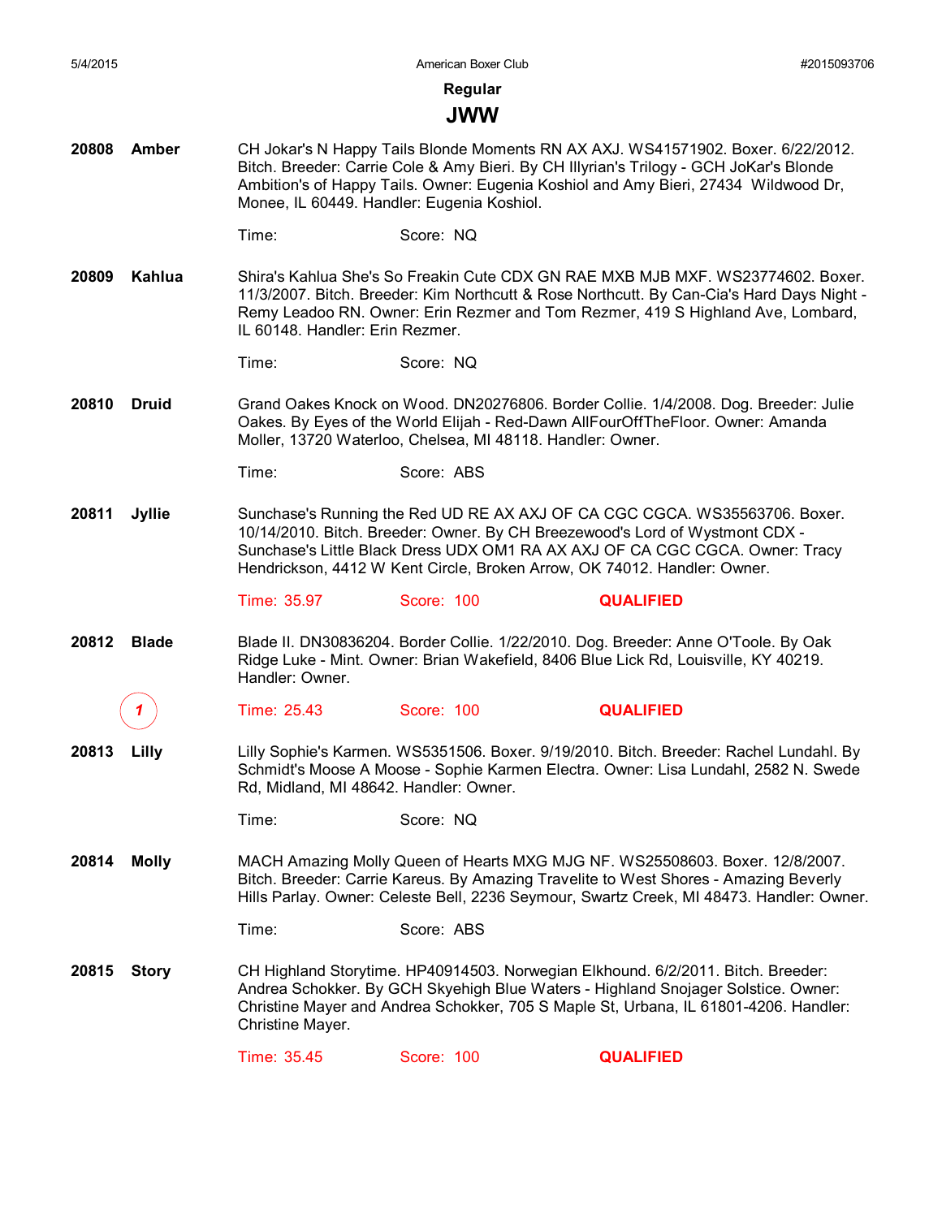## Regular

# JWW

**20808 Amber**

CH Jokar's N Happy Tails Blonde Moments RN AX AXJ. WS41571902. Boxer. 6/22/2012. Bitch. Breeder: Carrie Cole & Amy Bieri. By CH Illyrian's Trilogy - GCH JoKar's Blonde Ambition's of Happy Tails. Owner: Eugenia Koshiol and Amy Bieri, 27434 Wildwood Dr, Monee, IL 60449. Handler: Eugenia Koshiol.

Time: Score: NQ

**20809 Kahlua**

Shira's Kahlua She's So Freakin Cute CDX GN RAE MXB MJB MXF. WS23774602. Boxer. 11/3/2007. Bitch. Breeder: Kim Northcutt & Rose Northcutt. By Can-Cia's Hard Days Night - Remy Leadoo RN. Owner: Erin Rezmer and Tom Rezmer, 419 S Highland Ave, Lombard, IL 60148. Handler: Erin Rezmer.

Time: Score: NQ

**20810 Druid**

Grand Oakes Knock on Wood. DN20276806. Border Collie. 1/4/2008. Dog. Breeder: Julie Oakes. By Eyes of the World Elijah - Red-Dawn AllFourOffTheFloor. Owner: Amanda Moller, 13720 Waterloo, Chelsea, MI 48118. Handler: Owner.

Time: Score: ABS

**20811 Jyllie**

Sunchase's Running the Red UD RE AX AXJ OF CA CGC CGCA. WS35563706. Boxer. 10/14/2010. Bitch. Breeder: Owner. By CH Breezewood's Lord of Wystmont CDX - Sunchase's Little Black Dress UDX OM1 RA AX AXJ OF CA CGC CGCA. Owner: Tracy Hendrickson, 4412 W Kent Circle, Broken Arrow, OK 74012. Handler: Owner.

Time: 35.97 Score: 100 **QUALIFIED**

**20812 Blade**

Blade II. DN30836204. Border Collie. 1/22/2010. Dog. Breeder: Anne O'Toole. By Oak Ridge Luke - Mint. Owner: Brian Wakefield, 8406 Blue Lick Rd, Louisville, KY 40219. Handler: Owner.

1 — Time: 25.43 Score: 100 **QUALIFIED**

**20813 Lilly**

Lilly Sophie's Karmen. WS5351506. Boxer. 9/19/2010. Bitch. Breeder: Rachel Lundahl. By Schmidt's Moose A Moose - Sophie Karmen Electra. Owner: Lisa Lundahl, 2582 N. Swede Rd, Midland, MI 48642. Handler: Owner.

Time: Score: NQ

**20814 Molly**

MACH Amazing Molly Queen of Hearts MXG MJG NF. WS25508603. Boxer. 12/8/2007. Bitch. Breeder: Carrie Kareus. By Amazing Travelite to West Shores - Amazing Beverly Hills Parlay. Owner: Celeste Bell, 2236 Seymour, Swartz Creek, MI 48473. Handler: Owner.

Time: Score: ABS

**20815 Story**

CH Highland Storytime. HP40914503. Norwegian Elkhound. 6/2/2011. Bitch. Breeder: Andrea Schokker. By GCH Skyehigh Blue Waters - Highland Snojager Solstice. Owner: Christine Mayer and Andrea Schokker, 705 S Maple St, Urbana, IL 61801-4206. Handler: Christine Mayer.

Time: 35.45 Score: 100 **QUALIFIED**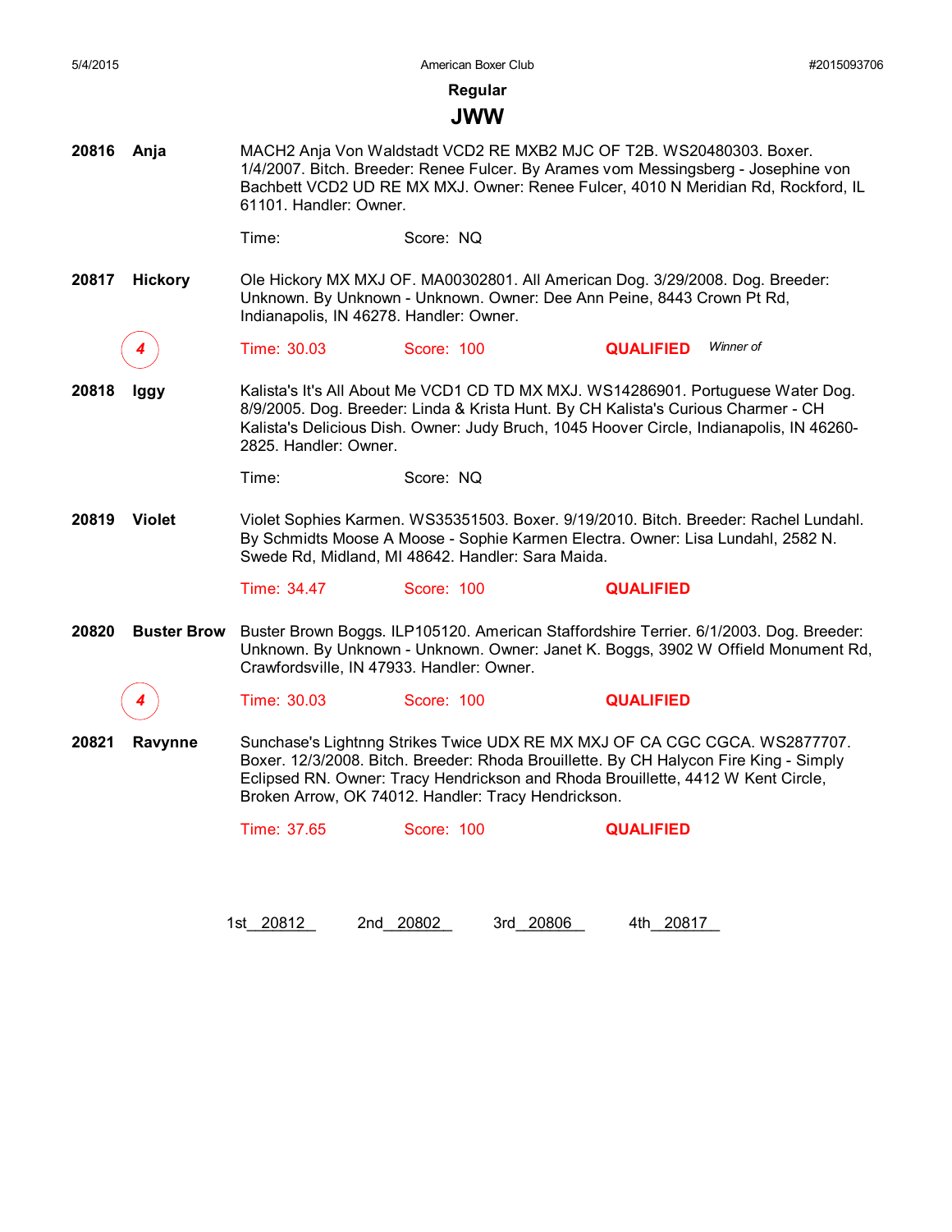## Regular

# JWW

**20816 Anja** MACH2 Anja Von Waldstadt VCD2 RE MXB2 MJC OF T2B. WS20480303. Boxer. 1/4/2007. Bitch. Breeder: Renee Fulcer. By Arames vom Messingsberg - Josephine von Bachbett VCD2 UD RE MX MXJ. Owner: Renee Fulcer, 4010 N Meridian Rd, Rockford, IL 61101. Handler: Owner.

Time: Score: NQ

**20817 Hickory** Ole Hickory MX MXJ OF. MA00302801. All American Dog. 3/29/2008. Dog. Breeder: Unknown. By Unknown - Unknown. Owner: Dee Ann Peine, 8443 Crown Pt Rd, Indianapolis, IN 46278. Handler: Owner.

4 Time: 30.03 Score: 100 **QUALIFIED** *Winner of*

**20818 Iggy** Kalista's It's All About Me VCD1 CD TD MX MXJ. WS14286901. Portuguese Water Dog. 8/9/2005. Dog. Breeder: Linda & Krista Hunt. By CH Kalista's Curious Charmer - CH Kalista's Delicious Dish. Owner: Judy Bruch, 1045 Hoover Circle, Indianapolis, IN 46260-2825. Handler: Owner.

Time: Score: NQ

**20819 Violet** Violet Sophies Karmen. WS35351503. Boxer. 9/19/2010. Bitch. Breeder: Rachel Lundahl. By Schmidts Moose A Moose - Sophie Karmen Electra. Owner: Lisa Lundahl, 2582 N. Swede Rd, Midland, MI 48642. Handler: Sara Maida.

Time: 34.47 Score: 100 **QUALIFIED**

**20820 Buster Brow** Buster Brown Boggs. ILP105120. American Staffordshire Terrier. 6/1/2003. Dog. Breeder: Unknown. By Unknown - Unknown. Owner: Janet K. Boggs, 3902 W Offield Monument Rd, Crawfordsville, IN 47933. Handler: Owner.

4 Time: 30.03 Score: 100 **QUALIFIED**

**20821 Ravynne** Sunchase's Lightnng Strikes Twice UDX RE MX MXJ OF CA CGC CGCA. WS2877707. Boxer. 12/3/2008. Bitch. Breeder: Rhoda Brouillette. By CH Halycon Fire King - Simply Eclipsed RN. Owner: Tracy Hendrickson and Rhoda Brouillette, 4412 W Kent Circle, Broken Arrow, OK 74012. Handler: Tracy Hendrickson.

Time: 37.65 Score: 100 **QUALIFIED**

1st 20812 2nd 20802 3rd 20806 4th 20817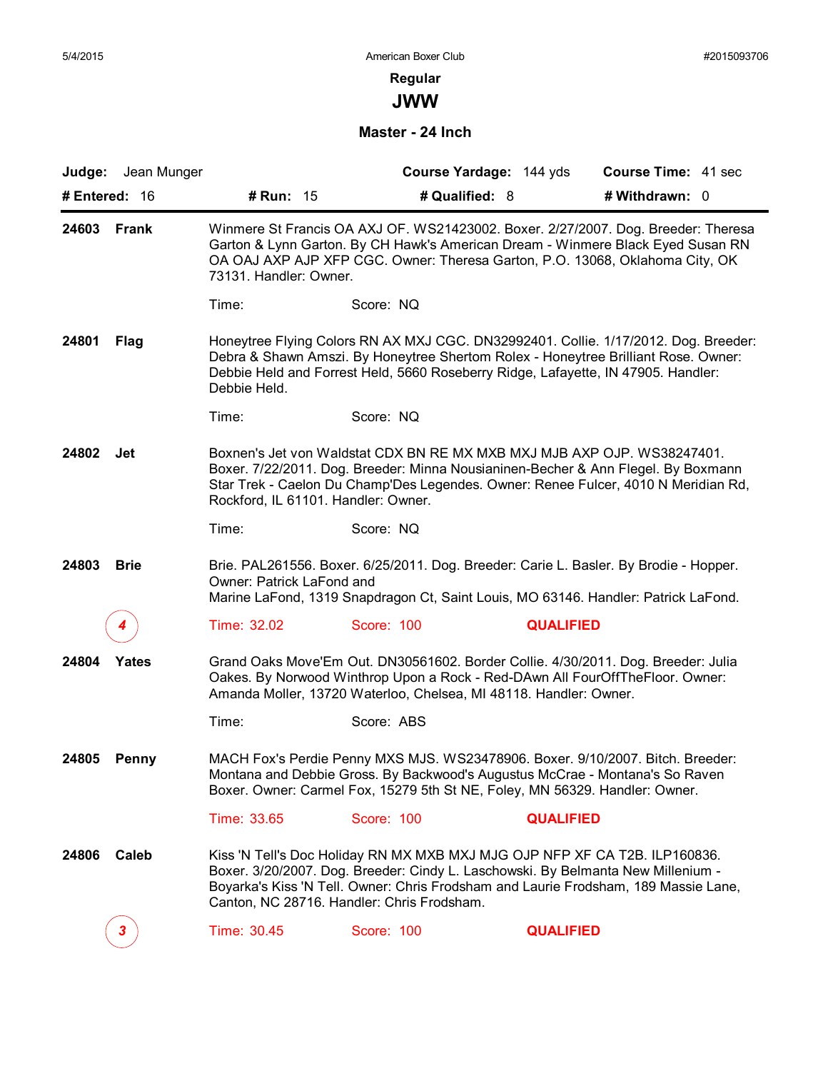5/4/2015 American Boxer Club #2015093706

**Regular**

# JWW

### Master - 24 Inch

**Judge:** Jean Munger **Course Yardage:** 144 yds **Course Time:** 41 sec

**# Entered:** 16 **# Run:** 15 **# Qualified:** 8 **# Withdrawn:** 0

---

**24603 Frank**

Winmere St Francis OA AXJ OF. WS21423002. Boxer. 2/27/2007. Dog. Breeder: Theresa Garton & Lynn Garton. By CH Hawk's American Dream - Winmere Black Eyed Susan RN OA OAJ AXP AJP XFP CGC. Owner: Theresa Garton, P.O. 13068, Oklahoma City, OK 73131. Handler: Owner.

Time: Score: NQ

**24801 Flag**

Honeytree Flying Colors RN AX MXJ CGC. DN32992401. Collie. 1/17/2012. Dog. Breeder: Debra & Shawn Amszi. By Honeytree Shertom Rolex - Honeytree Brilliant Rose. Owner: Debbie Held and Forrest Held, 5660 Roseberry Ridge, Lafayette, IN 47905. Handler: Debbie Held.

Time: Score: NQ

**24802 Jet**

Boxnen's Jet von Waldstat CDX BN RE MX MXB MXJ MJB AXP OJP. WS38247401. Boxer. 7/22/2011. Dog. Breeder: Minna Nousianinen-Becher & Ann Flegel. By Boxmann Star Trek - Caelon Du Champ'Des Legendes. Owner: Renee Fulcer, 4010 N Meridian Rd, Rockford, IL 61101. Handler: Owner.

Time: Score: NQ

**24803 Brie**

Brie. PAL261556. Boxer. 6/25/2011. Dog. Breeder: Carie L. Basler. By Brodie - Hopper. Owner: Patrick LaFond and Marine LaFond, 1319 Snapdragon Ct, Saint Louis, MO 63146. Handler: Patrick LaFond.

4 — Time: 32.02 Score: 100 **QUALIFIED**

**24804 Yates**

Grand Oaks Move'Em Out. DN30561602. Border Collie. 4/30/2011. Dog. Breeder: Julia Oakes. By Norwood Winthrop Upon a Rock - Red-DAwn All FourOffTheFloor. Owner: Amanda Moller, 13720 Waterloo, Chelsea, MI 48118. Handler: Owner.

Time: Score: ABS

**24805 Penny**

MACH Fox's Perdie Penny MXS MJS. WS23478906. Boxer. 9/10/2007. Bitch. Breeder: Montana and Debbie Gross. By Backwood's Augustus McCrae - Montana's So Raven Boxer. Owner: Carmel Fox, 15279 5th St NE, Foley, MN 56329. Handler: Owner.

Time: 33.65 Score: 100 **QUALIFIED**

**24806 Caleb**

Kiss 'N Tell's Doc Holiday RN MX MXB MXJ MJG OJP NFP XF CA T2B. ILP160836. Boxer. 3/20/2007. Dog. Breeder: Cindy L. Laschowski. By Belmanta New Millenium - Boyarka's Kiss 'N Tell. Owner: Chris Frodsham and Laurie Frodsham, 189 Massie Lane, Canton, NC 28716. Handler: Chris Frodsham.

3 — Time: 30.45 Score: 100 **QUALIFIED**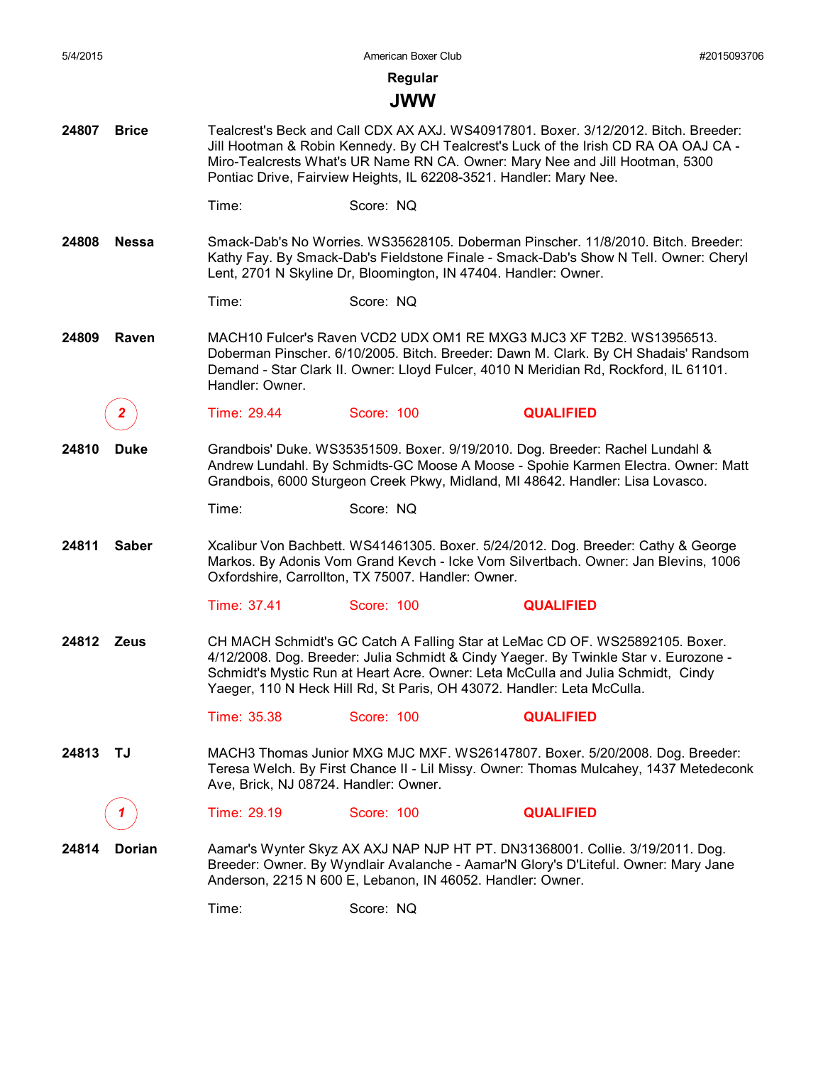## Regular

# JWW

**24807 Brice**

Tealcrest's Beck and Call CDX AX AXJ. WS40917801. Boxer. 3/12/2012. Bitch. Breeder: Jill Hootman & Robin Kennedy. By CH Tealcrest's Luck of the Irish CD RA OA OAJ CA - Miro-Tealcrests What's UR Name RN CA. Owner: Mary Nee and Jill Hootman, 5300 Pontiac Drive, Fairview Heights, IL 62208-3521. Handler: Mary Nee.

Time: Score: NQ

**24808 Nessa**

Smack-Dab's No Worries. WS35628105. Doberman Pinscher. 11/8/2010. Bitch. Breeder: Kathy Fay. By Smack-Dab's Fieldstone Finale - Smack-Dab's Show N Tell. Owner: Cheryl Lent, 2701 N Skyline Dr, Bloomington, IN 47404. Handler: Owner.

Time: Score: NQ

**24809 Raven**

MACH10 Fulcer's Raven VCD2 UDX OM1 RE MXG3 MJC3 XF T2B2. WS13956513. Doberman Pinscher. 6/10/2005. Bitch. Breeder: Dawn M. Clark. By CH Shadais' Randsom Demand - Star Clark II. Owner: Lloyd Fulcer, 4010 N Meridian Rd, Rockford, IL 61101. Handler: Owner.

2 Time: 29.44 Score: 100 **QUALIFIED**

**24810 Duke**

Grandbois' Duke. WS35351509. Boxer. 9/19/2010. Dog. Breeder: Rachel Lundahl & Andrew Lundahl. By Schmidts-GC Moose A Moose - Spohie Karmen Electra. Owner: Matt Grandbois, 6000 Sturgeon Creek Pkwy, Midland, MI 48642. Handler: Lisa Lovasco.

Time: Score: NQ

**24811 Saber**

Xcalibur Von Bachbett. WS41461305. Boxer. 5/24/2012. Dog. Breeder: Cathy & George Markos. By Adonis Vom Grand Kevch - Icke Vom Silvertbach. Owner: Jan Blevins, 1006 Oxfordshire, Carrollton, TX 75007. Handler: Owner.

Time: 37.41 Score: 100 **QUALIFIED**

**24812 Zeus**

CH MACH Schmidt's GC Catch A Falling Star at LeMac CD OF. WS25892105. Boxer. 4/12/2008. Dog. Breeder: Julia Schmidt & Cindy Yeager. By Twinkle Star v. Eurozone - Schmidt's Mystic Run at Heart Acre. Owner: Leta McCulla and Julia Schmidt, Cindy Yeager, 110 N Heck Hill Rd, St Paris, OH 43072. Handler: Leta McCulla.

Time: 35.38 Score: 100 **QUALIFIED**

**24813 TJ**

MACH3 Thomas Junior MXG MJC MXF. WS26147807. Boxer. 5/20/2008. Dog. Breeder: Teresa Welch. By First Chance II - Lil Missy. Owner: Thomas Mulcahey, 1437 Metedeconk Ave, Brick, NJ 08724. Handler: Owner.

1 Time: 29.19 Score: 100 **QUALIFIED**

**24814 Dorian**

Aamar's Wynter Skyz AX AXJ NAP NJP HT PT. DN31368001. Collie. 3/19/2011. Dog. Breeder: Owner. By Wyndlair Avalanche - Aamar'N Glory's D'Liteful. Owner: Mary Jane Anderson, 2215 N 600 E, Lebanon, IN 46052. Handler: Owner.

Time: Score: NQ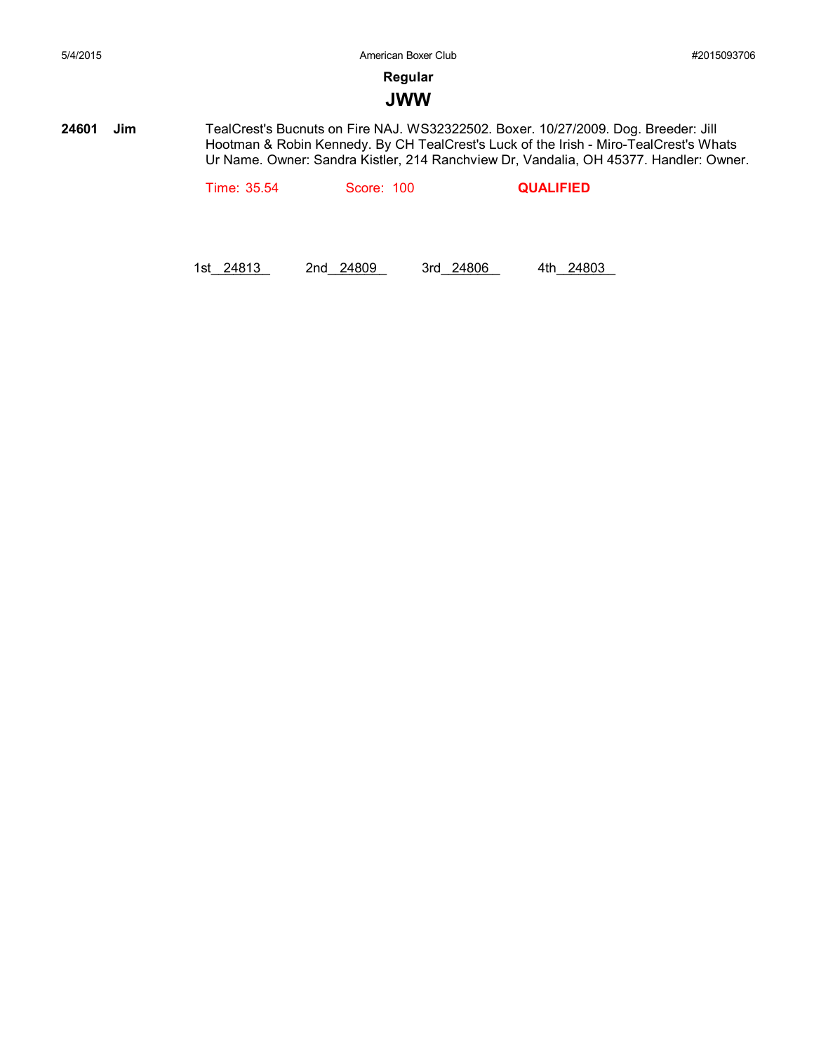**Regular**

# JWW

**24601** **Jim** TealCrest's Bucnuts on Fire NAJ. WS32322502. Boxer. 10/27/2009. Dog. Breeder: Jill Hootman & Robin Kennedy. By CH TealCrest's Luck of the Irish - Miro-TealCrest's Whats Ur Name. Owner: Sandra Kistler, 214 Ranchview Dr, Vandalia, OH 45377. Handler: Owner.

Time: 35.54 Score: 100 **QUALIFIED**

1st 24813 2nd 24809 3rd 24806 4th 24803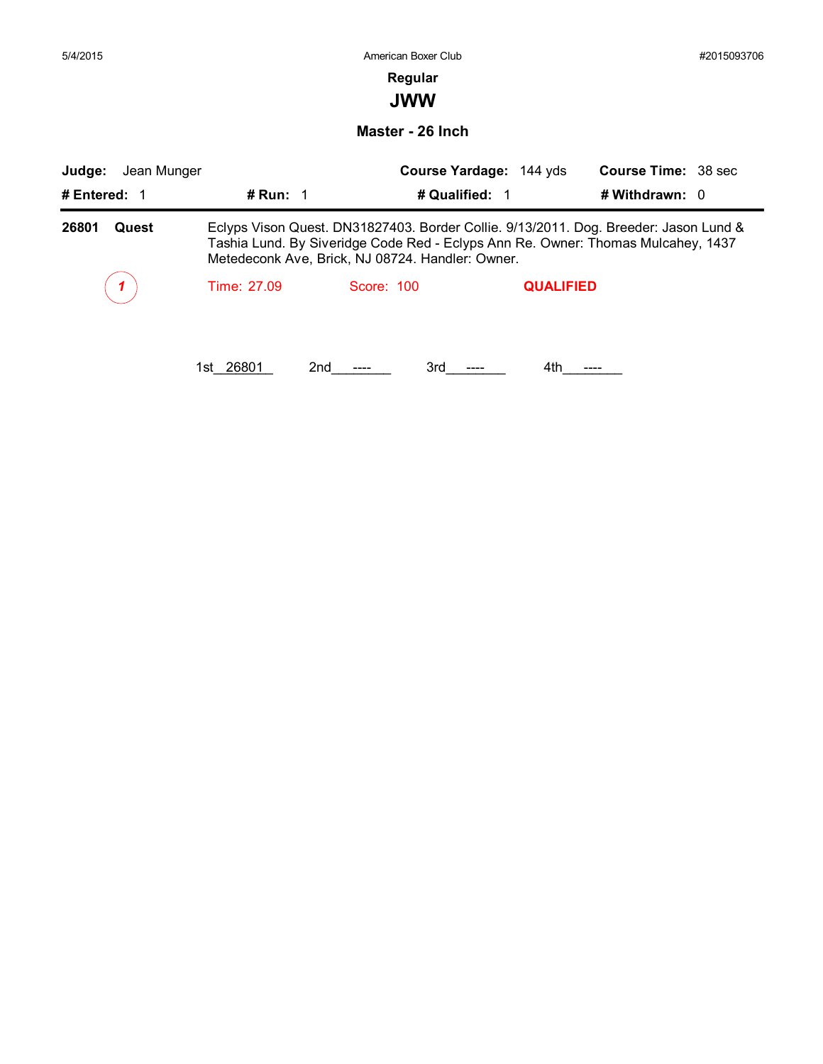## Regular

# JWW

### Master - 26 Inch

**Judge:** Jean Munger **Course Yardage:** 144 yds **Course Time:** 38 sec

**# Entered:** 1 **# Run:** 1 **# Qualified:** 1 **# Withdrawn:** 0

---

**26801** **Quest** Eclyps Vison Quest. DN31827403. Border Collie. 9/13/2011. Dog. Breeder: Jason Lund & Tashia Lund. By Siveridge Code Red - Eclyps Ann Re. Owner: Thomas Mulcahey, 1437 Metedeconk Ave, Brick, NJ 08724. Handler: Owner.

*1* Time: 27.09 Score: 100 **QUALIFIED**

1st__26801__ 2nd___----___ 3rd___----___ 4th___----___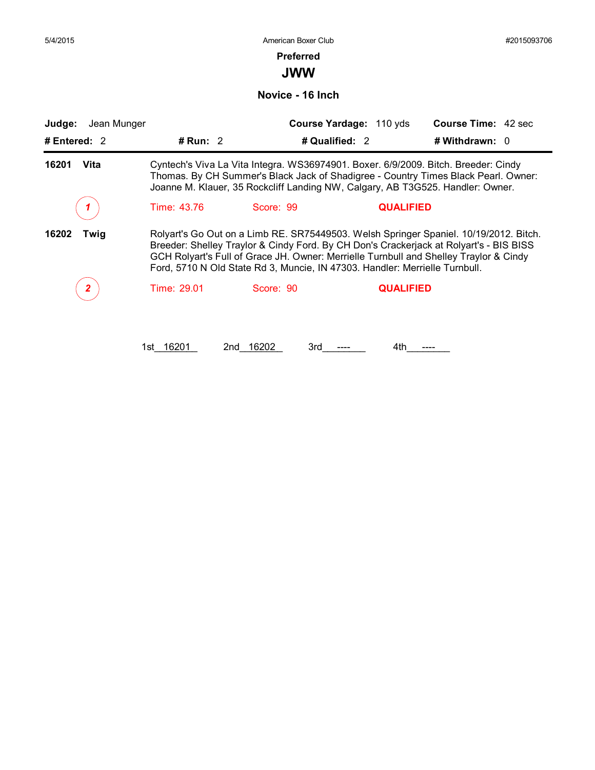## Preferred

# JWW

### Novice - 16 Inch

**Judge:** Jean Munger **Course Yardage:** 110 yds **Course Time:** 42 sec

**# Entered:** 2 **# Run:** 2 **# Qualified:** 2 **# Withdrawn:** 0

---

**16201 Vita**

Cyntech's Viva La Vita Integra. WS36974901. Boxer. 6/9/2009. Bitch. Breeder: Cindy Thomas. By CH Summer's Black Jack of Shadigree - Country Times Black Pearl. Owner: Joanne M. Klauer, 35 Rockcliff Landing NW, Calgary, AB T3G525. Handler: Owner.

*1* Time: 43.76 Score: 99 **QUALIFIED**

**16202 Twig**

Rolyart's Go Out on a Limb RE. SR75449503. Welsh Springer Spaniel. 10/19/2012. Bitch. Breeder: Shelley Traylor & Cindy Ford. By CH Don's Crackerjack at Rolyart's - BIS BISS GCH Rolyart's Full of Grace JH. Owner: Merrielle Turnbull and Shelley Traylor & Cindy Ford, 5710 N Old State Rd 3, Muncie, IN 47303. Handler: Merrielle Turnbull.

*2* Time: 29.01 Score: 90 **QUALIFIED**

1st 16201 2nd 16202 3rd ---- 4th ----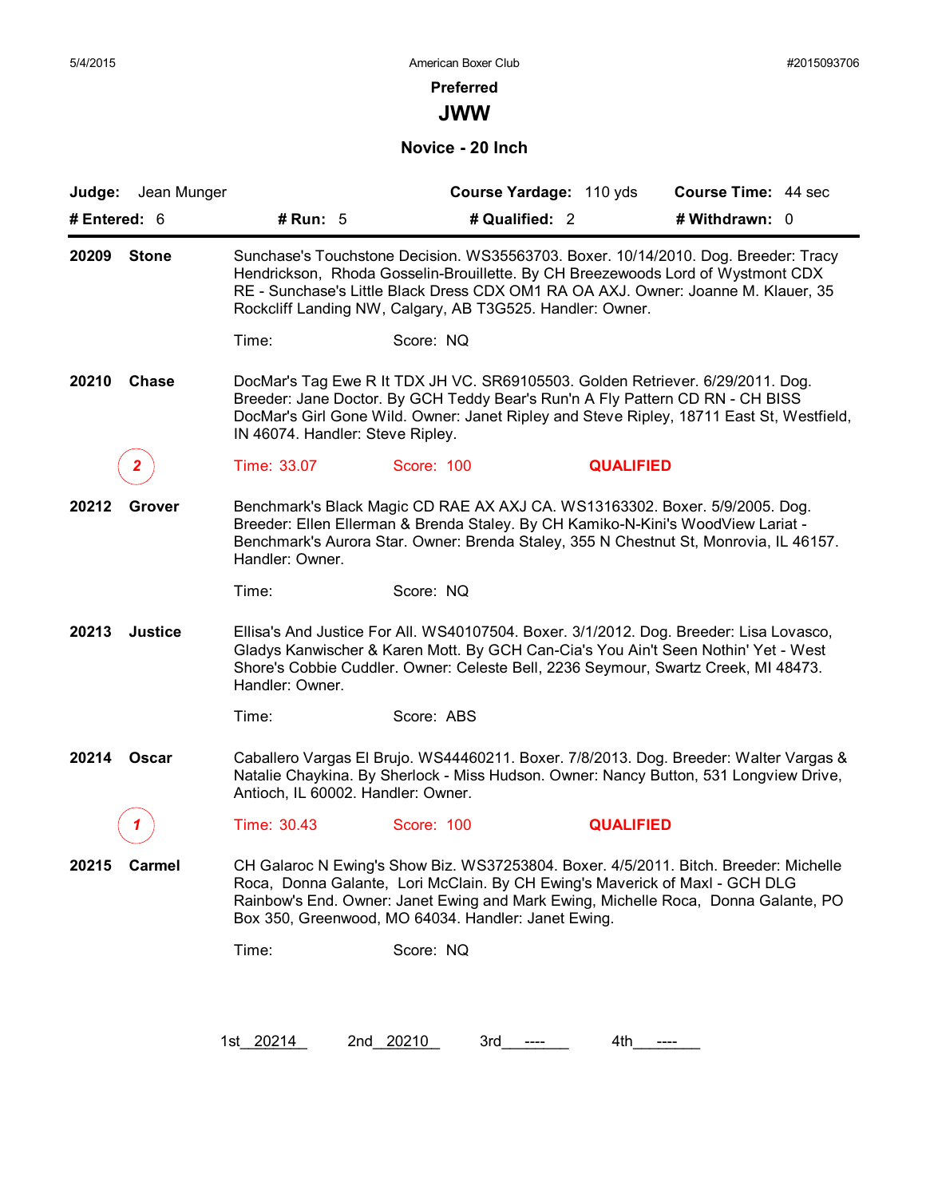5/4/2015 — American Boxer Club — #2015093706

## Preferred

# JWW

### Novice - 20 Inch

**Judge:** Jean Munger **Course Yardage:** 110 yds **Course Time:** 44 sec

**# Entered:** 6 **# Run:** 5 **# Qualified:** 2 **# Withdrawn:** 0

---

**20209 Stone** — Sunchase's Touchstone Decision. WS35563703. Boxer. 10/14/2010. Dog. Breeder: Tracy Hendrickson, Rhoda Gosselin-Brouillette. By CH Breezewoods Lord of Wystmont CDX RE - Sunchase's Little Black Dress CDX OM1 RA OA AXJ. Owner: Joanne M. Klauer, 35 Rockcliff Landing NW, Calgary, AB T3G525. Handler: Owner.

Time: Score: NQ

**20210 Chase** — DocMar's Tag Ewe R It TDX JH VC. SR69105503. Golden Retriever. 6/29/2011. Dog. Breeder: Jane Doctor. By GCH Teddy Bear's Run'n A Fly Pattern CD RN - CH BISS DocMar's Girl Gone Wild. Owner: Janet Ripley and Steve Ripley, 18711 East St, Westfield, IN 46074. Handler: Steve Ripley.

*2* Time: 33.07 Score: 100 **QUALIFIED**

**20212 Grover** — Benchmark's Black Magic CD RAE AX AXJ CA. WS13163302. Boxer. 5/9/2005. Dog. Breeder: Ellen Ellerman & Brenda Staley. By CH Kamiko-N-Kini's WoodView Lariat - Benchmark's Aurora Star. Owner: Brenda Staley, 355 N Chestnut St, Monrovia, IL 46157. Handler: Owner.

Time: Score: NQ

**20213 Justice** — Ellisa's And Justice For All. WS40107504. Boxer. 3/1/2012. Dog. Breeder: Lisa Lovasco, Gladys Kanwischer & Karen Mott. By GCH Can-Cia's You Ain't Seen Nothin' Yet - West Shore's Cobbie Cuddler. Owner: Celeste Bell, 2236 Seymour, Swartz Creek, MI 48473. Handler: Owner.

Time: Score: ABS

**20214 Oscar** — Caballero Vargas El Brujo. WS44460211. Boxer. 7/8/2013. Dog. Breeder: Walter Vargas & Natalie Chaykina. By Sherlock - Miss Hudson. Owner: Nancy Button, 531 Longview Drive, Antioch, IL 60002. Handler: Owner.

*1* Time: 30.43 Score: 100 **QUALIFIED**

**20215 Carmel** — CH Galaroc N Ewing's Show Biz. WS37253804. Boxer. 4/5/2011. Bitch. Breeder: Michelle Roca, Donna Galante, Lori McClain. By CH Ewing's Maverick of Maxl - GCH DLG Rainbow's End. Owner: Janet Ewing and Mark Ewing, Michelle Roca, Donna Galante, PO Box 350, Greenwood, MO 64034. Handler: Janet Ewing.

Time: Score: NQ

1st 20214 2nd 20210 3rd ---- 4th ----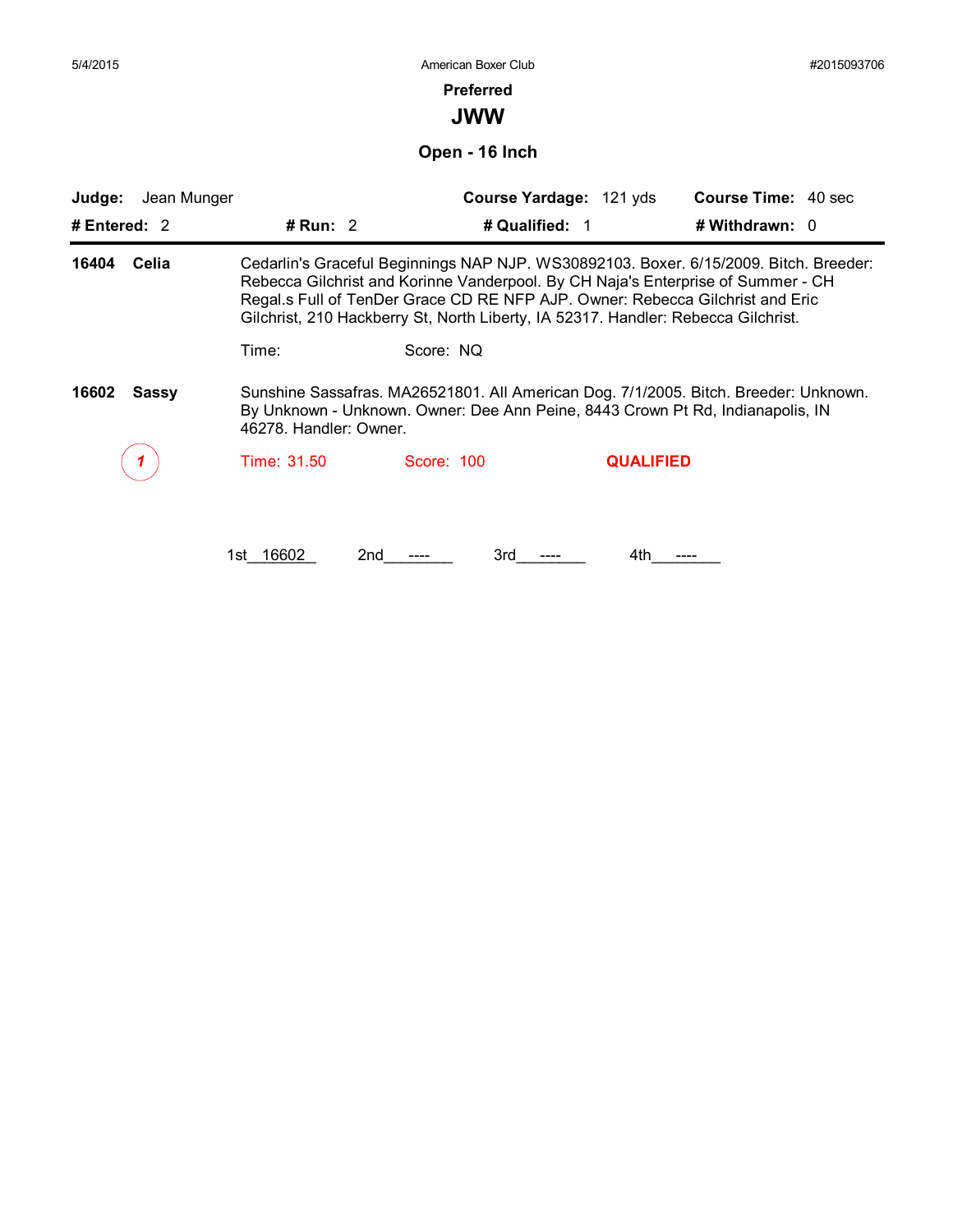5/4/2015 American Boxer Club #2015093706

## Preferred

# JWW

### Open - 16 Inch

| **Judge:** Jean Munger | | **Course Yardage:** 121 yds | **Course Time:** 40 sec |
|---|---|---|---|
| **# Entered:** 2 | **# Run:** 2 | **# Qualified:** 1 | **# Withdrawn:** 0 |

**16404 Celia**

Cedarlin's Graceful Beginnings NAP NJP. WS30892103. Boxer. 6/15/2009. Bitch. Breeder: Rebecca Gilchrist and Korinne Vanderpool. By CH Naja's Enterprise of Summer - CH Regal.s Full of TenDer Grace CD RE NFP AJP. Owner: Rebecca Gilchrist and Eric Gilchrist, 210 Hackberry St, North Liberty, IA 52317. Handler: Rebecca Gilchrist.

Time: Score: NQ

**16602 Sassy**

Sunshine Sassafras. MA26521801. All American Dog. 7/1/2005. Bitch. Breeder: Unknown. By Unknown - Unknown. Owner: Dee Ann Peine, 8443 Crown Pt Rd, Indianapolis, IN 46278. Handler: Owner.

1 Time: 31.50 Score: 100 **QUALIFIED**

1st 16602 2nd ---- 3rd ---- 4th ----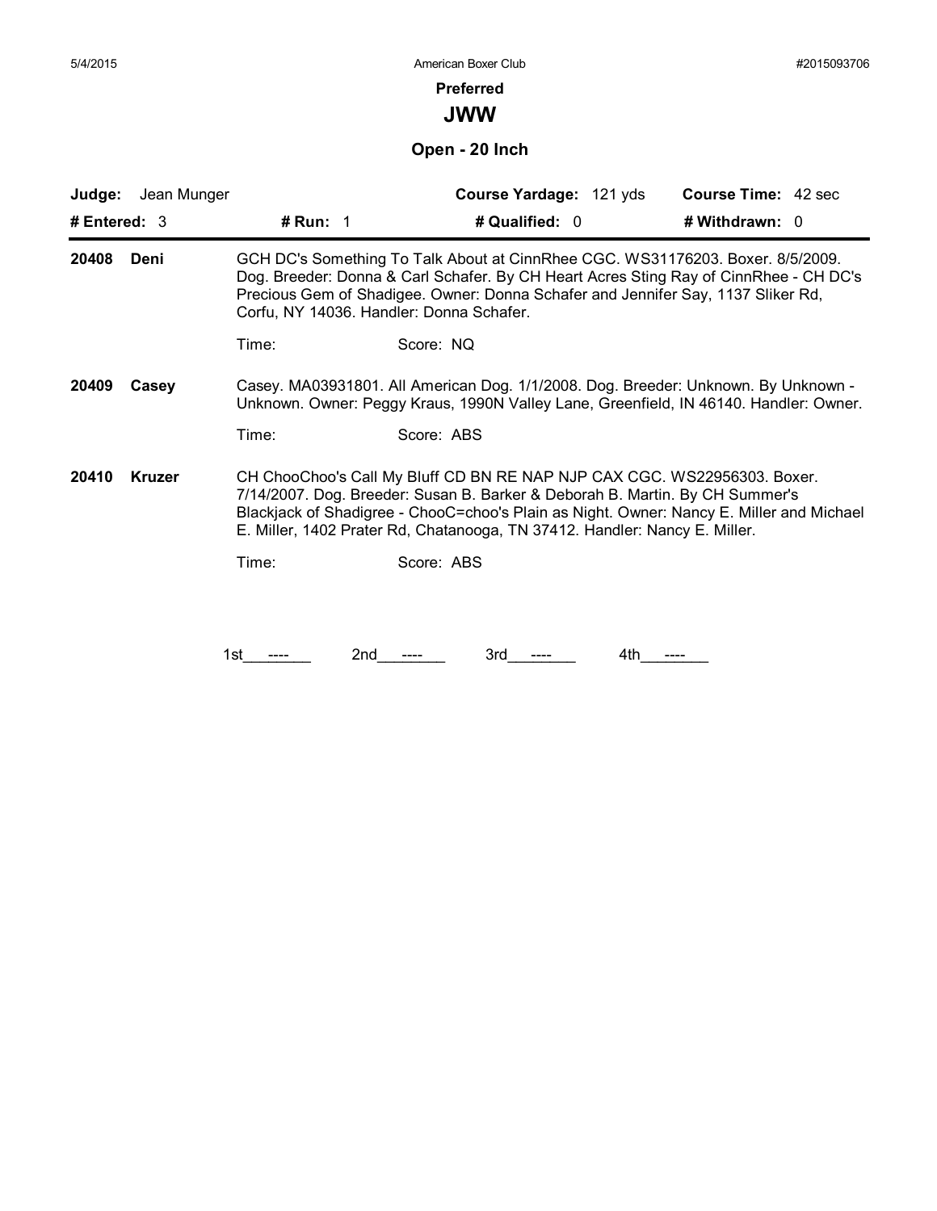# Preferred

## JWW

### Open - 20 Inch

**Judge:** Jean Munger | **Course Yardage:** 121 yds | **Course Time:** 42 sec

**# Entered:** 3 | **# Run:** 1 | **# Qualified:** 0 | **# Withdrawn:** 0

**20408 Deni** — GCH DC's Something To Talk About at CinnRhee CGC. WS31176203. Boxer. 8/5/2009. Dog. Breeder: Donna & Carl Schafer. By CH Heart Acres Sting Ray of CinnRhee - CH DC's Precious Gem of Shadigee. Owner: Donna Schafer and Jennifer Say, 1137 Sliker Rd, Corfu, NY 14036. Handler: Donna Schafer.

Time: Score: NQ

**20409 Casey** — Casey. MA03931801. All American Dog. 1/1/2008. Dog. Breeder: Unknown. By Unknown - Unknown. Owner: Peggy Kraus, 1990N Valley Lane, Greenfield, IN 46140. Handler: Owner.

Time: Score: ABS

**20410 Kruzer** — CH ChooChoo's Call My Bluff CD BN RE NAP NJP CAX CGC. WS22956303. Boxer. 7/14/2007. Dog. Breeder: Susan B. Barker & Deborah B. Martin. By CH Summer's Blackjack of Shadigree - ChooC=choo's Plain as Night. Owner: Nancy E. Miller and Michael E. Miller, 1402 Prater Rd, Chatanooga, TN 37412. Handler: Nancy E. Miller.

Time: Score: ABS

1st\_\_\_----\_\_\_ 2nd\_\_\_----\_\_\_ 3rd\_\_\_----\_\_\_ 4th\_\_\_----\_\_\_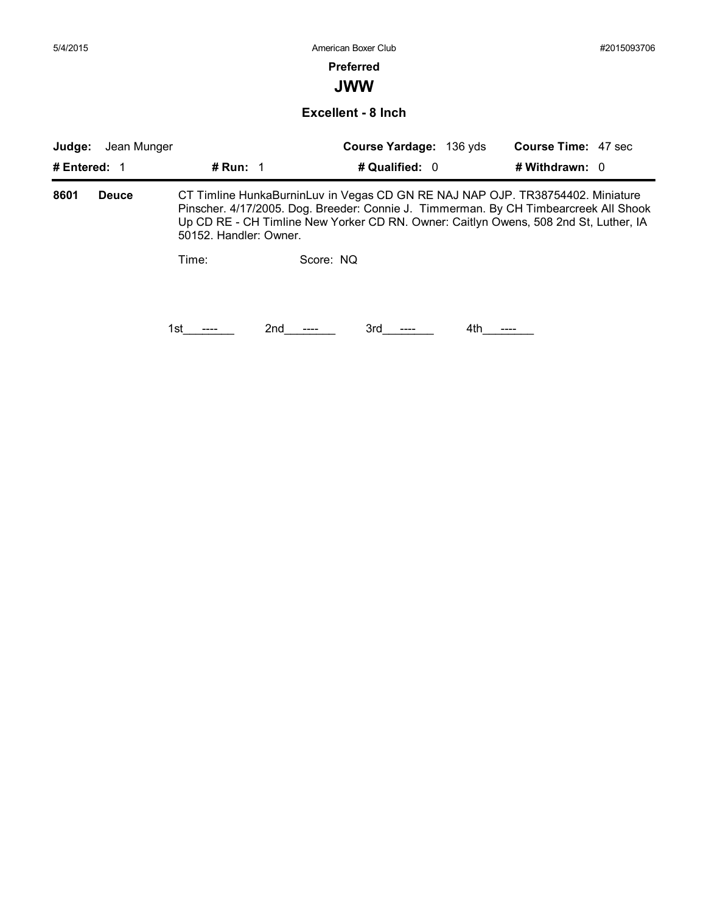**Preferred**

# JWW

## Excellent - 8 Inch

**Judge:** Jean Munger **Course Yardage:** 136 yds **Course Time:** 47 sec

**# Entered:** 1 **# Run:** 1 **# Qualified:** 0 **# Withdrawn:** 0

**8601** **Deuce** CT Timline HunkaBurninLuv in Vegas CD GN RE NAJ NAP OJP. TR38754402. Miniature Pinscher. 4/17/2005. Dog. Breeder: Connie J. Timmerman. By CH Timbearcreek All Shook Up CD RE - CH Timline New Yorker CD RN. Owner: Caitlyn Owens, 508 2nd St, Luther, IA 50152. Handler: Owner.

Time: Score: NQ

1st\_\_\_----\_\_\_ 2nd\_\_\_----\_\_\_ 3rd\_\_\_----\_\_\_ 4th\_\_\_----\_\_\_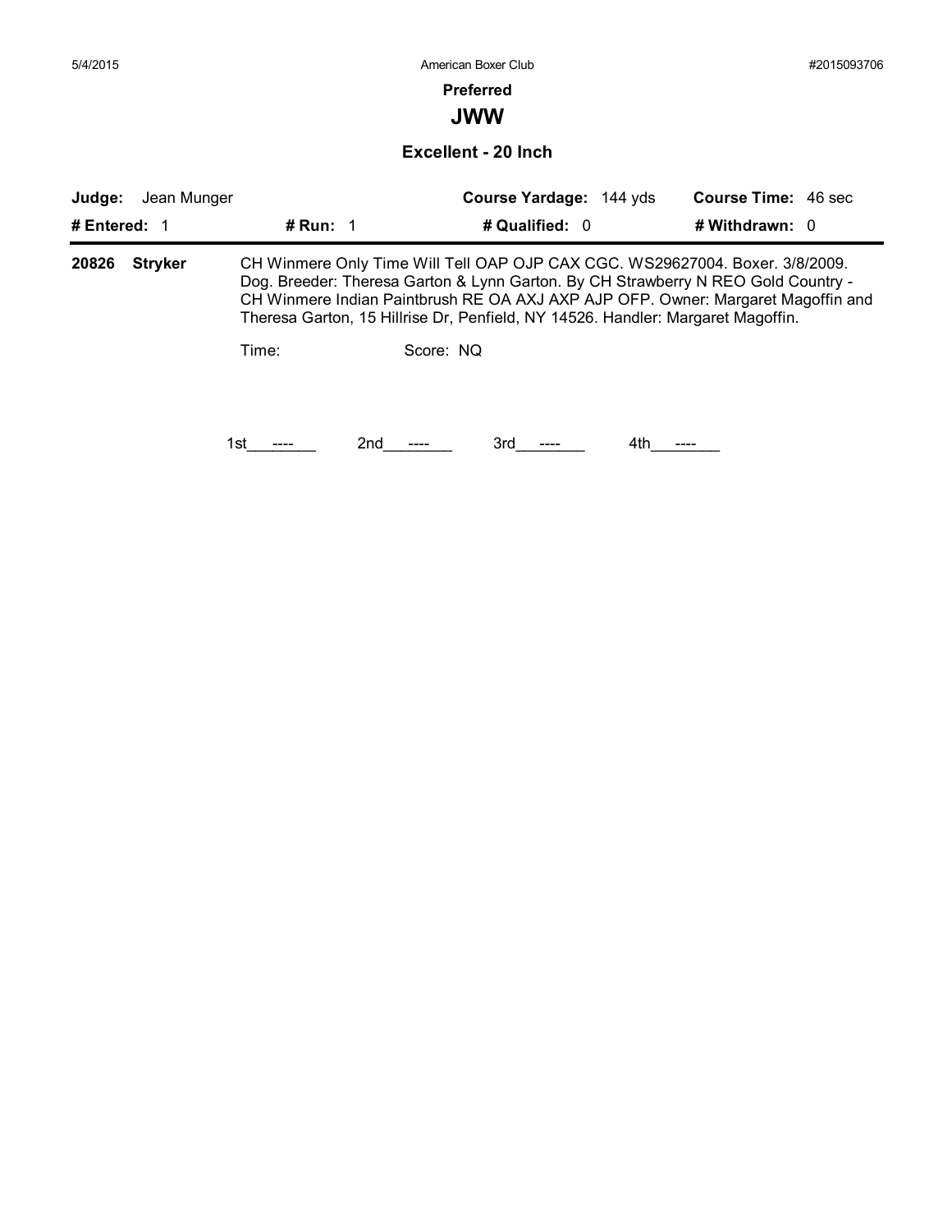# Preferred

## JWW

### Excellent - 20 Inch

**Judge:** Jean Munger | **Course Yardage:** 144 yds | **Course Time:** 46 sec

**# Entered:** 1 | **# Run:** 1 | **# Qualified:** 0 | **# Withdrawn:** 0

---

**20826 Stryker** CH Winmere Only Time Will Tell OAP OJP CAX CGC. WS29627004. Boxer. 3/8/2009. Dog. Breeder: Theresa Garton & Lynn Garton. By CH Strawberry N REO Gold Country - CH Winmere Indian Paintbrush RE OA AXJ AXP AJP OFP. Owner: Margaret Magoffin and Theresa Garton, 15 Hillrise Dr, Penfield, NY 14526. Handler: Margaret Magoffin.

Time: Score: NQ

1st\_\_\_----\_\_\_ 2nd\_\_\_----\_\_\_ 3rd\_\_\_----\_\_\_ 4th\_\_\_----\_\_\_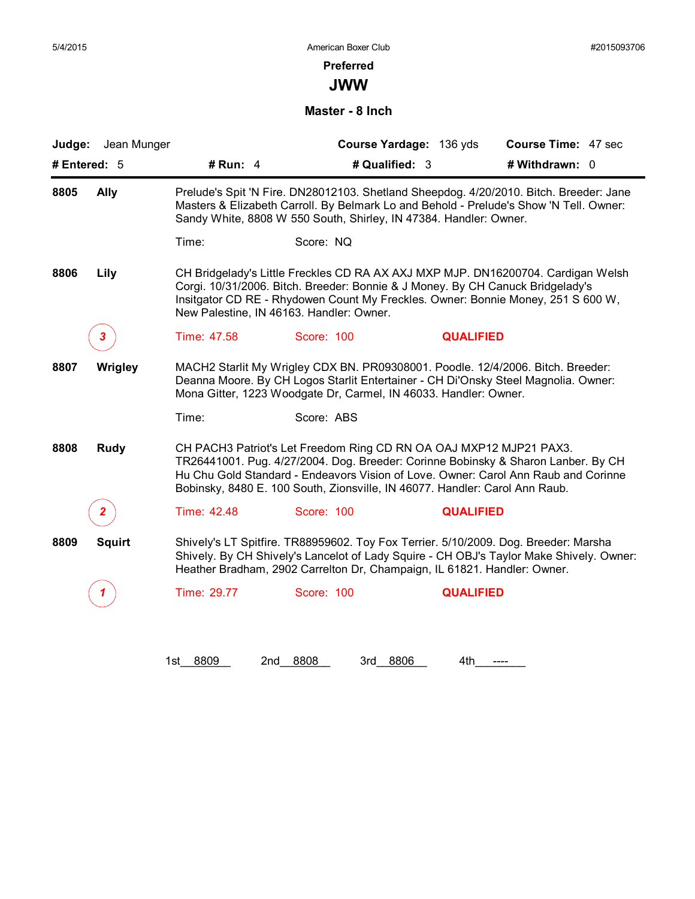# Preferred

## JWW

### Master - 8 Inch

**Judge:** Jean Munger **Course Yardage:** 136 yds **Course Time:** 47 sec

**# Entered:** 5 **# Run:** 4 **# Qualified:** 3 **# Withdrawn:** 0

---

**8805 Ally**

Prelude's Spit 'N Fire. DN28012103. Shetland Sheepdog. 4/20/2010. Bitch. Breeder: Jane Masters & Elizabeth Carroll. By Belmark Lo and Behold - Prelude's Show 'N Tell. Owner: Sandy White, 8808 W 550 South, Shirley, IN 47384. Handler: Owner.

Time: Score: NQ

**8806 Lily**

CH Bridgelady's Little Freckles CD RA AX AXJ MXP MJP. DN16200704. Cardigan Welsh Corgi. 10/31/2006. Bitch. Breeder: Bonnie & J Money. By CH Canuck Bridgelady's Insitgator CD RE - Rhydowen Count My Freckles. Owner: Bonnie Money, 251 S 600 W, New Palestine, IN 46163. Handler: Owner.

3 Time: 47.58 Score: 100 **QUALIFIED**

**8807 Wrigley**

MACH2 Starlit My Wrigley CDX BN. PR09308001. Poodle. 12/4/2006. Bitch. Breeder: Deanna Moore. By CH Logos Starlit Entertainer - CH Di'Onsky Steel Magnolia. Owner: Mona Gitter, 1223 Woodgate Dr, Carmel, IN 46033. Handler: Owner.

Time: Score: ABS

**8808 Rudy**

CH PACH3 Patriot's Let Freedom Ring CD RN OA OAJ MXP12 MJP21 PAX3. TR26441001. Pug. 4/27/2004. Dog. Breeder: Corinne Bobinsky & Sharon Lanber. By CH Hu Chu Gold Standard - Endeavors Vision of Love. Owner: Carol Ann Raub and Corinne Bobinsky, 8480 E. 100 South, Zionsville, IN 46077. Handler: Carol Ann Raub.

2 Time: 42.48 Score: 100 **QUALIFIED**

**8809 Squirt**

Shively's LT Spitfire. TR88959602. Toy Fox Terrier. 5/10/2009. Dog. Breeder: Marsha Shively. By CH Shively's Lancelot of Lady Squire - CH OBJ's Taylor Make Shively. Owner: Heather Bradham, 2902 Carrelton Dr, Champaign, IL 61821. Handler: Owner.

1 Time: 29.77 Score: 100 **QUALIFIED**

1st 8809 2nd 8808 3rd 8806 4th ----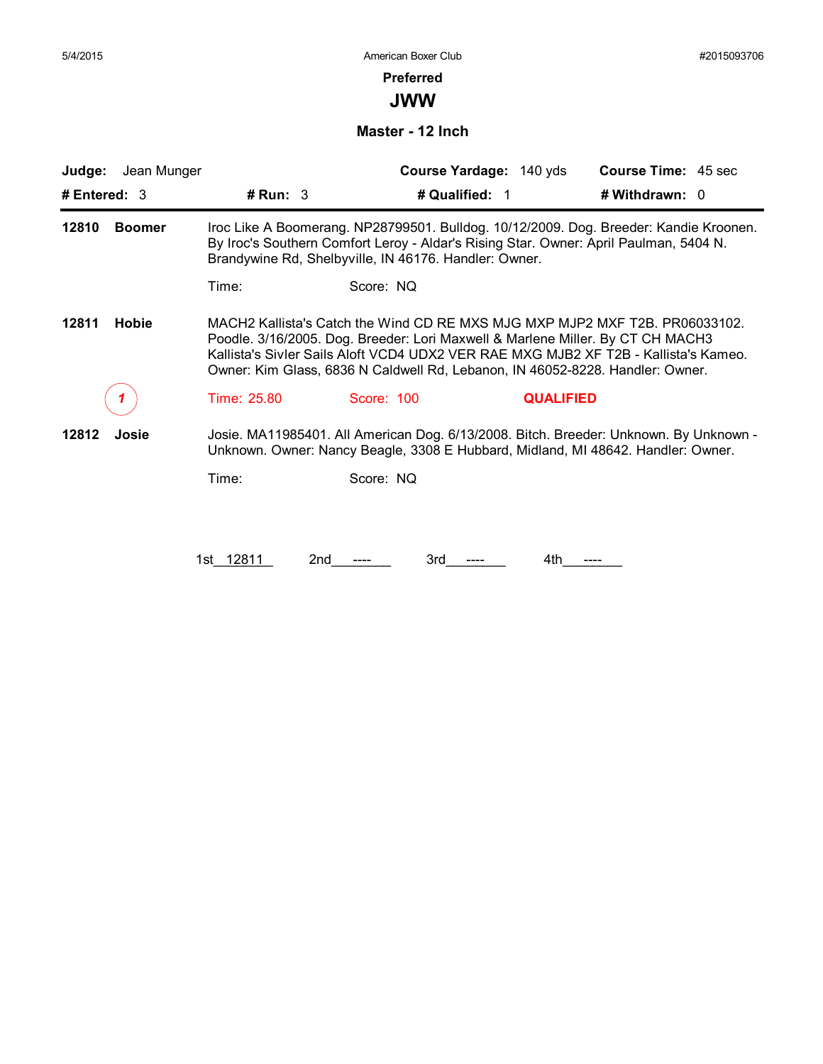5/4/2015 American Boxer Club #2015093706

## Preferred

# JWW

### Master - 12 Inch

**Judge:** Jean Munger **Course Yardage:** 140 yds **Course Time:** 45 sec

**# Entered:** 3 **# Run:** 3 **# Qualified:** 1 **# Withdrawn:** 0

---

**12810 Boomer**

Iroc Like A Boomerang. NP28799501. Bulldog. 10/12/2009. Dog. Breeder: Kandie Kroonen. By Iroc's Southern Comfort Leroy - Aldar's Rising Star. Owner: April Paulman, 5404 N. Brandywine Rd, Shelbyville, IN 46176. Handler: Owner.

Time: Score: NQ

**12811 Hobie**

MACH2 Kallista's Catch the Wind CD RE MXS MJG MXP MJP2 MXF T2B. PR06033102. Poodle. 3/16/2005. Dog. Breeder: Lori Maxwell & Marlene Miller. By CT CH MACH3 Kallista's Sivler Sails Aloft VCD4 UDX2 VER RAE MXG MJB2 XF T2B - Kallista's Kameo. Owner: Kim Glass, 6836 N Caldwell Rd, Lebanon, IN 46052-8228. Handler: Owner.

1 Time: 25.80 Score: 100 **QUALIFIED**

**12812 Josie**

Josie. MA11985401. All American Dog. 6/13/2008. Bitch. Breeder: Unknown. By Unknown - Unknown. Owner: Nancy Beagle, 3308 E Hubbard, Midland, MI 48642. Handler: Owner.

Time: Score: NQ

1st 12811 2nd ---- 3rd ---- 4th ----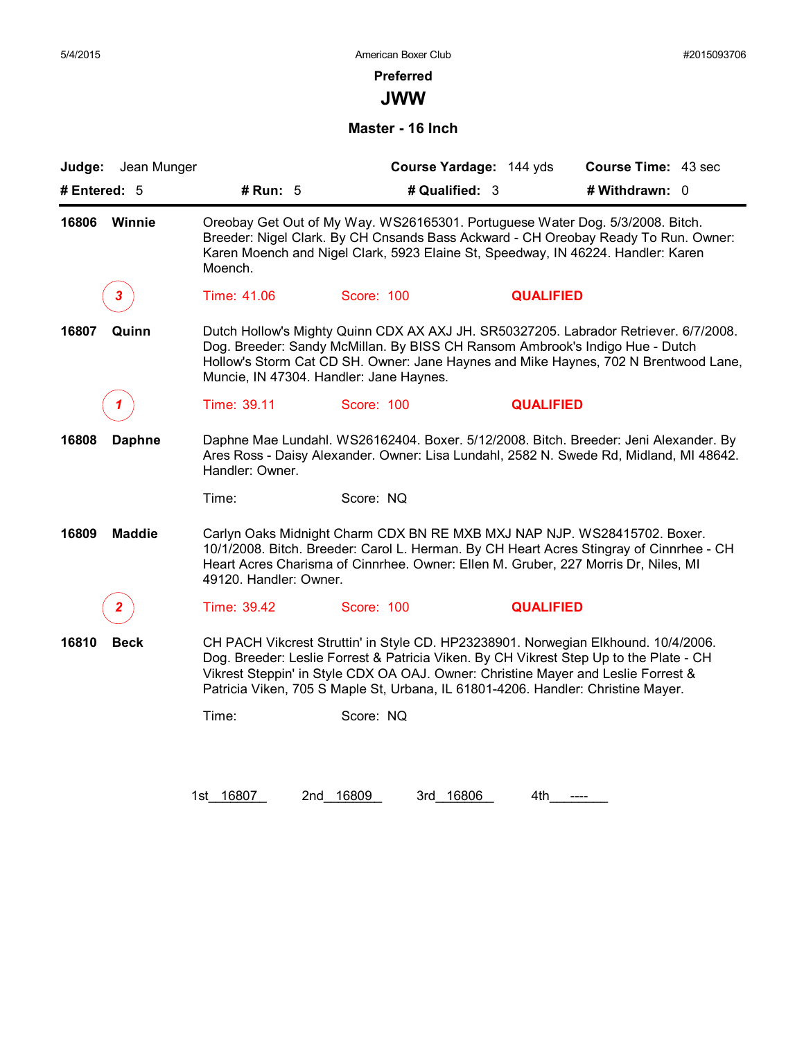American Boxer Club

## Preferred

# JWW

### Master - 16 Inch

**Judge:** Jean Munger **Course Yardage:** 144 yds **Course Time:** 43 sec

**# Entered:** 5 **# Run:** 5 **# Qualified:** 3 **# Withdrawn:** 0

---

**16806 Winnie** Oreobay Get Out of My Way. WS26165301. Portuguese Water Dog. 5/3/2008. Bitch. Breeder: Nigel Clark. By CH Cnsands Bass Ackward - CH Oreobay Ready To Run. Owner: Karen Moench and Nigel Clark, 5923 Elaine St, Speedway, IN 46224. Handler: Karen Moench.

3 Time: 41.06 Score: 100 **QUALIFIED**

**16807 Quinn** Dutch Hollow's Mighty Quinn CDX AX AXJ JH. SR50327205. Labrador Retriever. 6/7/2008. Dog. Breeder: Sandy McMillan. By BISS CH Ransom Ambrook's Indigo Hue - Dutch Hollow's Storm Cat CD SH. Owner: Jane Haynes and Mike Haynes, 702 N Brentwood Lane, Muncie, IN 47304. Handler: Jane Haynes.

1 Time: 39.11 Score: 100 **QUALIFIED**

**16808 Daphne** Daphne Mae Lundahl. WS26162404. Boxer. 5/12/2008. Bitch. Breeder: Jeni Alexander. By Ares Ross - Daisy Alexander. Owner: Lisa Lundahl, 2582 N. Swede Rd, Midland, MI 48642. Handler: Owner.

Time: Score: NQ

**16809 Maddie** Carlyn Oaks Midnight Charm CDX BN RE MXB MXJ NAP NJP. WS28415702. Boxer. 10/1/2008. Bitch. Breeder: Carol L. Herman. By CH Heart Acres Stingray of Cinnrhee - CH Heart Acres Charisma of Cinnrhee. Owner: Ellen M. Gruber, 227 Morris Dr, Niles, MI 49120. Handler: Owner.

2 Time: 39.42 Score: 100 **QUALIFIED**

**16810 Beck** CH PACH Vikcrest Struttin' in Style CD. HP23238901. Norwegian Elkhound. 10/4/2006. Dog. Breeder: Leslie Forrest & Patricia Viken. By CH Vikcrest Step Up to the Plate - CH Vikrest Steppin' in Style CDX OA OAJ. Owner: Christine Mayer and Leslie Forrest & Patricia Viken, 705 S Maple St, Urbana, IL 61801-4206. Handler: Christine Mayer.

Time: Score: NQ

1st 16807 2nd 16809 3rd 16806 4th ----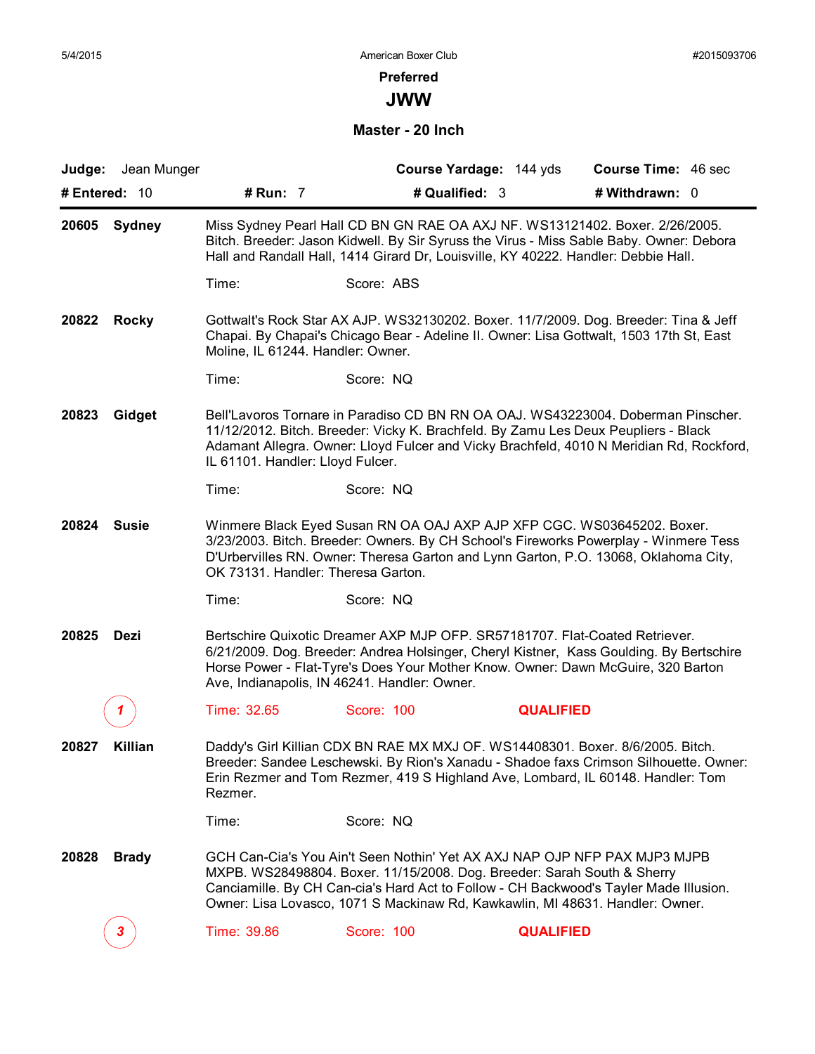## Preferred

# JWW

### Master - 20 Inch

**Judge:** Jean Munger **Course Yardage:** 144 yds **Course Time:** 46 sec

**# Entered:** 10 **# Run:** 7 **# Qualified:** 3 **# Withdrawn:** 0

---

**20605 Sydney**

Miss Sydney Pearl Hall CD BN GN RAE OA AXJ NF. WS13121402. Boxer. 2/26/2005. Bitch. Breeder: Jason Kidwell. By Sir Syruss the Virus - Miss Sable Baby. Owner: Debora Hall and Randall Hall, 1414 Girard Dr, Louisville, KY 40222. Handler: Debbie Hall.

Time: Score: ABS

**20822 Rocky**

Gottwalt's Rock Star AX AJP. WS32130202. Boxer. 11/7/2009. Dog. Breeder: Tina & Jeff Chapai. By Chapai's Chicago Bear - Adeline II. Owner: Lisa Gottwalt, 1503 17th St, East Moline, IL 61244. Handler: Owner.

Time: Score: NQ

**20823 Gidget**

Bell'Lavoros Tornare in Paradiso CD BN RN OA OAJ. WS43223004. Doberman Pinscher. 11/12/2012. Bitch. Breeder: Vicky K. Brachfeld. By Zamu Les Deux Peupliers - Black Adamant Allegra. Owner: Lloyd Fulcer and Vicky Brachfeld, 4010 N Meridian Rd, Rockford, IL 61101. Handler: Lloyd Fulcer.

Time: Score: NQ

**20824 Susie**

Winmere Black Eyed Susan RN OA OAJ AXP AJP XFP CGC. WS03645202. Boxer. 3/23/2003. Bitch. Breeder: Owners. By CH School's Fireworks Powerplay - Winmere Tess D'Urbervilles RN. Owner: Theresa Garton and Lynn Garton, P.O. 13068, Oklahoma City, OK 73131. Handler: Theresa Garton.

Time: Score: NQ

**20825 Dezi**

Bertschire Quixotic Dreamer AXP MJP OFP. SR57181707. Flat-Coated Retriever. 6/21/2009. Dog. Breeder: Andrea Holsinger, Cheryl Kistner, Kass Goulding. By Bertschire Horse Power - Flat-Tyre's Does Your Mother Know. Owner: Dawn McGuire, 320 Barton Ave, Indianapolis, IN 46241. Handler: Owner.

1 Time: 32.65 Score: 100 **QUALIFIED**

**20827 Killian**

Daddy's Girl Killian CDX BN RAE MX MXJ OF. WS14408301. Boxer. 8/6/2005. Bitch. Breeder: Sandee Leschewski. By Rion's Xanadu - Shadoe faxs Crimson Silhouette. Owner: Erin Rezmer and Tom Rezmer, 419 S Highland Ave, Lombard, IL 60148. Handler: Tom Rezmer.

Time: Score: NQ

**20828 Brady**

GCH Can-Cia's You Ain't Seen Nothin' Yet AX AXJ NAP OJP NFP PAX MJP3 MJPB MXPB. WS28498804. Boxer. 11/15/2008. Dog. Breeder: Sarah South & Sherry Canciamille. By CH Can-cia's Hard Act to Follow - CH Backwood's Tayler Made Illusion. Owner: Lisa Lovasco, 1071 S Mackinaw Rd, Kawkawlin, MI 48631. Handler: Owner.

3 Time: 39.86 Score: 100 **QUALIFIED**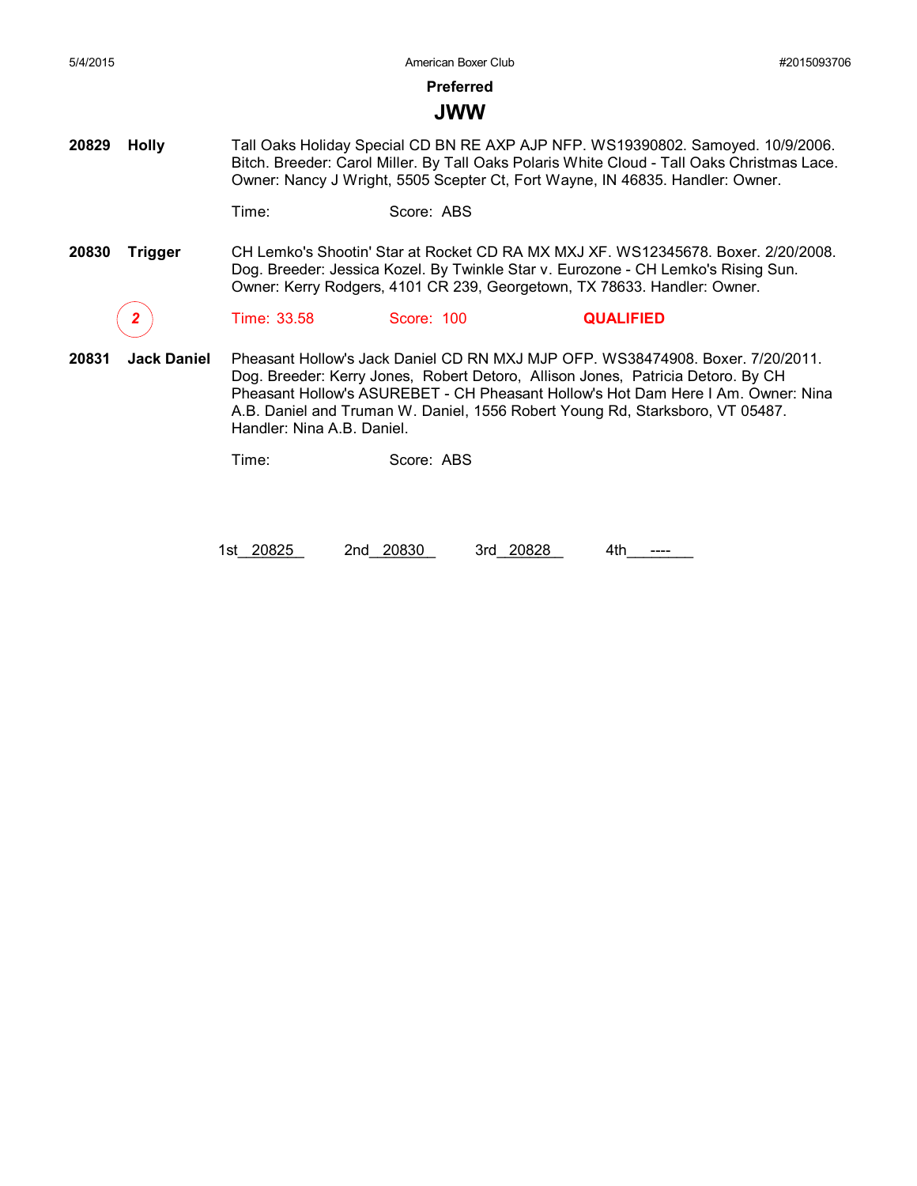## Preferred

# JWW

**20829** **Holly**

Tall Oaks Holiday Special CD BN RE AXP AJP NFP. WS19390802. Samoyed. 10/9/2006. Bitch. Breeder: Carol Miller. By Tall Oaks Polaris White Cloud - Tall Oaks Christmas Lace. Owner: Nancy J Wright, 5505 Scepter Ct, Fort Wayne, IN 46835. Handler: Owner.

Time: Score: ABS

**20830** **Trigger**

CH Lemko's Shootin' Star at Rocket CD RA MX MXJ XF. WS12345678. Boxer. 2/20/2008. Dog. Breeder: Jessica Kozel. By Twinkle Star v. Eurozone - CH Lemko's Rising Sun. Owner: Kerry Rodgers, 4101 CR 239, Georgetown, TX 78633. Handler: Owner.

2 Time: 33.58 Score: 100 **QUALIFIED**

**20831** **Jack Daniel**

Pheasant Hollow's Jack Daniel CD RN MXJ MJP OFP. WS38474908. Boxer. 7/20/2011. Dog. Breeder: Kerry Jones, Robert Detoro, Allison Jones, Patricia Detoro. By CH Pheasant Hollow's ASUREBET - CH Pheasant Hollow's Hot Dam Here I Am. Owner: Nina A.B. Daniel and Truman W. Daniel, 1556 Robert Young Rd, Starksboro, VT 05487. Handler: Nina A.B. Daniel.

Time: Score: ABS

1st 20825 2nd 20830 3rd 20828 4th ----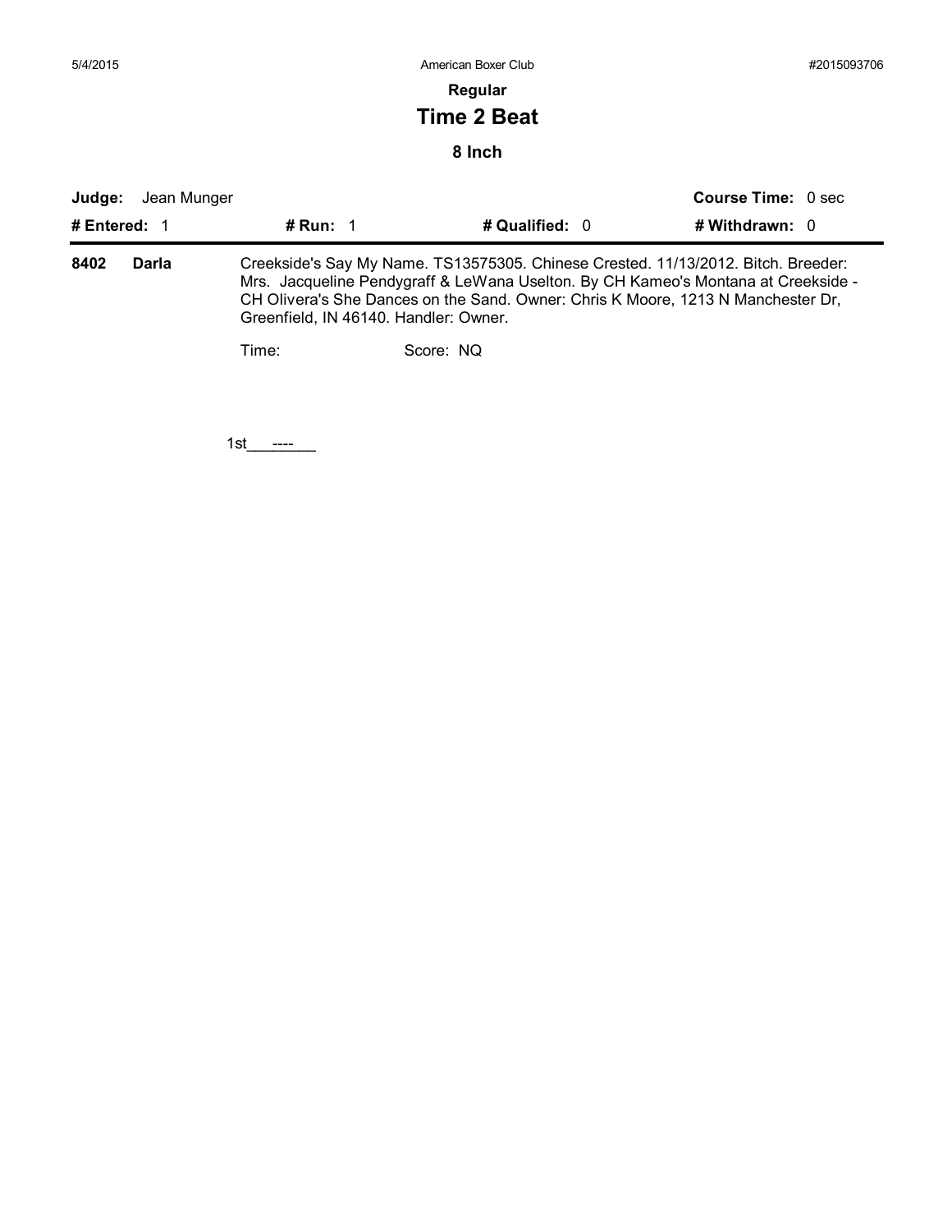**Regular**

# Time 2 Beat

### 8 Inch

**Judge:** Jean Munger **Course Time:** 0 sec

**# Entered:** 1 **# Run:** 1 **# Qualified:** 0 **# Withdrawn:** 0

**8402 Darla** Creekside's Say My Name. TS13575305. Chinese Crested. 11/13/2012. Bitch. Breeder: Mrs. Jacqueline Pendygraff & LeWana Uselton. By CH Kameo's Montana at Creekside - CH Olivera's She Dances on the Sand. Owner: Chris K Moore, 1213 N Manchester Dr, Greenfield, IN 46140. Handler: Owner.

Time: Score: NQ

1st___----___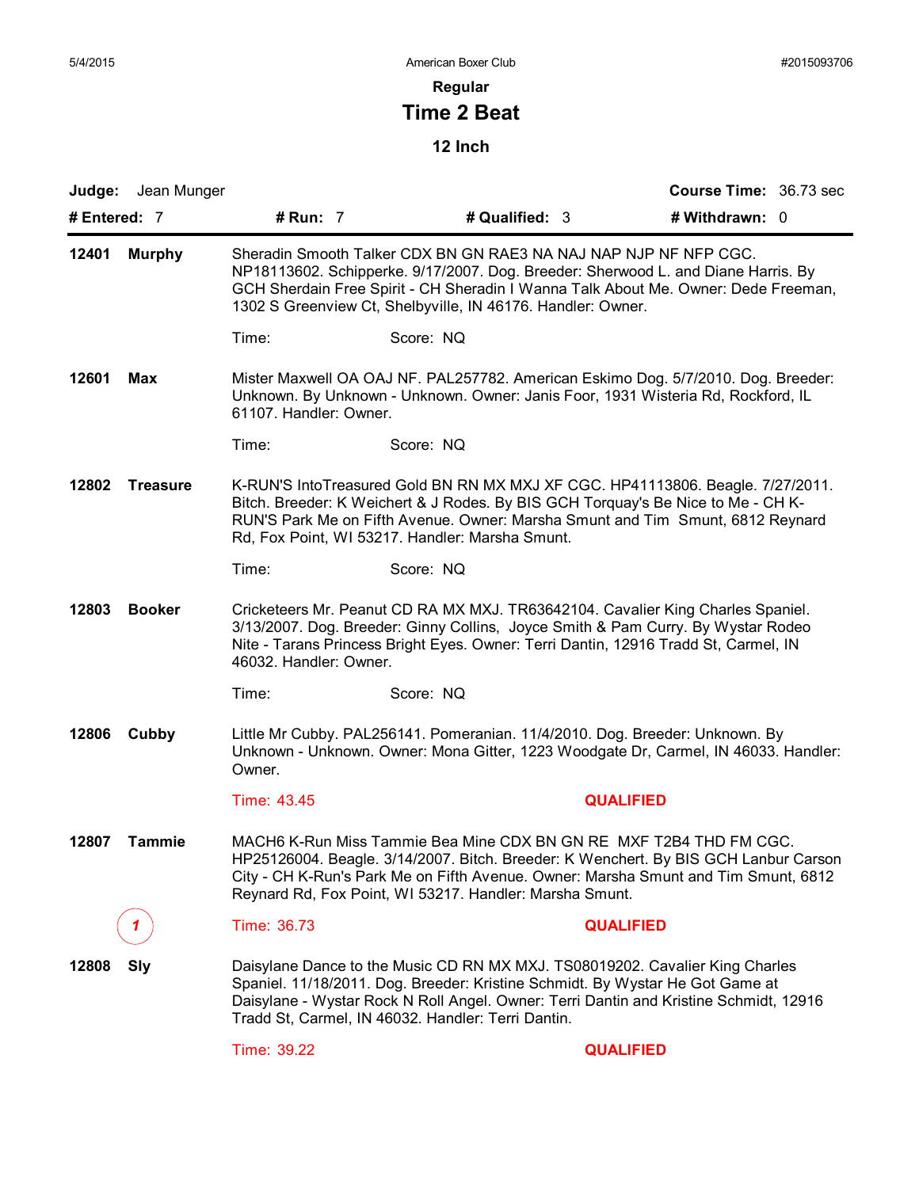5/4/2015 American Boxer Club #2015093706

## Regular

# Time 2 Beat

### 12 Inch

**Judge:** Jean Munger **Course Time:** 36.73 sec

**# Entered:** 7 **# Run:** 7 **# Qualified:** 3 **# Withdrawn:** 0

---

**12401 Murphy**

Sheradin Smooth Talker CDX BN GN RAE3 NA NAJ NAP NJP NF NFP CGC. NP18113602. Schipperke. 9/17/2007. Dog. Breeder: Sherwood L. and Diane Harris. By GCH Sherdain Free Spirit - CH Sheradin I Wanna Talk About Me. Owner: Dede Freeman, 1302 S Greenview Ct, Shelbyville, IN 46176. Handler: Owner.

Time: Score: NQ

**12601 Max**

Mister Maxwell OA OAJ NF. PAL257782. American Eskimo Dog. 5/7/2010. Dog. Breeder: Unknown. By Unknown - Unknown. Owner: Janis Foor, 1931 Wisteria Rd, Rockford, IL 61107. Handler: Owner.

Time: Score: NQ

**12802 Treasure**

K-RUN'S IntoTreasured Gold BN RN MX MXJ XF CGC. HP41113806. Beagle. 7/27/2011. Bitch. Breeder: K Weichert & J Rodes. By BIS GCH Torquay's Be Nice to Me - CH K-RUN'S Park Me on Fifth Avenue. Owner: Marsha Smunt and Tim Smunt, 6812 Reynard Rd, Fox Point, WI 53217. Handler: Marsha Smunt.

Time: Score: NQ

**12803 Booker**

Cricketeers Mr. Peanut CD RA MX MXJ. TR63642104. Cavalier King Charles Spaniel. 3/13/2007. Dog. Breeder: Ginny Collins, Joyce Smith & Pam Curry. By Wystar Rodeo Nite - Tarans Princess Bright Eyes. Owner: Terri Dantin, 12916 Tradd St, Carmel, IN 46032. Handler: Owner.

Time: Score: NQ

**12806 Cubby**

Little Mr Cubby. PAL256141. Pomeranian. 11/4/2010. Dog. Breeder: Unknown. By Unknown - Unknown. Owner: Mona Gitter, 1223 Woodgate Dr, Carmel, IN 46033. Handler: Owner.

Time: 43.45 **QUALIFIED**

**12807 Tammie**

MACH6 K-Run Miss Tammie Bea Mine CDX BN GN RE MXF T2B4 THD FM CGC. HP25126004. Beagle. 3/14/2007. Bitch. Breeder: K Wenchert. By BIS GCH Lanbur Carson City - CH K-Run's Park Me on Fifth Avenue. Owner: Marsha Smunt and Tim Smunt, 6812 Reynard Rd, Fox Point, WI 53217. Handler: Marsha Smunt.

1 Time: 36.73 **QUALIFIED**

**12808 Sly**

Daisylane Dance to the Music CD RN MX MXJ. TS08019202. Cavalier King Charles Spaniel. 11/18/2011. Dog. Breeder: Kristine Schmidt. By Wystar He Got Game at Daisylane - Wystar Rock N Roll Angel. Owner: Terri Dantin and Kristine Schmidt, 12916 Tradd St, Carmel, IN 46032. Handler: Terri Dantin.

Time: 39.22 **QUALIFIED**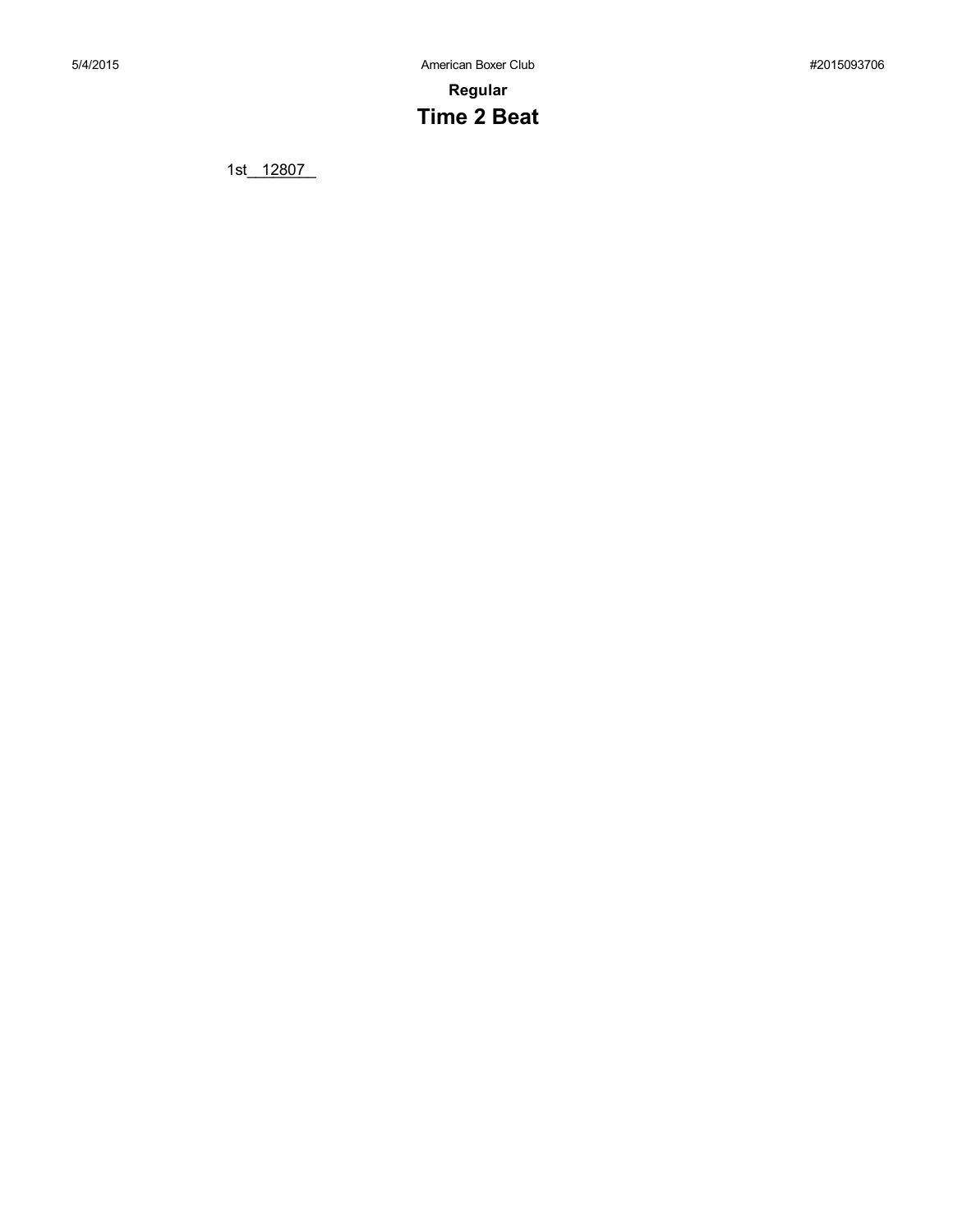5/4/2015 American Boxer Club #2015093706

**Regular**

# Time 2 Beat

1st__12807__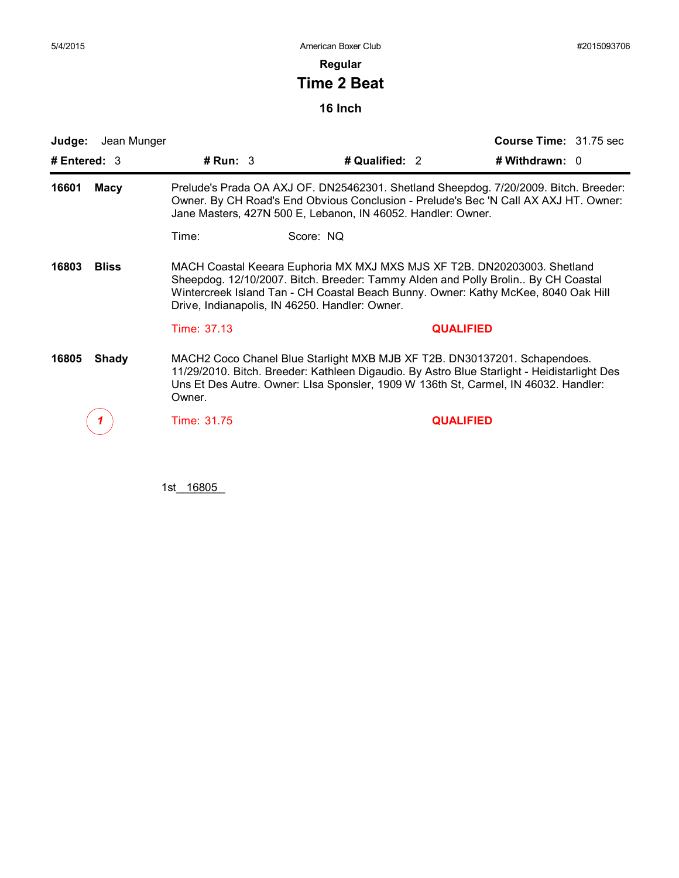## Regular

# Time 2 Beat

### 16 Inch

**Judge:** Jean Munger **Course Time:** 31.75 sec

**# Entered:** 3 **# Run:** 3 **# Qualified:** 2 **# Withdrawn:** 0

---

**16601 Macy**

Prelude's Prada OA AXJ OF. DN25462301. Shetland Sheepdog. 7/20/2009. Bitch. Breeder: Owner. By CH Road's End Obvious Conclusion - Prelude's Bec 'N Call AX AXJ HT. Owner: Jane Masters, 427N 500 E, Lebanon, IN 46052. Handler: Owner.

Time: Score: NQ

**16803 Bliss**

MACH Coastal Keeara Euphoria MX MXJ MXS MJS XF T2B. DN20203003. Shetland Sheepdog. 12/10/2007. Bitch. Breeder: Tammy Alden and Polly Brolin.. By CH Coastal Wintercreek Island Tan - CH Coastal Beach Bunny. Owner: Kathy McKee, 8040 Oak Hill Drive, Indianapolis, IN 46250. Handler: Owner.

Time: 37.13 **QUALIFIED**

**16805 Shady**

MACH2 Coco Chanel Blue Starlight MXB MJB XF T2B. DN30137201. Schapendoes. 11/29/2010. Bitch. Breeder: Kathleen Digaudio. By Astro Blue Starlight - Heidistarlight Des Uns Et Des Autre. Owner: LIsa Sponsler, 1909 W 136th St, Carmel, IN 46032. Handler: Owner.

1 Time: 31.75 **QUALIFIED**

1st 16805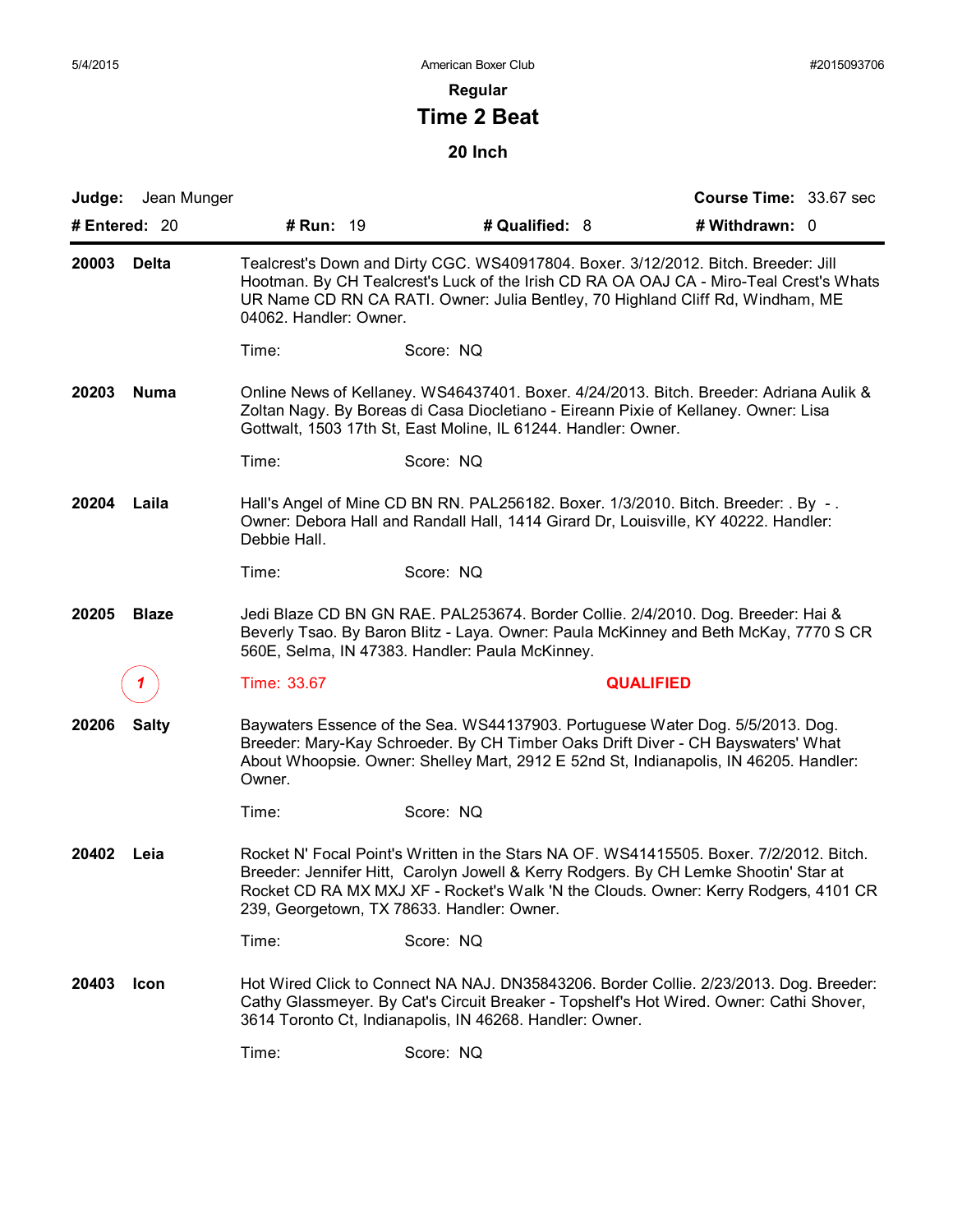5/4/2015 American Boxer Club #2015093706

**Regular**

# Time 2 Beat

### 20 Inch

**Judge:** Jean Munger **Course Time:** 33.67 sec

**# Entered:** 20 **# Run:** 19 **# Qualified:** 8 **# Withdrawn:** 0

---

**20003 Delta**

Tealcrest's Down and Dirty CGC. WS40917804. Boxer. 3/12/2012. Bitch. Breeder: Jill Hootman. By CH Tealcrest's Luck of the Irish CD RA OA OAJ CA - Miro-Teal Crest's Whats UR Name CD RN CA RATI. Owner: Julia Bentley, 70 Highland Cliff Rd, Windham, ME 04062. Handler: Owner.

Time: Score: NQ

**20203 Numa**

Online News of Kellaney. WS46437401. Boxer. 4/24/2013. Bitch. Breeder: Adriana Aulik & Zoltan Nagy. By Boreas di Casa Diocletiano - Eireann Pixie of Kellaney. Owner: Lisa Gottwalt, 1503 17th St, East Moline, IL 61244. Handler: Owner.

Time: Score: NQ

**20204 Laila**

Hall's Angel of Mine CD BN RN. PAL256182. Boxer. 1/3/2010. Bitch. Breeder: . By - . Owner: Debora Hall and Randall Hall, 1414 Girard Dr, Louisville, KY 40222. Handler: Debbie Hall.

Time: Score: NQ

**20205 Blaze**

Jedi Blaze CD BN GN RAE. PAL253674. Border Collie. 2/4/2010. Dog. Breeder: Hai & Beverly Tsao. By Baron Blitz - Laya. Owner: Paula McKinney and Beth McKay, 7770 S CR 560E, Selma, IN 47383. Handler: Paula McKinney.

1 Time: 33.67 **QUALIFIED**

**20206 Salty**

Baywaters Essence of the Sea. WS44137903. Portuguese Water Dog. 5/5/2013. Dog. Breeder: Mary-Kay Schroeder. By CH Timber Oaks Drift Diver - CH Bayswaters' What About Whoopsie. Owner: Shelley Mart, 2912 E 52nd St, Indianapolis, IN 46205. Handler: Owner.

Time: Score: NQ

**20402 Leia**

Rocket N' Focal Point's Written in the Stars NA OF. WS41415505. Boxer. 7/2/2012. Bitch. Breeder: Jennifer Hitt, Carolyn Jowell & Kerry Rodgers. By CH Lemke Shootin' Star at Rocket CD RA MX MXJ XF - Rocket's Walk 'N the Clouds. Owner: Kerry Rodgers, 4101 CR 239, Georgetown, TX 78633. Handler: Owner.

Time: Score: NQ

**20403 Icon**

Hot Wired Click to Connect NA NAJ. DN35843206. Border Collie. 2/23/2013. Dog. Breeder: Cathy Glassmeyer. By Cat's Circuit Breaker - Topshelf's Hot Wired. Owner: Cathi Shover, 3614 Toronto Ct, Indianapolis, IN 46268. Handler: Owner.

Time: Score: NQ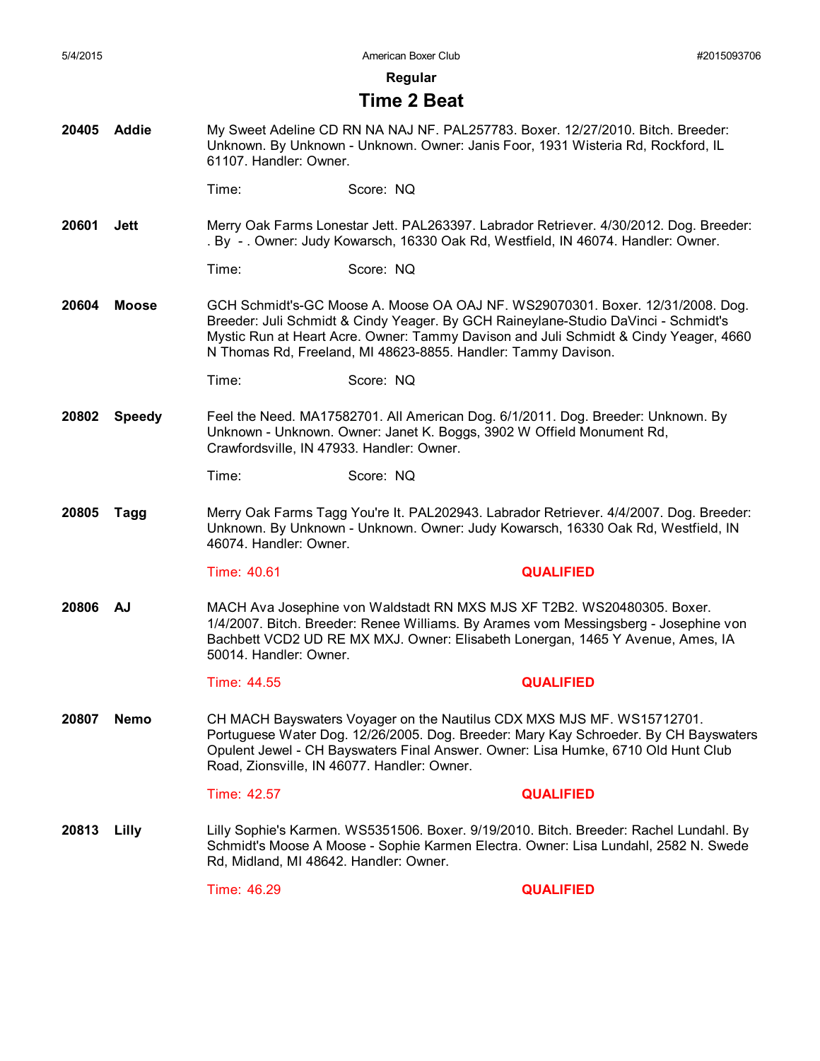## Regular

# Time 2 Beat

**20405 Addie**

My Sweet Adeline CD RN NA NAJ NF. PAL257783. Boxer. 12/27/2010. Bitch. Breeder: Unknown. By Unknown - Unknown. Owner: Janis Foor, 1931 Wisteria Rd, Rockford, IL 61107. Handler: Owner.

Time: Score: NQ

**20601 Jett**

Merry Oak Farms Lonestar Jett. PAL263397. Labrador Retriever. 4/30/2012. Dog. Breeder: . By - . Owner: Judy Kowarsch, 16330 Oak Rd, Westfield, IN 46074. Handler: Owner.

Time: Score: NQ

**20604 Moose**

GCH Schmidt's-GC Moose A. Moose OA OAJ NF. WS29070301. Boxer. 12/31/2008. Dog. Breeder: Juli Schmidt & Cindy Yeager. By GCH Raineylane-Studio DaVinci - Schmidt's Mystic Run at Heart Acre. Owner: Tammy Davison and Juli Schmidt & Cindy Yeager, 4660 N Thomas Rd, Freeland, MI 48623-8855. Handler: Tammy Davison.

Time: Score: NQ

**20802 Speedy**

Feel the Need. MA17582701. All American Dog. 6/1/2011. Dog. Breeder: Unknown. By Unknown - Unknown. Owner: Janet K. Boggs, 3902 W Offield Monument Rd, Crawfordsville, IN 47933. Handler: Owner.

Time: Score: NQ

**20805 Tagg**

Merry Oak Farms Tagg You're It. PAL202943. Labrador Retriever. 4/4/2007. Dog. Breeder: Unknown. By Unknown - Unknown. Owner: Judy Kowarsch, 16330 Oak Rd, Westfield, IN 46074. Handler: Owner.

Time: 40.61 **QUALIFIED**

**20806 AJ**

MACH Ava Josephine von Waldstadt RN MXS MJS XF T2B2. WS20480305. Boxer. 1/4/2007. Bitch. Breeder: Renee Williams. By Arames vom Messingsberg - Josephine von Bachbett VCD2 UD RE MX MXJ. Owner: Elisabeth Lonergan, 1465 Y Avenue, Ames, IA 50014. Handler: Owner.

Time: 44.55 **QUALIFIED**

**20807 Nemo**

CH MACH Bayswaters Voyager on the Nautilus CDX MXS MJS MF. WS15712701. Portuguese Water Dog. 12/26/2005. Dog. Breeder: Mary Kay Schroeder. By CH Bayswaters Opulent Jewel - CH Bayswaters Final Answer. Owner: Lisa Humke, 6710 Old Hunt Club Road, Zionsville, IN 46077. Handler: Owner.

Time: 42.57 **QUALIFIED**

**20813 Lilly**

Lilly Sophie's Karmen. WS5351506. Boxer. 9/19/2010. Bitch. Breeder: Rachel Lundahl. By Schmidt's Moose A Moose - Sophie Karmen Electra. Owner: Lisa Lundahl, 2582 N. Swede Rd, Midland, MI 48642. Handler: Owner.

Time: 46.29 **QUALIFIED**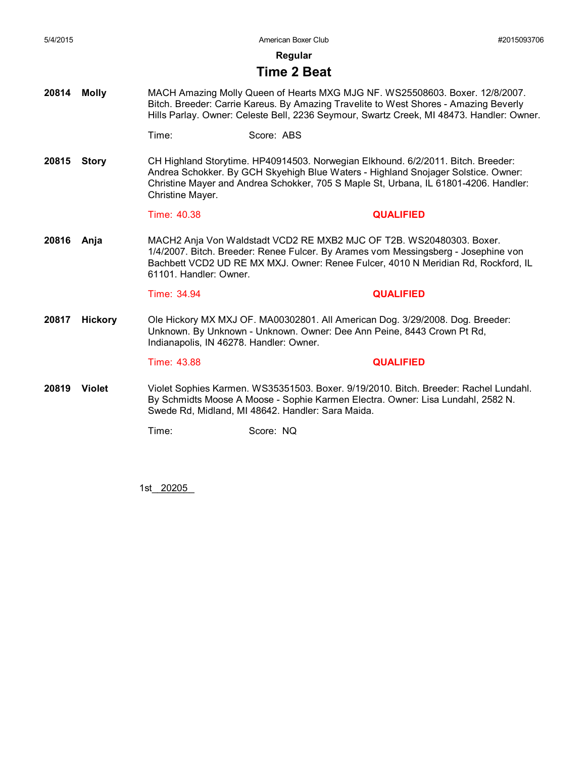## Regular

# Time 2 Beat

**20814** **Molly** MACH Amazing Molly Queen of Hearts MXG MJG NF. WS25508603. Boxer. 12/8/2007. Bitch. Breeder: Carrie Kareus. By Amazing Travelite to West Shores - Amazing Beverly Hills Parlay. Owner: Celeste Bell, 2236 Seymour, Swartz Creek, MI 48473. Handler: Owner.

Time: Score: ABS

**20815** **Story** CH Highland Storytime. HP40914503. Norwegian Elkhound. 6/2/2011. Bitch. Breeder: Andrea Schokker. By GCH Skyehigh Blue Waters - Highland Snojager Solstice. Owner: Christine Mayer and Andrea Schokker, 705 S Maple St, Urbana, IL 61801-4206. Handler: Christine Mayer.

Time: 40.38 **QUALIFIED**

**20816** **Anja** MACH2 Anja Von Waldstadt VCD2 RE MXB2 MJC OF T2B. WS20480303. Boxer. 1/4/2007. Bitch. Breeder: Renee Fulcer. By Arames vom Messingsberg - Josephine von Bachbett VCD2 UD RE MX MXJ. Owner: Renee Fulcer, 4010 N Meridian Rd, Rockford, IL 61101. Handler: Owner.

Time: 34.94 **QUALIFIED**

**20817** **Hickory** Ole Hickory MX MXJ OF. MA00302801. All American Dog. 3/29/2008. Dog. Breeder: Unknown. By Unknown - Unknown. Owner: Dee Ann Peine, 8443 Crown Pt Rd, Indianapolis, IN 46278. Handler: Owner.

Time: 43.88 **QUALIFIED**

**20819** **Violet** Violet Sophies Karmen. WS35351503. Boxer. 9/19/2010. Bitch. Breeder: Rachel Lundahl. By Schmidts Moose A Moose - Sophie Karmen Electra. Owner: Lisa Lundahl, 2582 N. Swede Rd, Midland, MI 48642. Handler: Sara Maida.

Time: Score: NQ

1st 20205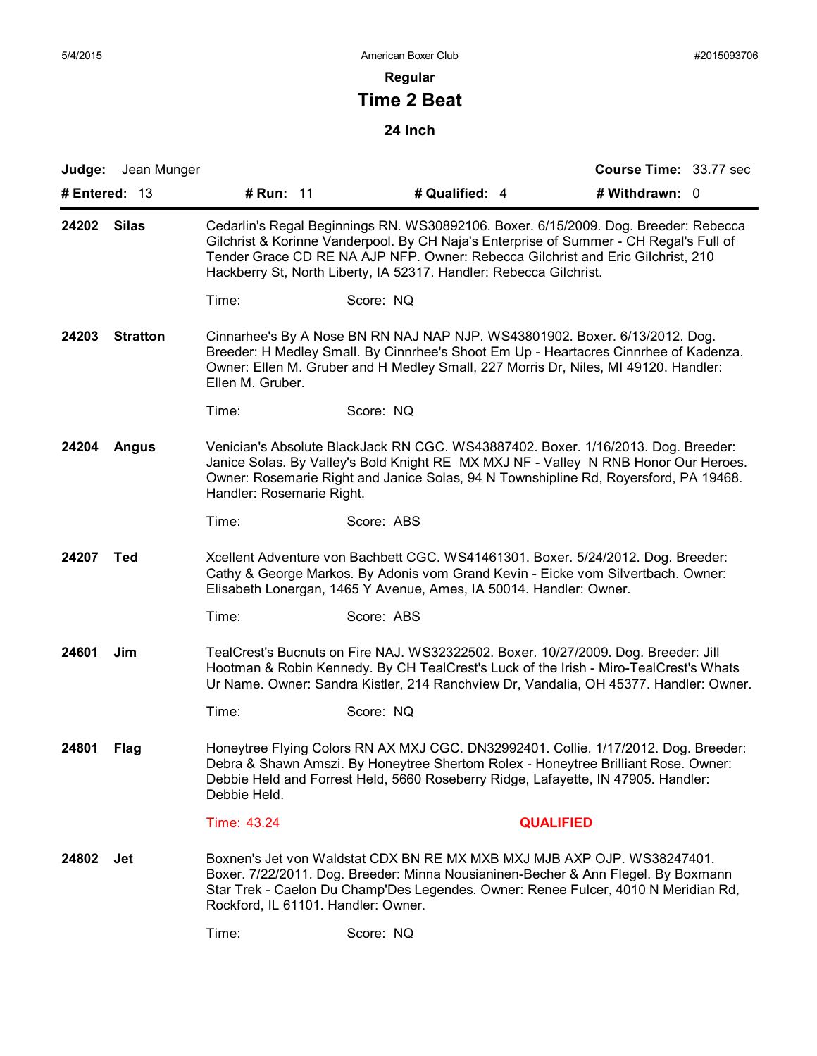American Box­er Club

**Regular**

# Time 2 Beat

**24 Inch**

**Judge:** Jean Munger | **Course Time:** 33.77 sec

**# Entered:** 13 | **# Run:** 11 | **# Qualified:** 4 | **# Withdrawn:** 0

---

**24202 Silas**

Cedarlin's Regal Beginnings RN. WS30892106. Boxer. 6/15/2009. Dog. Breeder: Rebecca Gilchrist & Korinne Vanderpool. By CH Naja's Enterprise of Summer - CH Regal's Full of Tender Grace CD RE NA AJP NFP. Owner: Rebecca Gilchrist and Eric Gilchrist, 210 Hackberry St, North Liberty, IA 52317. Handler: Rebecca Gilchrist.

Time: Score: NQ

**24203 Stratton**

Cinnarhee's By A Nose BN RN NAJ NAP NJP. WS43801902. Boxer. 6/13/2012. Dog. Breeder: H Medley Small. By Cinnrhee's Shoot Em Up - Heartacres Cinnrhee of Kadenza. Owner: Ellen M. Gruber and H Medley Small, 227 Morris Dr, Niles, MI 49120. Handler: Ellen M. Gruber.

Time: Score: NQ

**24204 Angus**

Venician's Absolute BlackJack RN CGC. WS43887402. Boxer. 1/16/2013. Dog. Breeder: Janice Solas. By Valley's Bold Knight RE MX MXJ NF - Valley N RNB Honor Our Heroes. Owner: Rosemarie Right and Janice Solas, 94 N Townshipline Rd, Royersford, PA 19468. Handler: Rosemarie Right.

Time: Score: ABS

**24207 Ted**

Xcellent Adventure von Bachbett CGC. WS41461301. Boxer. 5/24/2012. Dog. Breeder: Cathy & George Markos. By Adonis vom Grand Kevin - Eicke vom Silvertbach. Owner: Elisabeth Lonergan, 1465 Y Avenue, Ames, IA 50014. Handler: Owner.

Time: Score: ABS

**24601 Jim**

TealCrest's Bucnuts on Fire NAJ. WS32322502. Boxer. 10/27/2009. Dog. Breeder: Jill Hootman & Robin Kennedy. By CH TealCrest's Luck of the Irish - Miro-TealCrest's Whats Ur Name. Owner: Sandra Kistler, 214 Ranchview Dr, Vandalia, OH 45377. Handler: Owner.

Time: Score: NQ

**24801 Flag**

Honeytree Flying Colors RN AX MXJ CGC. DN32992401. Collie. 1/17/2012. Dog. Breeder: Debra & Shawn Amszi. By Honeytree Shertom Rolex - Honeytree Brilliant Rose. Owner: Debbie Held and Forrest Held, 5660 Roseberry Ridge, Lafayette, IN 47905. Handler: Debbie Held.

Time: 43.24 **QUALIFIED**

**24802 Jet**

Boxnen's Jet von Waldstat CDX BN RE MX MXB MXJ MJB AXP OJP. WS38247401. Boxer. 7/22/2011. Dog. Breeder: Minna Nousianinen-Becher & Ann Flegel. By Boxmann Star Trek - Caelon Du Champ'Des Legendes. Owner: Renee Fulcer, 4010 N Meridian Rd, Rockford, IL 61101. Handler: Owner.

Time: Score: NQ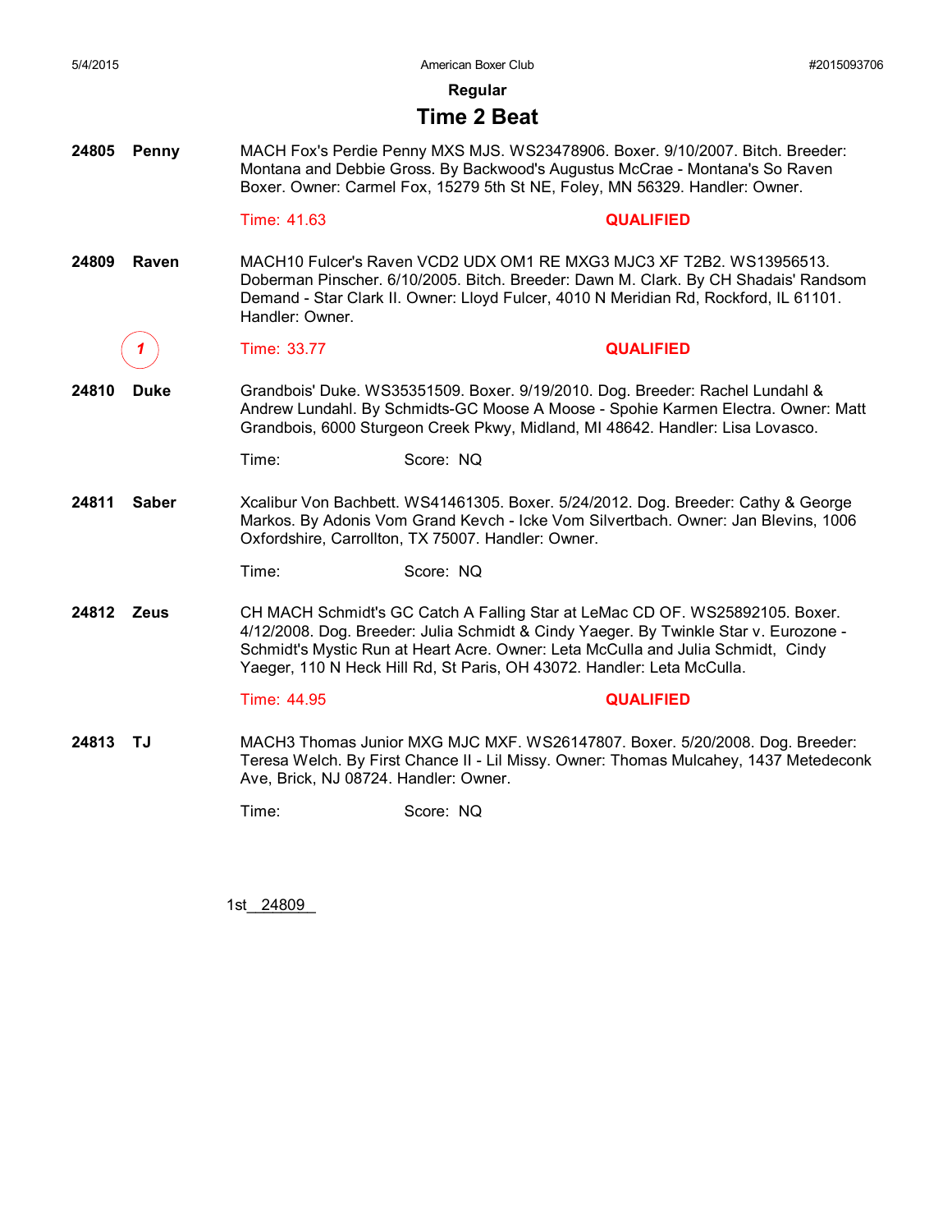## Regular

# Time 2 Beat

**24805 Penny** MACH Fox's Perdie Penny MXS MJS. WS23478906. Boxer. 9/10/2007. Bitch. Breeder: Montana and Debbie Gross. By Backwood's Augustus McCrae - Montana's So Raven Boxer. Owner: Carmel Fox, 15279 5th St NE, Foley, MN 56329. Handler: Owner.

Time: 41.63 **QUALIFIED**

**24809 Raven** MACH10 Fulcer's Raven VCD2 UDX OM1 RE MXG3 MJC3 XF T2B2. WS13956513. Doberman Pinscher. 6/10/2005. Bitch. Breeder: Dawn M. Clark. By CH Shadais' Randsom Demand - Star Clark II. Owner: Lloyd Fulcer, 4010 N Meridian Rd, Rockford, IL 61101. Handler: Owner.

1 Time: 33.77 **QUALIFIED**

**24810 Duke** Grandbois' Duke. WS35351509. Boxer. 9/19/2010. Dog. Breeder: Rachel Lundahl & Andrew Lundahl. By Schmidts-GC Moose A Moose - Spohie Karmen Electra. Owner: Matt Grandbois, 6000 Sturgeon Creek Pkwy, Midland, MI 48642. Handler: Lisa Lovasco.

Time: Score: NQ

**24811 Saber** Xcalibur Von Bachbett. WS41461305. Boxer. 5/24/2012. Dog. Breeder: Cathy & George Markos. By Adonis Vom Grand Kevch - Icke Vom Silvertbach. Owner: Jan Blevins, 1006 Oxfordshire, Carrollton, TX 75007. Handler: Owner.

Time: Score: NQ

**24812 Zeus** CH MACH Schmidt's GC Catch A Falling Star at LeMac CD OF. WS25892105. Boxer. 4/12/2008. Dog. Breeder: Julia Schmidt & Cindy Yaeger. By Twinkle Star v. Eurozone - Schmidt's Mystic Run at Heart Acre. Owner: Leta McCulla and Julia Schmidt, Cindy Yaeger, 110 N Heck Hill Rd, St Paris, OH 43072. Handler: Leta McCulla.

Time: 44.95 **QUALIFIED**

**24813 TJ** MACH3 Thomas Junior MXG MJC MXF. WS26147807. Boxer. 5/20/2008. Dog. Breeder: Teresa Welch. By First Chance II - Lil Missy. Owner: Thomas Mulcahey, 1437 Metedeconk Ave, Brick, NJ 08724. Handler: Owner.

Time: Score: NQ

1st 24809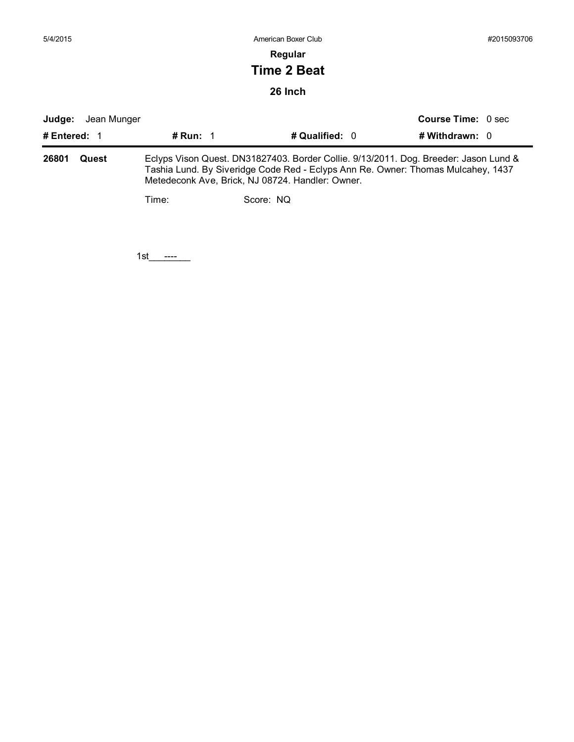**Regular**

# Time 2 Beat

### 26 Inch

**Judge:** Jean Munger **Course Time:** 0 sec

**# Entered:** 1 **# Run:** 1 **# Qualified:** 0 **# Withdrawn:** 0

---

**26801 Quest**

Eclyps Vison Quest. DN31827403. Border Collie. 9/13/2011. Dog. Breeder: Jason Lund & Tashia Lund. By Siveridge Code Red - Eclyps Ann Re. Owner: Thomas Mulcahey, 1437 Metedeconk Ave, Brick, NJ 08724. Handler: Owner.

Time: Score: NQ

1st\_\_\_----\_\_\_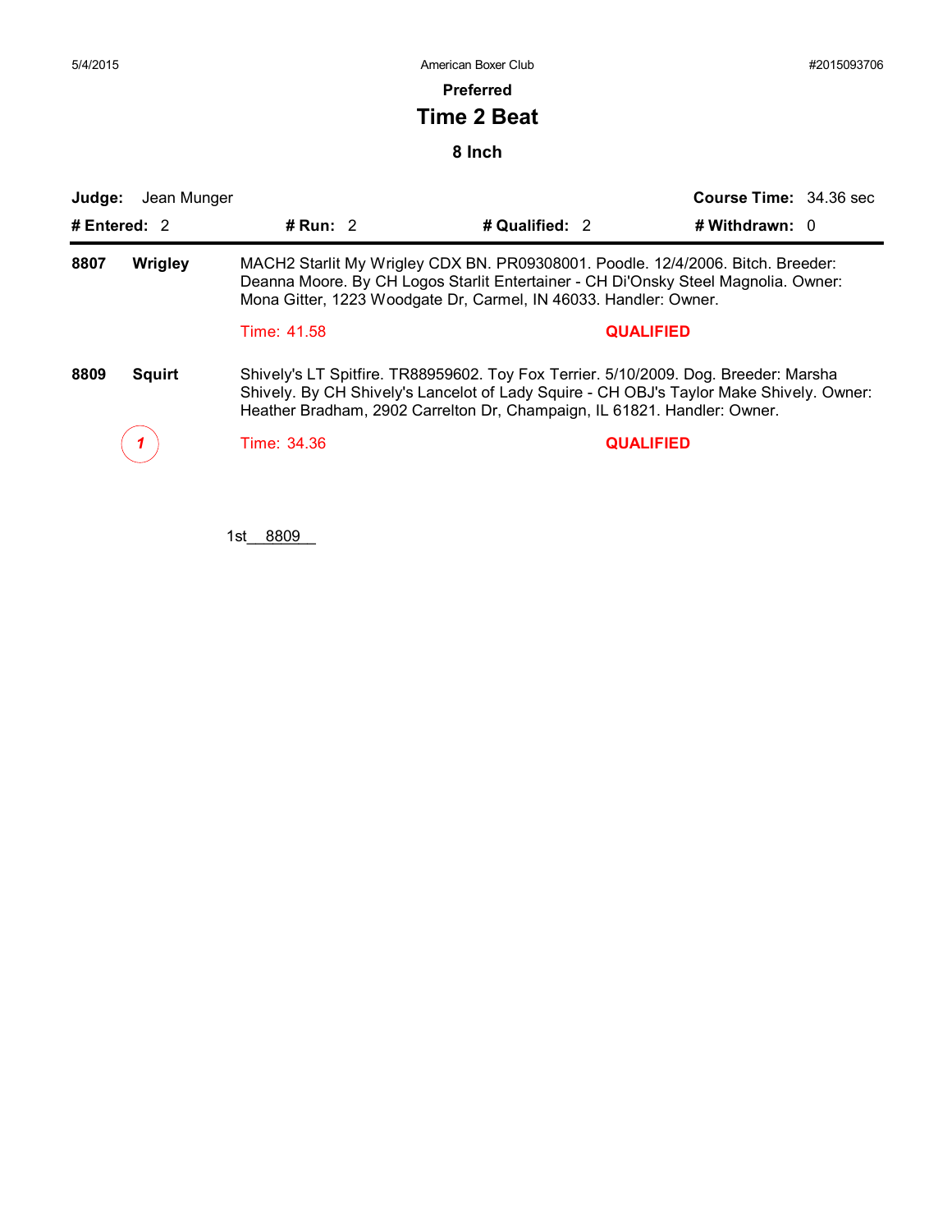5/4/2015 — American Boxer Club — #2015093706

## Preferred

# Time 2 Beat

### 8 Inch

**Judge:** Jean Munger **Course Time:** 34.36 sec

**# Entered:** 2 **# Run:** 2 **# Qualified:** 2 **# Withdrawn:** 0

---

**8807** **Wrigley**
MACH2 Starlit My Wrigley CDX BN. PR09308001. Poodle. 12/4/2006. Bitch. Breeder: Deanna Moore. By CH Logos Starlit Entertainer - CH Di'Onsky Steel Magnolia. Owner: Mona Gitter, 1223 Woodgate Dr, Carmel, IN 46033. Handler: Owner.

Time: 41.58 **QUALIFIED**

**8809** **Squirt**
Shively's LT Spitfire. TR88959602. Toy Fox Terrier. 5/10/2009. Dog. Breeder: Marsha Shively. By CH Shively's Lancelot of Lady Squire - CH OBJ's Taylor Make Shively. Owner: Heather Bradham, 2902 Carrelton Dr, Champaign, IL 61821. Handler: Owner.

1 Time: 34.36 **QUALIFIED**

1st 8809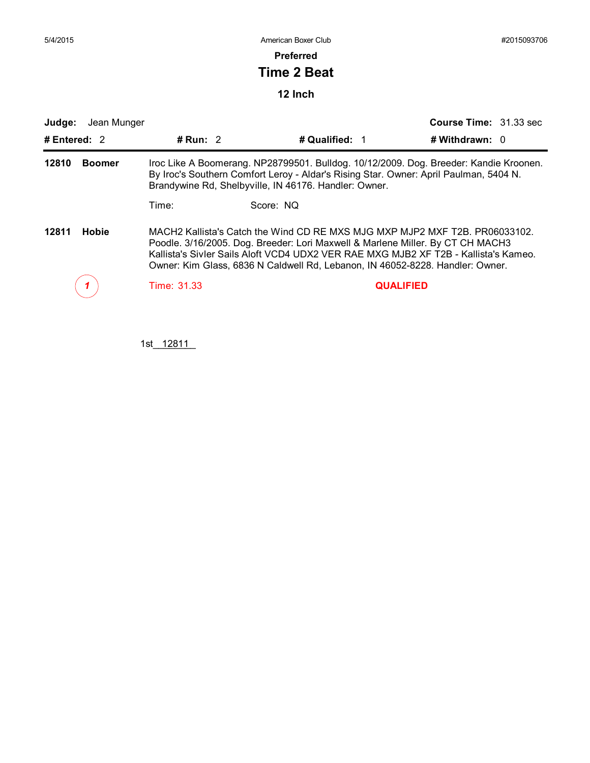## Preferred

# Time 2 Beat

### 12 Inch

**Judge:** Jean Munger **Course Time:** 31.33 sec

**# Entered:** 2 **# Run:** 2 **# Qualified:** 1 **# Withdrawn:** 0

---

**12810 Boomer**

Iroc Like A Boomerang. NP28799501. Bulldog. 10/12/2009. Dog. Breeder: Kandie Kroonen. By Iroc's Southern Comfort Leroy - Aldar's Rising Star. Owner: April Paulman, 5404 N. Brandywine Rd, Shelbyville, IN 46176. Handler: Owner.

Time: Score: NQ

**12811 Hobie**

MACH2 Kallista's Catch the Wind CD RE MXS MJG MXP MJP2 MXF T2B. PR06033102. Poodle. 3/16/2005. Dog. Breeder: Lori Maxwell & Marlene Miller. By CT CH MACH3 Kallista's Sivler Sails Aloft VCD4 UDX2 VER RAE MXG MJB2 XF T2B - Kallista's Kameo. Owner: Kim Glass, 6836 N Caldwell Rd, Lebanon, IN 46052-8228. Handler: Owner.

1 Time: 31.33 **QUALIFIED**

1st 12811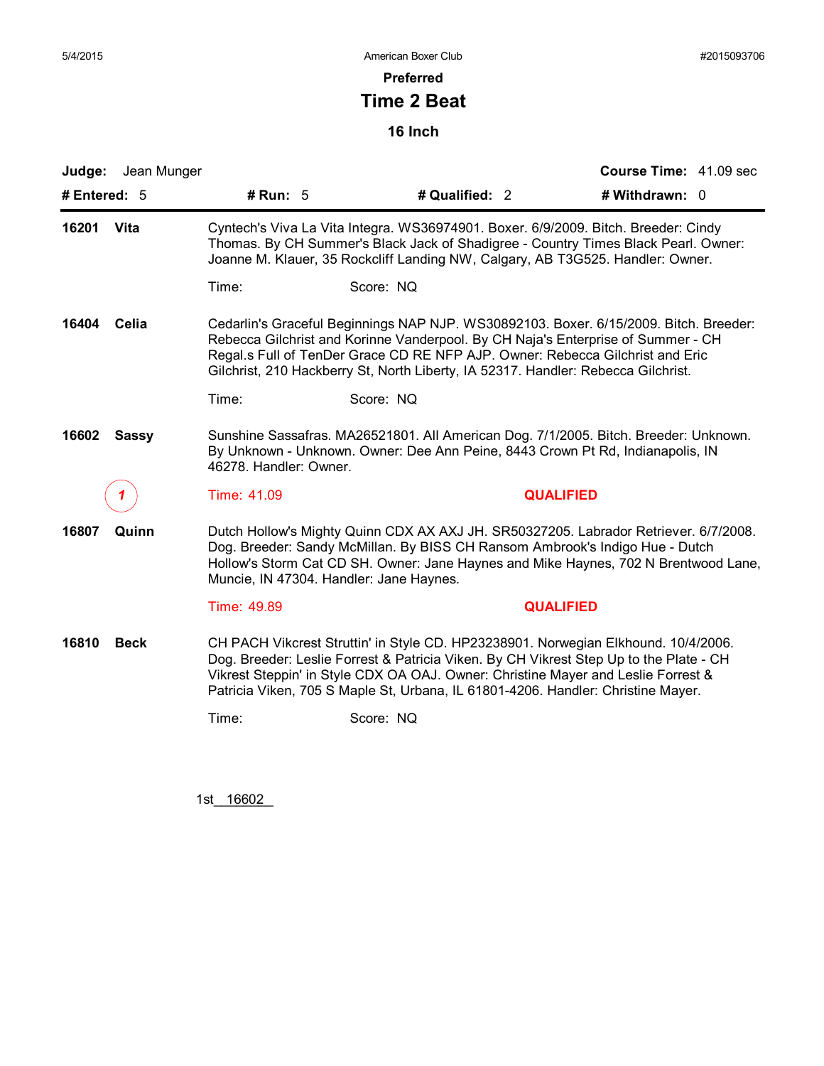## Preferred

# Time 2 Beat

### 16 Inch

**Judge:** Jean Munger **Course Time:** 41.09 sec

**# Entered:** 5 **# Run:** 5 **# Qualified:** 2 **# Withdrawn:** 0

---

**16201 Vita** Cyntech's Viva La Vita Integra. WS36974901. Boxer. 6/9/2009. Bitch. Breeder: Cindy Thomas. By CH Summer's Black Jack of Shadigree - Country Times Black Pearl. Owner: Joanne M. Klauer, 35 Rockcliff Landing NW, Calgary, AB T3G525. Handler: Owner.

Time: Score: NQ

**16404 Celia** Cedarlin's Graceful Beginnings NAP NJP. WS30892103. Boxer. 6/15/2009. Bitch. Breeder: Rebecca Gilchrist and Korinne Vanderpool. By CH Naja's Enterprise of Summer - CH Regal.s Full of TenDer Grace CD RE NFP AJP. Owner: Rebecca Gilchrist and Eric Gilchrist, 210 Hackberry St, North Liberty, IA 52317. Handler: Rebecca Gilchrist.

Time: Score: NQ

**16602 Sassy** Sunshine Sassafras. MA26521801. All American Dog. 7/1/2005. Bitch. Breeder: Unknown. By Unknown - Unknown. Owner: Dee Ann Peine, 8443 Crown Pt Rd, Indianapolis, IN 46278. Handler: Owner.

1 Time: 41.09 **QUALIFIED**

**16807 Quinn** Dutch Hollow's Mighty Quinn CDX AX AXJ JH. SR50327205. Labrador Retriever. 6/7/2008. Dog. Breeder: Sandy McMillan. By BISS CH Ransom Ambrook's Indigo Hue - Dutch Hollow's Storm Cat CD SH. Owner: Jane Haynes and Mike Haynes, 702 N Brentwood Lane, Muncie, IN 47304. Handler: Jane Haynes.

Time: 49.89 **QUALIFIED**

**16810 Beck** CH PACH Vikcrest Struttin' in Style CD. HP23238901. Norwegian Elkhound. 10/4/2006. Dog. Breeder: Leslie Forrest & Patricia Viken. By CH Vikrest Step Up to the Plate - CH Vikrest Steppin' in Style CDX OA OAJ. Owner: Christine Mayer and Leslie Forrest & Patricia Viken, 705 S Maple St, Urbana, IL 61801-4206. Handler: Christine Mayer.

Time: Score: NQ

1st 16602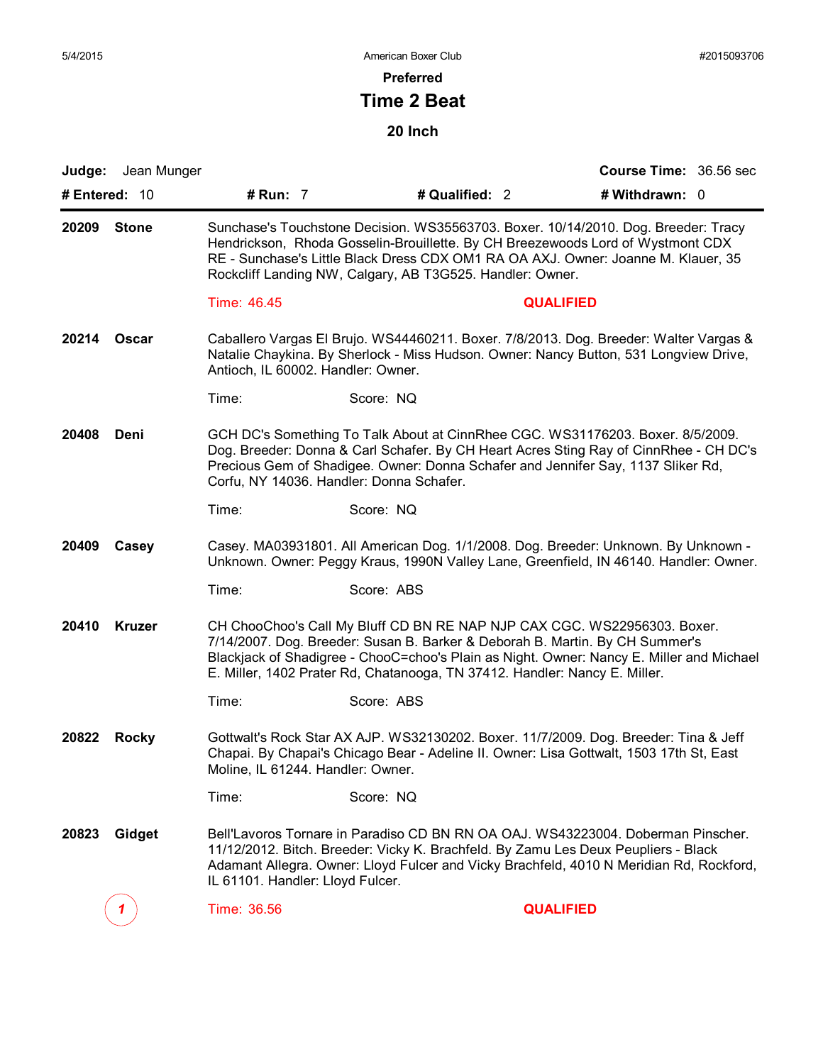**Preferred**

# Time 2 Beat

**20 Inch**

**Judge:** Jean Munger **Course Time:** 36.56 sec

**# Entered:** 10 **# Run:** 7 **# Qualified:** 2 **# Withdrawn:** 0

---

**20209 Stone**

Sunchase's Touchstone Decision. WS35563703. Boxer. 10/14/2010. Dog. Breeder: Tracy Hendrickson, Rhoda Gosselin-Brouillette. By CH Breezewoods Lord of Wystmont CDX RE - Sunchase's Little Black Dress CDX OM1 RA OA AXJ. Owner: Joanne M. Klauer, 35 Rockcliff Landing NW, Calgary, AB T3G525. Handler: Owner.

Time: 46.45 **QUALIFIED**

**20214 Oscar**

Caballero Vargas El Brujo. WS44460211. Boxer. 7/8/2013. Dog. Breeder: Walter Vargas & Natalie Chaykina. By Sherlock - Miss Hudson. Owner: Nancy Button, 531 Longview Drive, Antioch, IL 60002. Handler: Owner.

Time: Score: NQ

**20408 Deni**

GCH DC's Something To Talk About at CinnRhee CGC. WS31176203. Boxer. 8/5/2009. Dog. Breeder: Donna & Carl Schafer. By CH Heart Acres Sting Ray of CinnRhee - CH DC's Precious Gem of Shadigee. Owner: Donna Schafer and Jennifer Say, 1137 Sliker Rd, Corfu, NY 14036. Handler: Donna Schafer.

Time: Score: NQ

**20409 Casey**

Casey. MA03931801. All American Dog. 1/1/2008. Dog. Breeder: Unknown. By Unknown - Unknown. Owner: Peggy Kraus, 1990N Valley Lane, Greenfield, IN 46140. Handler: Owner.

Time: Score: ABS

**20410 Kruzer**

CH ChooChoo's Call My Bluff CD BN RE NAP NJP CAX CGC. WS22956303. Boxer. 7/14/2007. Dog. Breeder: Susan B. Barker & Deborah B. Martin. By CH Summer's Blackjack of Shadigree - ChooC=choo's Plain as Night. Owner: Nancy E. Miller and Michael E. Miller, 1402 Prater Rd, Chatanooga, TN 37412. Handler: Nancy E. Miller.

Time: Score: ABS

**20822 Rocky**

Gottwalt's Rock Star AX AJP. WS32130202. Boxer. 11/7/2009. Dog. Breeder: Tina & Jeff Chapai. By Chapai's Chicago Bear - Adeline II. Owner: Lisa Gottwalt, 1503 17th St, East Moline, IL 61244. Handler: Owner.

Time: Score: NQ

**20823 Gidget**

Bell'Lavoros Tornare in Paradiso CD BN RN OA OAJ. WS43223004. Doberman Pinscher. 11/12/2012. Bitch. Breeder: Vicky K. Brachfeld. By Zamu Les Deux Peupliers - Black Adamant Allegra. Owner: Lloyd Fulcer and Vicky Brachfeld, 4010 N Meridian Rd, Rockford, IL 61101. Handler: Lloyd Fulcer.

1 Time: 36.56 **QUALIFIED**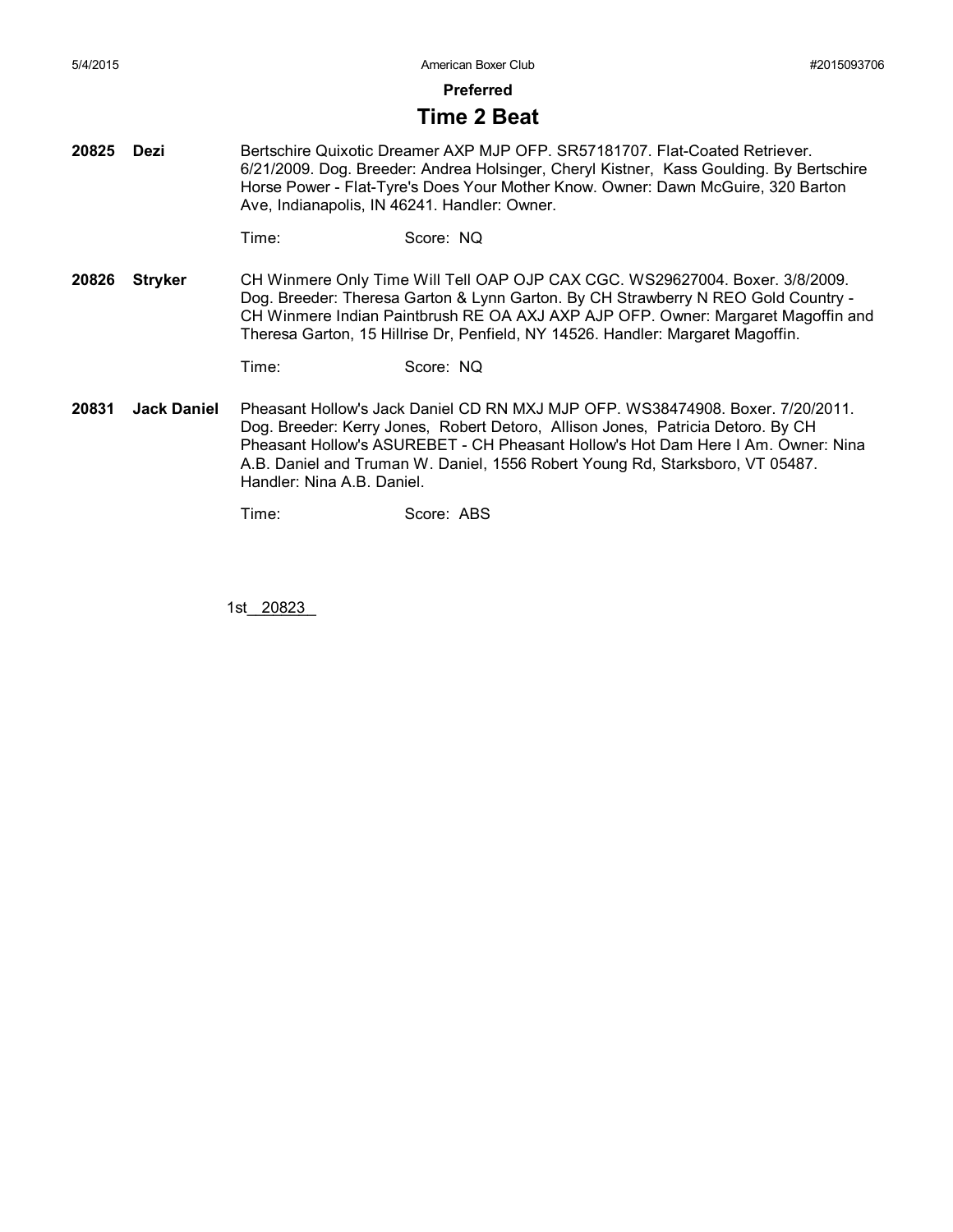**Preferred**

## Time 2 Beat

**20825 Dezi** Bertschire Quixotic Dreamer AXP MJP OFP. SR57181707. Flat-Coated Retriever. 6/21/2009. Dog. Breeder: Andrea Holsinger, Cheryl Kistner, Kass Goulding. By Bertschire Horse Power - Flat-Tyre's Does Your Mother Know. Owner: Dawn McGuire, 320 Barton Ave, Indianapolis, IN 46241. Handler: Owner.

Time: Score: NQ

**20826 Stryker** CH Winmere Only Time Will Tell OAP OJP CAX CGC. WS29627004. Boxer. 3/8/2009. Dog. Breeder: Theresa Garton & Lynn Garton. By CH Strawberry N REO Gold Country - CH Winmere Indian Paintbrush RE OA AXJ AXP AJP OFP. Owner: Margaret Magoffin and Theresa Garton, 15 Hillrise Dr, Penfield, NY 14526. Handler: Margaret Magoffin.

Time: Score: NQ

**20831 Jack Daniel** Pheasant Hollow's Jack Daniel CD RN MXJ MJP OFP. WS38474908. Boxer. 7/20/2011. Dog. Breeder: Kerry Jones, Robert Detoro, Allison Jones, Patricia Detoro. By CH Pheasant Hollow's ASUREBET - CH Pheasant Hollow's Hot Dam Here I Am. Owner: Nina A.B. Daniel and Truman W. Daniel, 1556 Robert Young Rd, Starksboro, VT 05487. Handler: Nina A.B. Daniel.

Time: Score: ABS

1st 20823